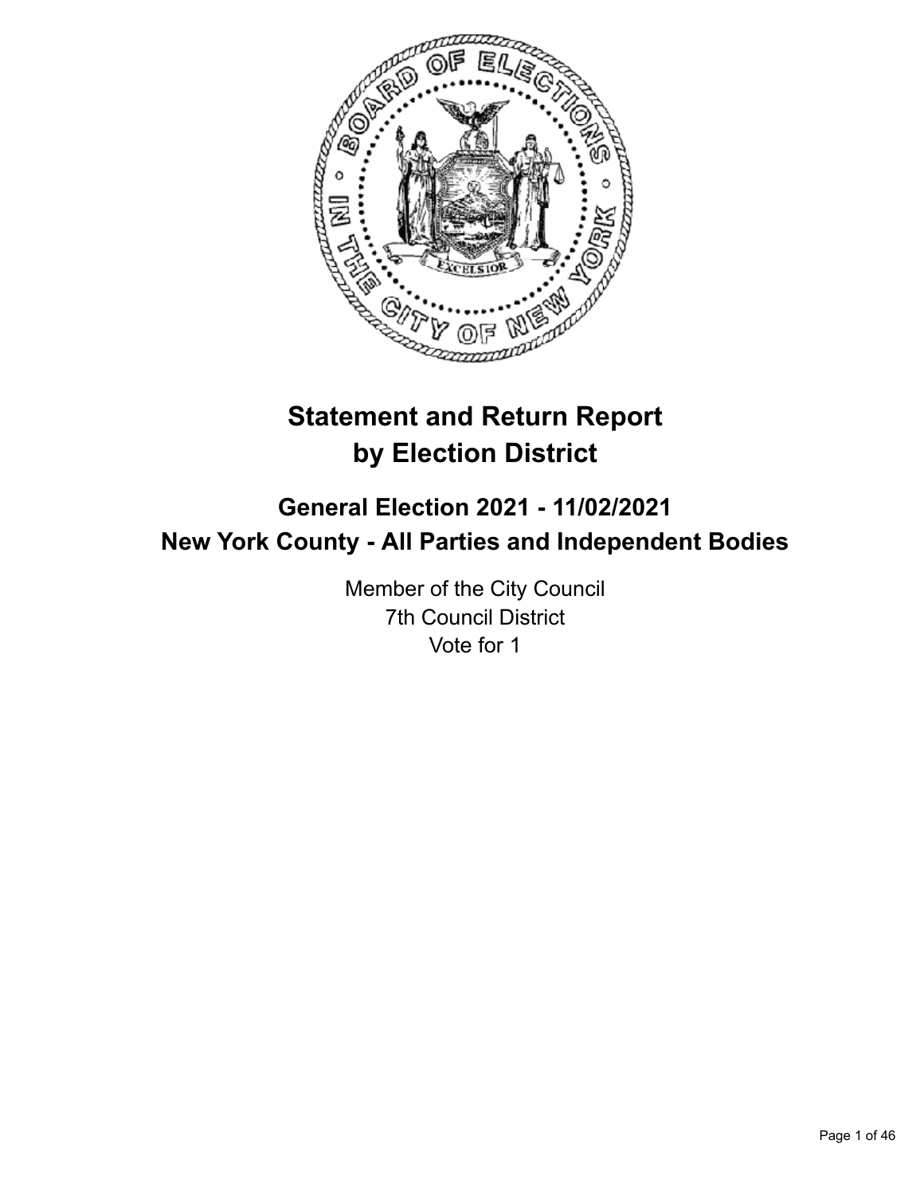# Statement and Return Report by Election District

## General Election 2021 - 11/02/2021
## New York County - All Parties and Independent Bodies

Member of the City Council
7th Council District
Vote for 1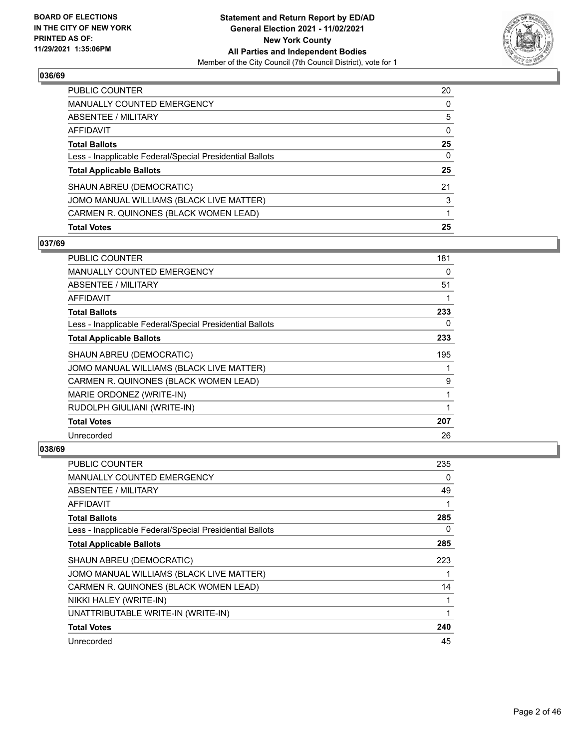## 036/69

| | |
|---|---|
| PUBLIC COUNTER | 20 |
| MANUALLY COUNTED EMERGENCY | 0 |
| ABSENTEE / MILITARY | 5 |
| AFFIDAVIT | 0 |
| **Total Ballots** | **25** |
| Less - Inapplicable Federal/Special Presidential Ballots | 0 |
| **Total Applicable Ballots** | **25** |
| SHAUN ABREU (DEMOCRATIC) | 21 |
| JOMO MANUAL WILLIAMS (BLACK LIVE MATTER) | 3 |
| CARMEN R. QUINONES (BLACK WOMEN LEAD) | 1 |
| **Total Votes** | **25** |

## 037/69

| | |
|---|---|
| PUBLIC COUNTER | 181 |
| MANUALLY COUNTED EMERGENCY | 0 |
| ABSENTEE / MILITARY | 51 |
| AFFIDAVIT | 1 |
| **Total Ballots** | **233** |
| Less - Inapplicable Federal/Special Presidential Ballots | 0 |
| **Total Applicable Ballots** | **233** |
| SHAUN ABREU (DEMOCRATIC) | 195 |
| JOMO MANUAL WILLIAMS (BLACK LIVE MATTER) | 1 |
| CARMEN R. QUINONES (BLACK WOMEN LEAD) | 9 |
| MARIE ORDONEZ (WRITE-IN) | 1 |
| RUDOLPH GIULIANI (WRITE-IN) | 1 |
| **Total Votes** | **207** |
| Unrecorded | 26 |

## 038/69

| | |
|---|---|
| PUBLIC COUNTER | 235 |
| MANUALLY COUNTED EMERGENCY | 0 |
| ABSENTEE / MILITARY | 49 |
| AFFIDAVIT | 1 |
| **Total Ballots** | **285** |
| Less - Inapplicable Federal/Special Presidential Ballots | 0 |
| **Total Applicable Ballots** | **285** |
| SHAUN ABREU (DEMOCRATIC) | 223 |
| JOMO MANUAL WILLIAMS (BLACK LIVE MATTER) | 1 |
| CARMEN R. QUINONES (BLACK WOMEN LEAD) | 14 |
| NIKKI HALEY (WRITE-IN) | 1 |
| UNATTRIBUTABLE WRITE-IN (WRITE-IN) | 1 |
| **Total Votes** | **240** |
| Unrecorded | 45 |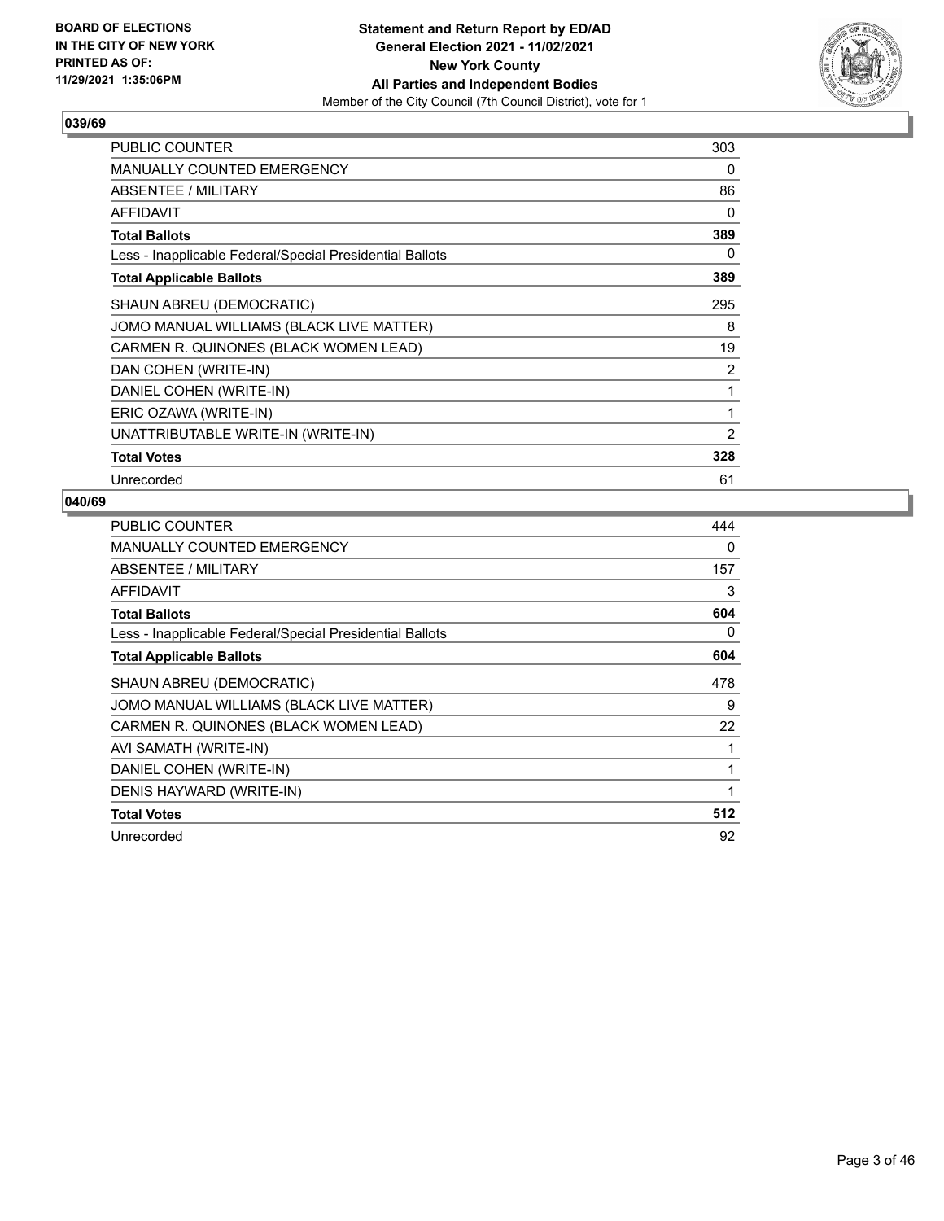**BOARD OF ELECTIONS IN THE CITY OF NEW YORK PRINTED AS OF: 11/29/2021 1:35:06PM**

**Statement and Return Report by ED/AD**
**General Election 2021 - 11/02/2021**
**New York County**
**All Parties and Independent Bodies**
Member of the City Council (7th Council District), vote for 1

### 039/69

| | |
|---|---|
| PUBLIC COUNTER | 303 |
| MANUALLY COUNTED EMERGENCY | 0 |
| ABSENTEE / MILITARY | 86 |
| AFFIDAVIT | 0 |
| **Total Ballots** | **389** |
| Less - Inapplicable Federal/Special Presidential Ballots | 0 |
| **Total Applicable Ballots** | **389** |
| SHAUN ABREU (DEMOCRATIC) | 295 |
| JOMO MANUAL WILLIAMS (BLACK LIVE MATTER) | 8 |
| CARMEN R. QUINONES (BLACK WOMEN LEAD) | 19 |
| DAN COHEN (WRITE-IN) | 2 |
| DANIEL COHEN (WRITE-IN) | 1 |
| ERIC OZAWA (WRITE-IN) | 1 |
| UNATTRIBUTABLE WRITE-IN (WRITE-IN) | 2 |
| **Total Votes** | **328** |
| Unrecorded | 61 |

### 040/69

| | |
|---|---|
| PUBLIC COUNTER | 444 |
| MANUALLY COUNTED EMERGENCY | 0 |
| ABSENTEE / MILITARY | 157 |
| AFFIDAVIT | 3 |
| **Total Ballots** | **604** |
| Less - Inapplicable Federal/Special Presidential Ballots | 0 |
| **Total Applicable Ballots** | **604** |
| SHAUN ABREU (DEMOCRATIC) | 478 |
| JOMO MANUAL WILLIAMS (BLACK LIVE MATTER) | 9 |
| CARMEN R. QUINONES (BLACK WOMEN LEAD) | 22 |
| AVI SAMATH (WRITE-IN) | 1 |
| DANIEL COHEN (WRITE-IN) | 1 |
| DENIS HAYWARD (WRITE-IN) | 1 |
| **Total Votes** | **512** |
| Unrecorded | 92 |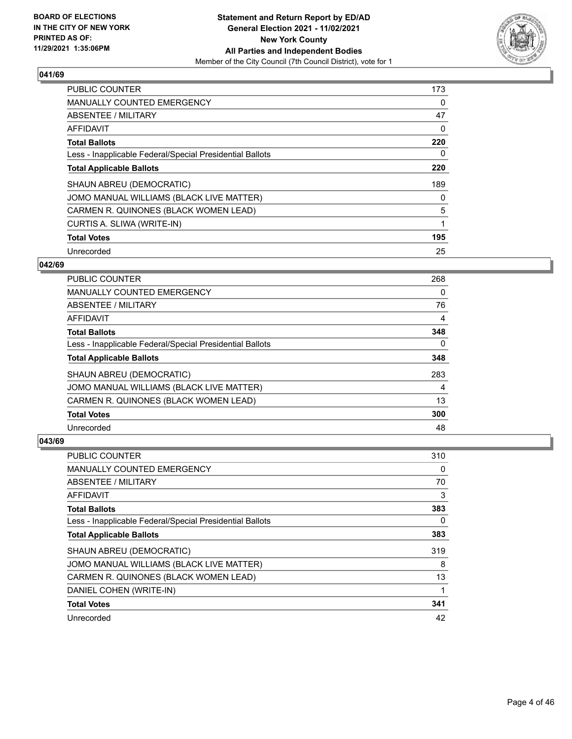## 041/69

| | |
|---|---|
| PUBLIC COUNTER | 173 |
| MANUALLY COUNTED EMERGENCY | 0 |
| ABSENTEE / MILITARY | 47 |
| AFFIDAVIT | 0 |
| **Total Ballots** | **220** |
| Less - Inapplicable Federal/Special Presidential Ballots | 0 |
| **Total Applicable Ballots** | **220** |
| SHAUN ABREU (DEMOCRATIC) | 189 |
| JOMO MANUAL WILLIAMS (BLACK LIVE MATTER) | 0 |
| CARMEN R. QUINONES (BLACK WOMEN LEAD) | 5 |
| CURTIS A. SLIWA (WRITE-IN) | 1 |
| **Total Votes** | **195** |
| Unrecorded | 25 |

## 042/69

| | |
|---|---|
| PUBLIC COUNTER | 268 |
| MANUALLY COUNTED EMERGENCY | 0 |
| ABSENTEE / MILITARY | 76 |
| AFFIDAVIT | 4 |
| **Total Ballots** | **348** |
| Less - Inapplicable Federal/Special Presidential Ballots | 0 |
| **Total Applicable Ballots** | **348** |
| SHAUN ABREU (DEMOCRATIC) | 283 |
| JOMO MANUAL WILLIAMS (BLACK LIVE MATTER) | 4 |
| CARMEN R. QUINONES (BLACK WOMEN LEAD) | 13 |
| **Total Votes** | **300** |
| Unrecorded | 48 |

## 043/69

| | |
|---|---|
| PUBLIC COUNTER | 310 |
| MANUALLY COUNTED EMERGENCY | 0 |
| ABSENTEE / MILITARY | 70 |
| AFFIDAVIT | 3 |
| **Total Ballots** | **383** |
| Less - Inapplicable Federal/Special Presidential Ballots | 0 |
| **Total Applicable Ballots** | **383** |
| SHAUN ABREU (DEMOCRATIC) | 319 |
| JOMO MANUAL WILLIAMS (BLACK LIVE MATTER) | 8 |
| CARMEN R. QUINONES (BLACK WOMEN LEAD) | 13 |
| DANIEL COHEN (WRITE-IN) | 1 |
| **Total Votes** | **341** |
| Unrecorded | 42 |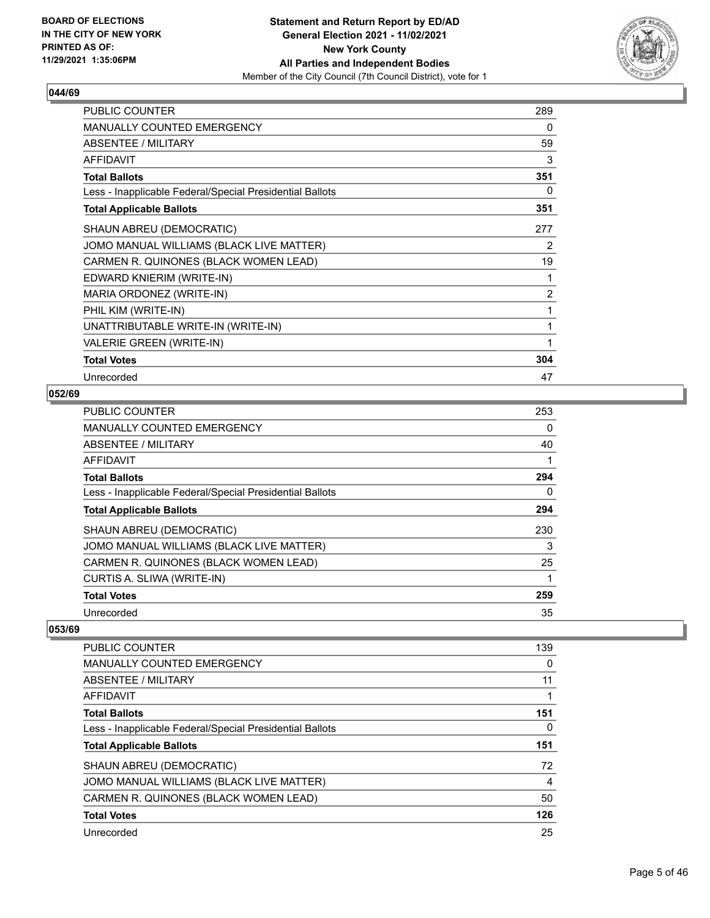**BOARD OF ELECTIONS IN THE CITY OF NEW YORK PRINTED AS OF: 11/29/2021 1:35:06PM**

**Statement and Return Report by ED/AD General Election 2021 - 11/02/2021 New York County All Parties and Independent Bodies**
Member of the City Council (7th Council District), vote for 1

## 044/69

| | |
|---|---|
| PUBLIC COUNTER | 289 |
| MANUALLY COUNTED EMERGENCY | 0 |
| ABSENTEE / MILITARY | 59 |
| AFFIDAVIT | 3 |
| **Total Ballots** | **351** |
| Less - Inapplicable Federal/Special Presidential Ballots | 0 |
| **Total Applicable Ballots** | **351** |
| SHAUN ABREU (DEMOCRATIC) | 277 |
| JOMO MANUAL WILLIAMS (BLACK LIVE MATTER) | 2 |
| CARMEN R. QUINONES (BLACK WOMEN LEAD) | 19 |
| EDWARD KNIERIM (WRITE-IN) | 1 |
| MARIA ORDONEZ (WRITE-IN) | 2 |
| PHIL KIM (WRITE-IN) | 1 |
| UNATTRIBUTABLE WRITE-IN (WRITE-IN) | 1 |
| VALERIE GREEN (WRITE-IN) | 1 |
| **Total Votes** | **304** |
| Unrecorded | 47 |

## 052/69

| | |
|---|---|
| PUBLIC COUNTER | 253 |
| MANUALLY COUNTED EMERGENCY | 0 |
| ABSENTEE / MILITARY | 40 |
| AFFIDAVIT | 1 |
| **Total Ballots** | **294** |
| Less - Inapplicable Federal/Special Presidential Ballots | 0 |
| **Total Applicable Ballots** | **294** |
| SHAUN ABREU (DEMOCRATIC) | 230 |
| JOMO MANUAL WILLIAMS (BLACK LIVE MATTER) | 3 |
| CARMEN R. QUINONES (BLACK WOMEN LEAD) | 25 |
| CURTIS A. SLIWA (WRITE-IN) | 1 |
| **Total Votes** | **259** |
| Unrecorded | 35 |

## 053/69

| | |
|---|---|
| PUBLIC COUNTER | 139 |
| MANUALLY COUNTED EMERGENCY | 0 |
| ABSENTEE / MILITARY | 11 |
| AFFIDAVIT | 1 |
| **Total Ballots** | **151** |
| Less - Inapplicable Federal/Special Presidential Ballots | 0 |
| **Total Applicable Ballots** | **151** |
| SHAUN ABREU (DEMOCRATIC) | 72 |
| JOMO MANUAL WILLIAMS (BLACK LIVE MATTER) | 4 |
| CARMEN R. QUINONES (BLACK WOMEN LEAD) | 50 |
| **Total Votes** | **126** |
| Unrecorded | 25 |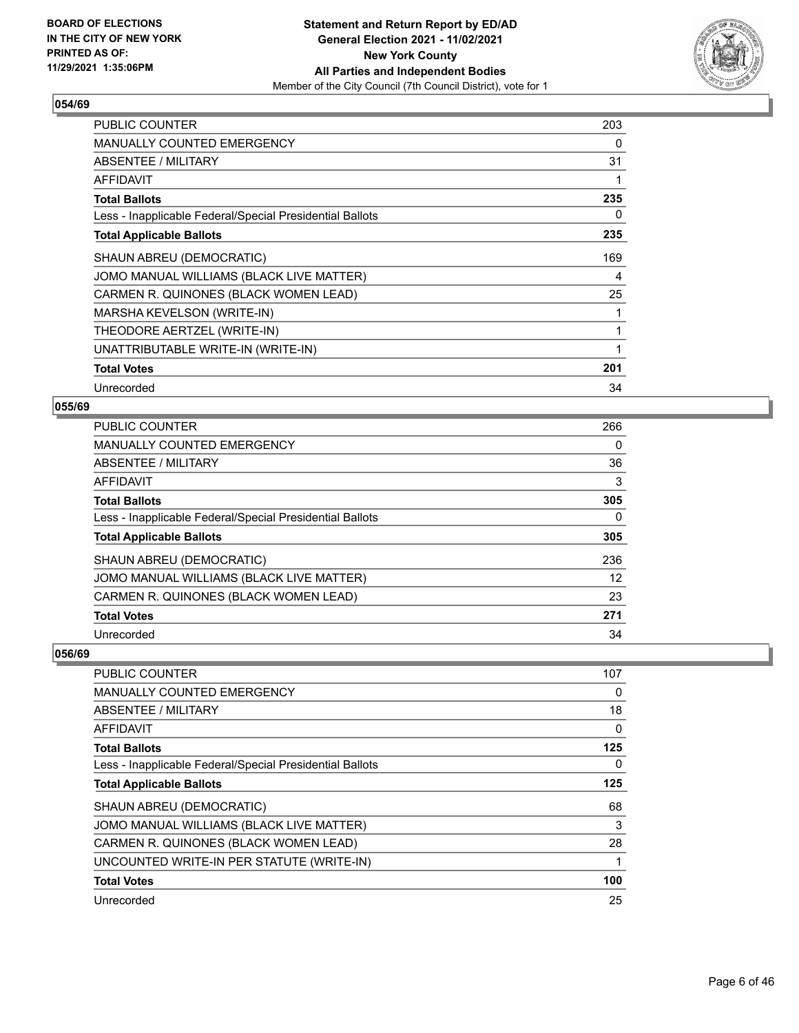### 054/69

| | |
|---|---|
| PUBLIC COUNTER | 203 |
| MANUALLY COUNTED EMERGENCY | 0 |
| ABSENTEE / MILITARY | 31 |
| AFFIDAVIT | 1 |
| **Total Ballots** | **235** |
| Less - Inapplicable Federal/Special Presidential Ballots | 0 |
| **Total Applicable Ballots** | **235** |
| SHAUN ABREU (DEMOCRATIC) | 169 |
| JOMO MANUAL WILLIAMS (BLACK LIVE MATTER) | 4 |
| CARMEN R. QUINONES (BLACK WOMEN LEAD) | 25 |
| MARSHA KEVELSON (WRITE-IN) | 1 |
| THEODORE AERTZEL (WRITE-IN) | 1 |
| UNATTRIBUTABLE WRITE-IN (WRITE-IN) | 1 |
| **Total Votes** | **201** |
| Unrecorded | 34 |

### 055/69

| | |
|---|---|
| PUBLIC COUNTER | 266 |
| MANUALLY COUNTED EMERGENCY | 0 |
| ABSENTEE / MILITARY | 36 |
| AFFIDAVIT | 3 |
| **Total Ballots** | **305** |
| Less - Inapplicable Federal/Special Presidential Ballots | 0 |
| **Total Applicable Ballots** | **305** |
| SHAUN ABREU (DEMOCRATIC) | 236 |
| JOMO MANUAL WILLIAMS (BLACK LIVE MATTER) | 12 |
| CARMEN R. QUINONES (BLACK WOMEN LEAD) | 23 |
| **Total Votes** | **271** |
| Unrecorded | 34 |

### 056/69

| | |
|---|---|
| PUBLIC COUNTER | 107 |
| MANUALLY COUNTED EMERGENCY | 0 |
| ABSENTEE / MILITARY | 18 |
| AFFIDAVIT | 0 |
| **Total Ballots** | **125** |
| Less - Inapplicable Federal/Special Presidential Ballots | 0 |
| **Total Applicable Ballots** | **125** |
| SHAUN ABREU (DEMOCRATIC) | 68 |
| JOMO MANUAL WILLIAMS (BLACK LIVE MATTER) | 3 |
| CARMEN R. QUINONES (BLACK WOMEN LEAD) | 28 |
| UNCOUNTED WRITE-IN PER STATUTE (WRITE-IN) | 1 |
| **Total Votes** | **100** |
| Unrecorded | 25 |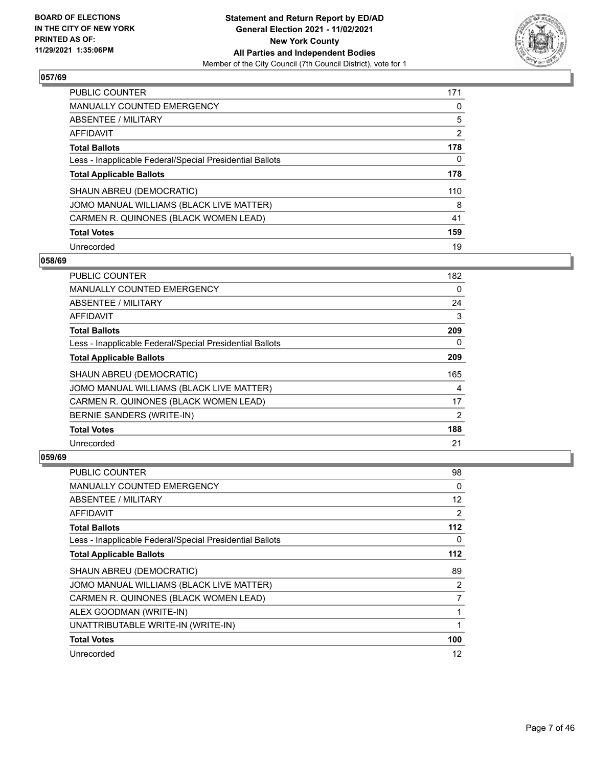**BOARD OF ELECTIONS IN THE CITY OF NEW YORK PRINTED AS OF: 11/29/2021 1:35:06PM**

**Statement and Return Report by ED/AD General Election 2021 - 11/02/2021 New York County All Parties and Independent Bodies**

Member of the City Council (7th Council District), vote for 1

### 057/69

| | |
|---|---|
| PUBLIC COUNTER | 171 |
| MANUALLY COUNTED EMERGENCY | 0 |
| ABSENTEE / MILITARY | 5 |
| AFFIDAVIT | 2 |
| **Total Ballots** | **178** |
| Less - Inapplicable Federal/Special Presidential Ballots | 0 |
| **Total Applicable Ballots** | **178** |
| SHAUN ABREU (DEMOCRATIC) | 110 |
| JOMO MANUAL WILLIAMS (BLACK LIVE MATTER) | 8 |
| CARMEN R. QUINONES (BLACK WOMEN LEAD) | 41 |
| **Total Votes** | **159** |
| Unrecorded | 19 |

### 058/69

| | |
|---|---|
| PUBLIC COUNTER | 182 |
| MANUALLY COUNTED EMERGENCY | 0 |
| ABSENTEE / MILITARY | 24 |
| AFFIDAVIT | 3 |
| **Total Ballots** | **209** |
| Less - Inapplicable Federal/Special Presidential Ballots | 0 |
| **Total Applicable Ballots** | **209** |
| SHAUN ABREU (DEMOCRATIC) | 165 |
| JOMO MANUAL WILLIAMS (BLACK LIVE MATTER) | 4 |
| CARMEN R. QUINONES (BLACK WOMEN LEAD) | 17 |
| BERNIE SANDERS (WRITE-IN) | 2 |
| **Total Votes** | **188** |
| Unrecorded | 21 |

### 059/69

| | |
|---|---|
| PUBLIC COUNTER | 98 |
| MANUALLY COUNTED EMERGENCY | 0 |
| ABSENTEE / MILITARY | 12 |
| AFFIDAVIT | 2 |
| **Total Ballots** | **112** |
| Less - Inapplicable Federal/Special Presidential Ballots | 0 |
| **Total Applicable Ballots** | **112** |
| SHAUN ABREU (DEMOCRATIC) | 89 |
| JOMO MANUAL WILLIAMS (BLACK LIVE MATTER) | 2 |
| CARMEN R. QUINONES (BLACK WOMEN LEAD) | 7 |
| ALEX GOODMAN (WRITE-IN) | 1 |
| UNATTRIBUTABLE WRITE-IN (WRITE-IN) | 1 |
| **Total Votes** | **100** |
| Unrecorded | 12 |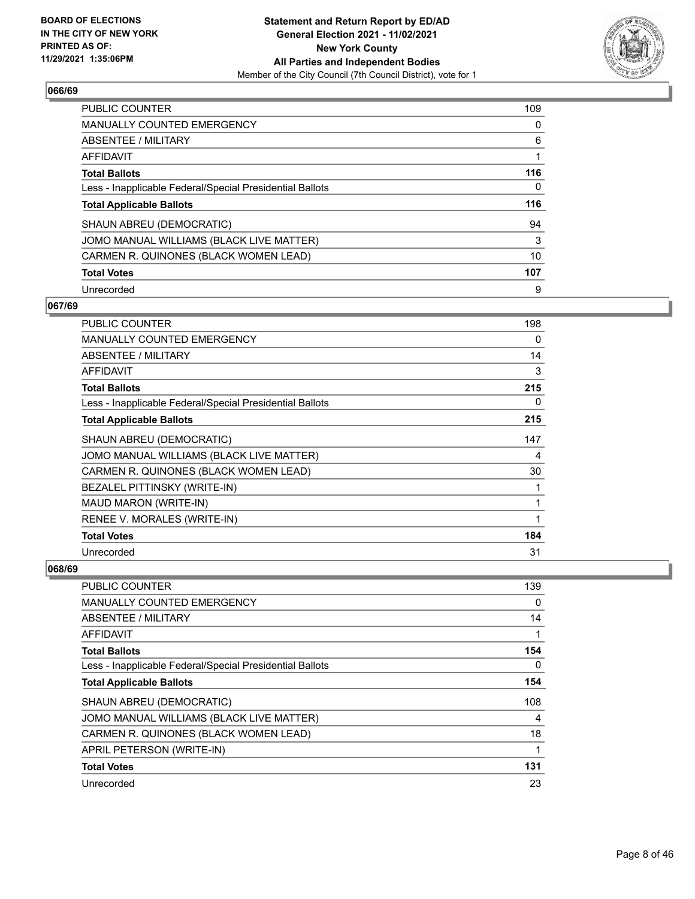### 066/69

| | |
|---|---|
| PUBLIC COUNTER | 109 |
| MANUALLY COUNTED EMERGENCY | 0 |
| ABSENTEE / MILITARY | 6 |
| AFFIDAVIT | 1 |
| **Total Ballots** | **116** |
| Less - Inapplicable Federal/Special Presidential Ballots | 0 |
| **Total Applicable Ballots** | **116** |
| SHAUN ABREU (DEMOCRATIC) | 94 |
| JOMO MANUAL WILLIAMS (BLACK LIVE MATTER) | 3 |
| CARMEN R. QUINONES (BLACK WOMEN LEAD) | 10 |
| **Total Votes** | **107** |
| Unrecorded | 9 |

### 067/69

| | |
|---|---|
| PUBLIC COUNTER | 198 |
| MANUALLY COUNTED EMERGENCY | 0 |
| ABSENTEE / MILITARY | 14 |
| AFFIDAVIT | 3 |
| **Total Ballots** | **215** |
| Less - Inapplicable Federal/Special Presidential Ballots | 0 |
| **Total Applicable Ballots** | **215** |
| SHAUN ABREU (DEMOCRATIC) | 147 |
| JOMO MANUAL WILLIAMS (BLACK LIVE MATTER) | 4 |
| CARMEN R. QUINONES (BLACK WOMEN LEAD) | 30 |
| BEZALEL PITTINSKY (WRITE-IN) | 1 |
| MAUD MARON (WRITE-IN) | 1 |
| RENEE V. MORALES (WRITE-IN) | 1 |
| **Total Votes** | **184** |
| Unrecorded | 31 |

### 068/69

| | |
|---|---|
| PUBLIC COUNTER | 139 |
| MANUALLY COUNTED EMERGENCY | 0 |
| ABSENTEE / MILITARY | 14 |
| AFFIDAVIT | 1 |
| **Total Ballots** | **154** |
| Less - Inapplicable Federal/Special Presidential Ballots | 0 |
| **Total Applicable Ballots** | **154** |
| SHAUN ABREU (DEMOCRATIC) | 108 |
| JOMO MANUAL WILLIAMS (BLACK LIVE MATTER) | 4 |
| CARMEN R. QUINONES (BLACK WOMEN LEAD) | 18 |
| APRIL PETERSON (WRITE-IN) | 1 |
| **Total Votes** | **131** |
| Unrecorded | 23 |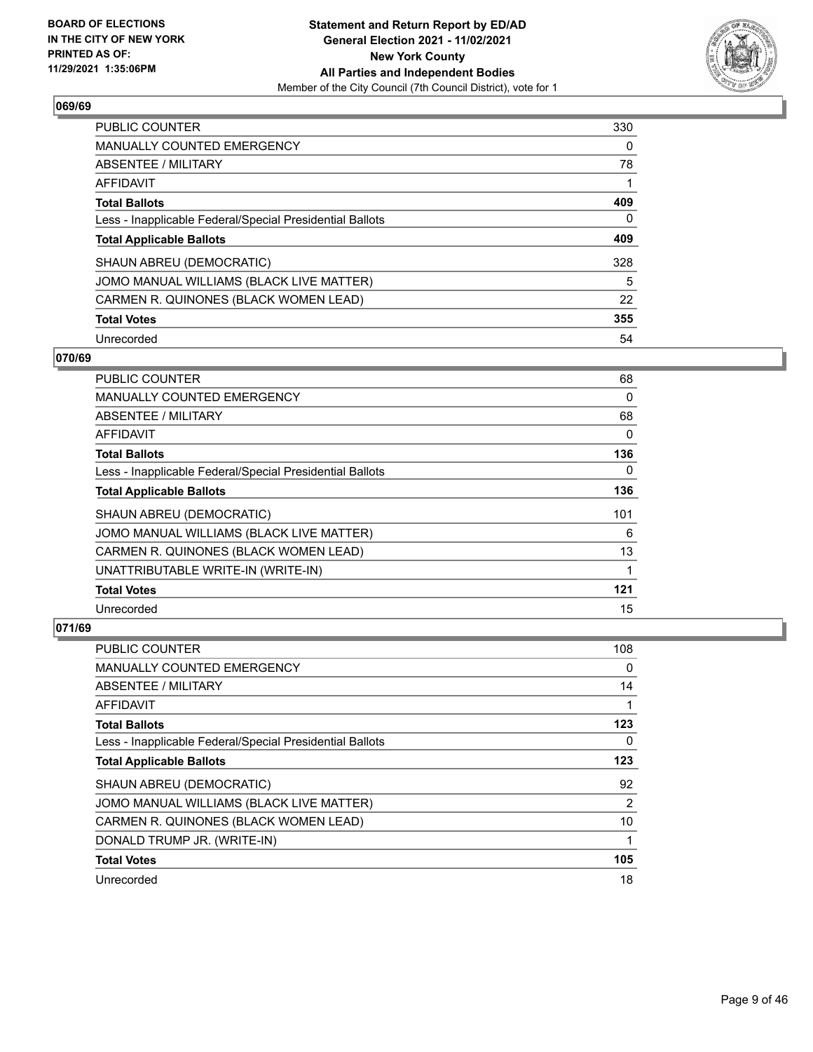## 069/69

| | |
|---|---|
| PUBLIC COUNTER | 330 |
| MANUALLY COUNTED EMERGENCY | 0 |
| ABSENTEE / MILITARY | 78 |
| AFFIDAVIT | 1 |
| **Total Ballots** | **409** |
| Less - Inapplicable Federal/Special Presidential Ballots | 0 |
| **Total Applicable Ballots** | **409** |
| SHAUN ABREU (DEMOCRATIC) | 328 |
| JOMO MANUAL WILLIAMS (BLACK LIVE MATTER) | 5 |
| CARMEN R. QUINONES (BLACK WOMEN LEAD) | 22 |
| **Total Votes** | **355** |
| Unrecorded | 54 |

## 070/69

| | |
|---|---|
| PUBLIC COUNTER | 68 |
| MANUALLY COUNTED EMERGENCY | 0 |
| ABSENTEE / MILITARY | 68 |
| AFFIDAVIT | 0 |
| **Total Ballots** | **136** |
| Less - Inapplicable Federal/Special Presidential Ballots | 0 |
| **Total Applicable Ballots** | **136** |
| SHAUN ABREU (DEMOCRATIC) | 101 |
| JOMO MANUAL WILLIAMS (BLACK LIVE MATTER) | 6 |
| CARMEN R. QUINONES (BLACK WOMEN LEAD) | 13 |
| UNATTRIBUTABLE WRITE-IN (WRITE-IN) | 1 |
| **Total Votes** | **121** |
| Unrecorded | 15 |

## 071/69

| | |
|---|---|
| PUBLIC COUNTER | 108 |
| MANUALLY COUNTED EMERGENCY | 0 |
| ABSENTEE / MILITARY | 14 |
| AFFIDAVIT | 1 |
| **Total Ballots** | **123** |
| Less - Inapplicable Federal/Special Presidential Ballots | 0 |
| **Total Applicable Ballots** | **123** |
| SHAUN ABREU (DEMOCRATIC) | 92 |
| JOMO MANUAL WILLIAMS (BLACK LIVE MATTER) | 2 |
| CARMEN R. QUINONES (BLACK WOMEN LEAD) | 10 |
| DONALD TRUMP JR. (WRITE-IN) | 1 |
| **Total Votes** | **105** |
| Unrecorded | 18 |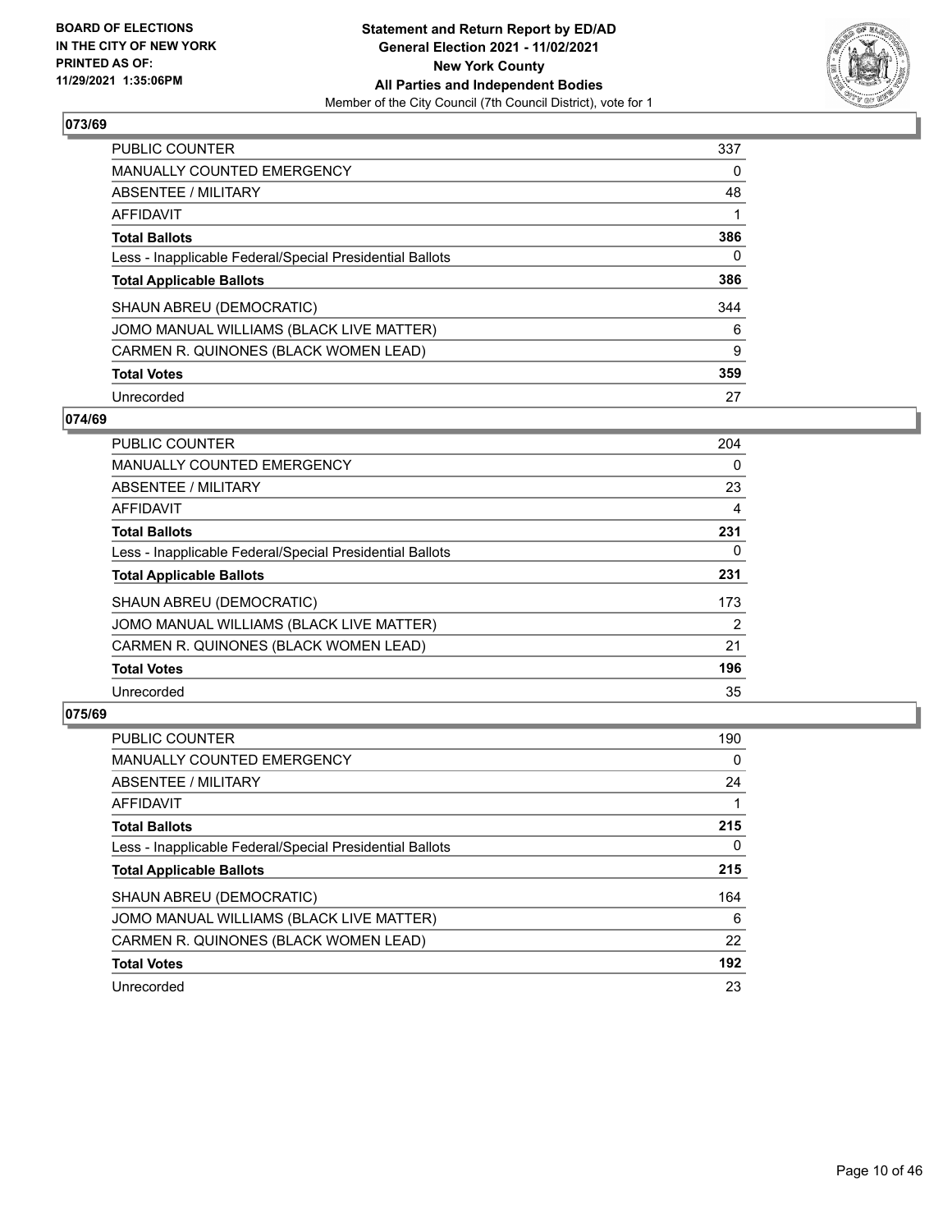**Statement and Return Report by ED/AD**
**General Election 2021 - 11/02/2021**
**New York County**
**All Parties and Independent Bodies**
Member of the City Council (7th Council District), vote for 1

BOARD OF ELECTIONS
IN THE CITY OF NEW YORK
PRINTED AS OF:
11/29/2021 1:35:06PM

## 073/69

| | |
|---|---|
| PUBLIC COUNTER | 337 |
| MANUALLY COUNTED EMERGENCY | 0 |
| ABSENTEE / MILITARY | 48 |
| AFFIDAVIT | 1 |
| **Total Ballots** | **386** |
| Less - Inapplicable Federal/Special Presidential Ballots | 0 |
| **Total Applicable Ballots** | **386** |
| SHAUN ABREU (DEMOCRATIC) | 344 |
| JOMO MANUAL WILLIAMS (BLACK LIVE MATTER) | 6 |
| CARMEN R. QUINONES (BLACK WOMEN LEAD) | 9 |
| **Total Votes** | **359** |
| Unrecorded | 27 |

## 074/69

| | |
|---|---|
| PUBLIC COUNTER | 204 |
| MANUALLY COUNTED EMERGENCY | 0 |
| ABSENTEE / MILITARY | 23 |
| AFFIDAVIT | 4 |
| **Total Ballots** | **231** |
| Less - Inapplicable Federal/Special Presidential Ballots | 0 |
| **Total Applicable Ballots** | **231** |
| SHAUN ABREU (DEMOCRATIC) | 173 |
| JOMO MANUAL WILLIAMS (BLACK LIVE MATTER) | 2 |
| CARMEN R. QUINONES (BLACK WOMEN LEAD) | 21 |
| **Total Votes** | **196** |
| Unrecorded | 35 |

## 075/69

| | |
|---|---|
| PUBLIC COUNTER | 190 |
| MANUALLY COUNTED EMERGENCY | 0 |
| ABSENTEE / MILITARY | 24 |
| AFFIDAVIT | 1 |
| **Total Ballots** | **215** |
| Less - Inapplicable Federal/Special Presidential Ballots | 0 |
| **Total Applicable Ballots** | **215** |
| SHAUN ABREU (DEMOCRATIC) | 164 |
| JOMO MANUAL WILLIAMS (BLACK LIVE MATTER) | 6 |
| CARMEN R. QUINONES (BLACK WOMEN LEAD) | 22 |
| **Total Votes** | **192** |
| Unrecorded | 23 |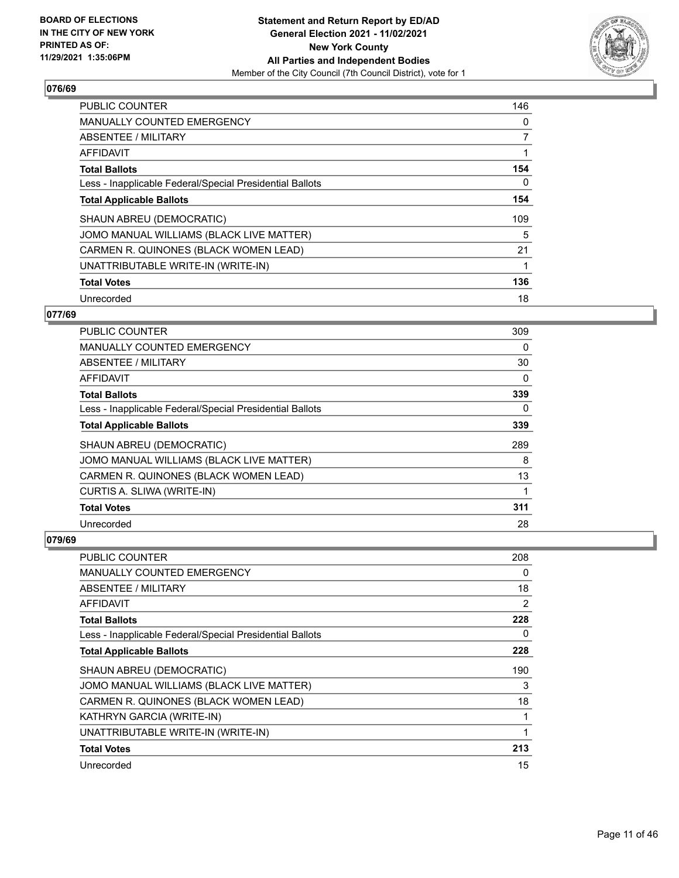**BOARD OF ELECTIONS IN THE CITY OF NEW YORK PRINTED AS OF: 11/29/2021 1:35:06PM**

**Statement and Return Report by ED/AD General Election 2021 - 11/02/2021 New York County All Parties and Independent Bodies**

Member of the City Council (7th Council District), vote for 1

## 076/69

| | |
|---|---|
| PUBLIC COUNTER | 146 |
| MANUALLY COUNTED EMERGENCY | 0 |
| ABSENTEE / MILITARY | 7 |
| AFFIDAVIT | 1 |
| **Total Ballots** | **154** |
| Less - Inapplicable Federal/Special Presidential Ballots | 0 |
| **Total Applicable Ballots** | **154** |
| SHAUN ABREU (DEMOCRATIC) | 109 |
| JOMO MANUAL WILLIAMS (BLACK LIVE MATTER) | 5 |
| CARMEN R. QUINONES (BLACK WOMEN LEAD) | 21 |
| UNATTRIBUTABLE WRITE-IN (WRITE-IN) | 1 |
| **Total Votes** | **136** |
| Unrecorded | 18 |

## 077/69

| | |
|---|---|
| PUBLIC COUNTER | 309 |
| MANUALLY COUNTED EMERGENCY | 0 |
| ABSENTEE / MILITARY | 30 |
| AFFIDAVIT | 0 |
| **Total Ballots** | **339** |
| Less - Inapplicable Federal/Special Presidential Ballots | 0 |
| **Total Applicable Ballots** | **339** |
| SHAUN ABREU (DEMOCRATIC) | 289 |
| JOMO MANUAL WILLIAMS (BLACK LIVE MATTER) | 8 |
| CARMEN R. QUINONES (BLACK WOMEN LEAD) | 13 |
| CURTIS A. SLIWA (WRITE-IN) | 1 |
| **Total Votes** | **311** |
| Unrecorded | 28 |

## 079/69

| | |
|---|---|
| PUBLIC COUNTER | 208 |
| MANUALLY COUNTED EMERGENCY | 0 |
| ABSENTEE / MILITARY | 18 |
| AFFIDAVIT | 2 |
| **Total Ballots** | **228** |
| Less - Inapplicable Federal/Special Presidential Ballots | 0 |
| **Total Applicable Ballots** | **228** |
| SHAUN ABREU (DEMOCRATIC) | 190 |
| JOMO MANUAL WILLIAMS (BLACK LIVE MATTER) | 3 |
| CARMEN R. QUINONES (BLACK WOMEN LEAD) | 18 |
| KATHRYN GARCIA (WRITE-IN) | 1 |
| UNATTRIBUTABLE WRITE-IN (WRITE-IN) | 1 |
| **Total Votes** | **213** |
| Unrecorded | 15 |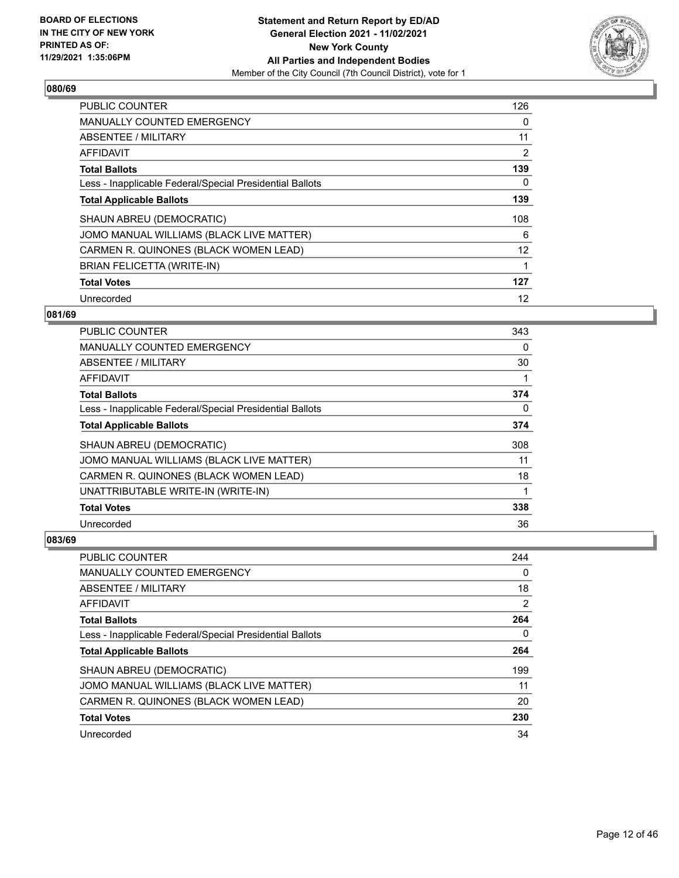### 080/69

| | |
|---|---|
| PUBLIC COUNTER | 126 |
| MANUALLY COUNTED EMERGENCY | 0 |
| ABSENTEE / MILITARY | 11 |
| AFFIDAVIT | 2 |
| **Total Ballots** | **139** |
| Less - Inapplicable Federal/Special Presidential Ballots | 0 |
| **Total Applicable Ballots** | **139** |
| SHAUN ABREU (DEMOCRATIC) | 108 |
| JOMO MANUAL WILLIAMS (BLACK LIVE MATTER) | 6 |
| CARMEN R. QUINONES (BLACK WOMEN LEAD) | 12 |
| BRIAN FELICETTA (WRITE-IN) | 1 |
| **Total Votes** | **127** |
| Unrecorded | 12 |

### 081/69

| | |
|---|---|
| PUBLIC COUNTER | 343 |
| MANUALLY COUNTED EMERGENCY | 0 |
| ABSENTEE / MILITARY | 30 |
| AFFIDAVIT | 1 |
| **Total Ballots** | **374** |
| Less - Inapplicable Federal/Special Presidential Ballots | 0 |
| **Total Applicable Ballots** | **374** |
| SHAUN ABREU (DEMOCRATIC) | 308 |
| JOMO MANUAL WILLIAMS (BLACK LIVE MATTER) | 11 |
| CARMEN R. QUINONES (BLACK WOMEN LEAD) | 18 |
| UNATTRIBUTABLE WRITE-IN (WRITE-IN) | 1 |
| **Total Votes** | **338** |
| Unrecorded | 36 |

### 083/69

| | |
|---|---|
| PUBLIC COUNTER | 244 |
| MANUALLY COUNTED EMERGENCY | 0 |
| ABSENTEE / MILITARY | 18 |
| AFFIDAVIT | 2 |
| **Total Ballots** | **264** |
| Less - Inapplicable Federal/Special Presidential Ballots | 0 |
| **Total Applicable Ballots** | **264** |
| SHAUN ABREU (DEMOCRATIC) | 199 |
| JOMO MANUAL WILLIAMS (BLACK LIVE MATTER) | 11 |
| CARMEN R. QUINONES (BLACK WOMEN LEAD) | 20 |
| **Total Votes** | **230** |
| Unrecorded | 34 |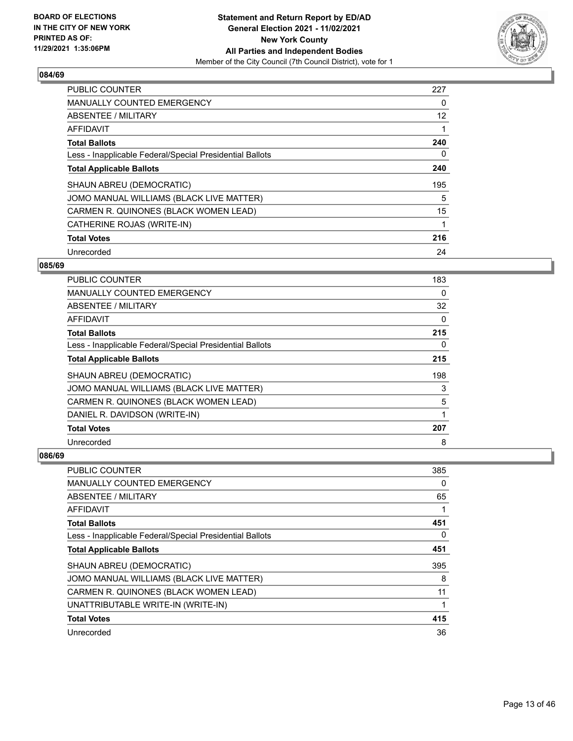BOARD OF ELECTIONS
IN THE CITY OF NEW YORK
PRINTED AS OF:
11/29/2021 1:35:06PM

**Statement and Return Report by ED/AD**
**General Election 2021 - 11/02/2021**
**New York County**
**All Parties and Independent Bodies**
Member of the City Council (7th Council District), vote for 1

### 084/69

| | |
|---|---|
| PUBLIC COUNTER | 227 |
| MANUALLY COUNTED EMERGENCY | 0 |
| ABSENTEE / MILITARY | 12 |
| AFFIDAVIT | 1 |
| **Total Ballots** | **240** |
| Less - Inapplicable Federal/Special Presidential Ballots | 0 |
| **Total Applicable Ballots** | **240** |
| SHAUN ABREU (DEMOCRATIC) | 195 |
| JOMO MANUAL WILLIAMS (BLACK LIVE MATTER) | 5 |
| CARMEN R. QUINONES (BLACK WOMEN LEAD) | 15 |
| CATHERINE ROJAS (WRITE-IN) | 1 |
| **Total Votes** | **216** |
| Unrecorded | 24 |

### 085/69

| | |
|---|---|
| PUBLIC COUNTER | 183 |
| MANUALLY COUNTED EMERGENCY | 0 |
| ABSENTEE / MILITARY | 32 |
| AFFIDAVIT | 0 |
| **Total Ballots** | **215** |
| Less - Inapplicable Federal/Special Presidential Ballots | 0 |
| **Total Applicable Ballots** | **215** |
| SHAUN ABREU (DEMOCRATIC) | 198 |
| JOMO MANUAL WILLIAMS (BLACK LIVE MATTER) | 3 |
| CARMEN R. QUINONES (BLACK WOMEN LEAD) | 5 |
| DANIEL R. DAVIDSON (WRITE-IN) | 1 |
| **Total Votes** | **207** |
| Unrecorded | 8 |

### 086/69

| | |
|---|---|
| PUBLIC COUNTER | 385 |
| MANUALLY COUNTED EMERGENCY | 0 |
| ABSENTEE / MILITARY | 65 |
| AFFIDAVIT | 1 |
| **Total Ballots** | **451** |
| Less - Inapplicable Federal/Special Presidential Ballots | 0 |
| **Total Applicable Ballots** | **451** |
| SHAUN ABREU (DEMOCRATIC) | 395 |
| JOMO MANUAL WILLIAMS (BLACK LIVE MATTER) | 8 |
| CARMEN R. QUINONES (BLACK WOMEN LEAD) | 11 |
| UNATTRIBUTABLE WRITE-IN (WRITE-IN) | 1 |
| **Total Votes** | **415** |
| Unrecorded | 36 |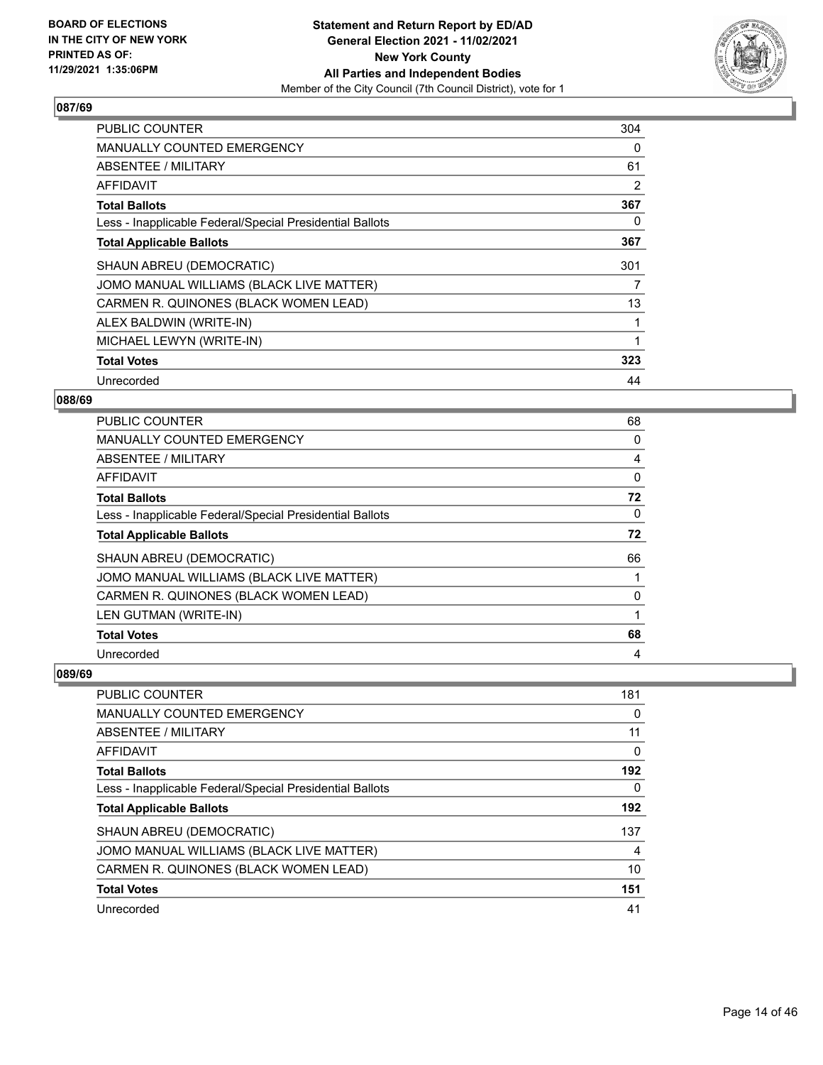BOARD OF ELECTIONS
IN THE CITY OF NEW YORK
PRINTED AS OF:
11/29/2021 1:35:06PM

**Statement and Return Report by ED/AD**
**General Election 2021 - 11/02/2021**
**New York County**
**All Parties and Independent Bodies**
Member of the City Council (7th Council District), vote for 1

## 087/69

| | |
|---|---|
| PUBLIC COUNTER | 304 |
| MANUALLY COUNTED EMERGENCY | 0 |
| ABSENTEE / MILITARY | 61 |
| AFFIDAVIT | 2 |
| **Total Ballots** | **367** |
| Less - Inapplicable Federal/Special Presidential Ballots | 0 |
| **Total Applicable Ballots** | **367** |
| SHAUN ABREU (DEMOCRATIC) | 301 |
| JOMO MANUAL WILLIAMS (BLACK LIVE MATTER) | 7 |
| CARMEN R. QUINONES (BLACK WOMEN LEAD) | 13 |
| ALEX BALDWIN (WRITE-IN) | 1 |
| MICHAEL LEWYN (WRITE-IN) | 1 |
| **Total Votes** | **323** |
| Unrecorded | 44 |

## 088/69

| | |
|---|---|
| PUBLIC COUNTER | 68 |
| MANUALLY COUNTED EMERGENCY | 0 |
| ABSENTEE / MILITARY | 4 |
| AFFIDAVIT | 0 |
| **Total Ballots** | **72** |
| Less - Inapplicable Federal/Special Presidential Ballots | 0 |
| **Total Applicable Ballots** | **72** |
| SHAUN ABREU (DEMOCRATIC) | 66 |
| JOMO MANUAL WILLIAMS (BLACK LIVE MATTER) | 1 |
| CARMEN R. QUINONES (BLACK WOMEN LEAD) | 0 |
| LEN GUTMAN (WRITE-IN) | 1 |
| **Total Votes** | **68** |
| Unrecorded | 4 |

## 089/69

| | |
|---|---|
| PUBLIC COUNTER | 181 |
| MANUALLY COUNTED EMERGENCY | 0 |
| ABSENTEE / MILITARY | 11 |
| AFFIDAVIT | 0 |
| **Total Ballots** | **192** |
| Less - Inapplicable Federal/Special Presidential Ballots | 0 |
| **Total Applicable Ballots** | **192** |
| SHAUN ABREU (DEMOCRATIC) | 137 |
| JOMO MANUAL WILLIAMS (BLACK LIVE MATTER) | 4 |
| CARMEN R. QUINONES (BLACK WOMEN LEAD) | 10 |
| **Total Votes** | **151** |
| Unrecorded | 41 |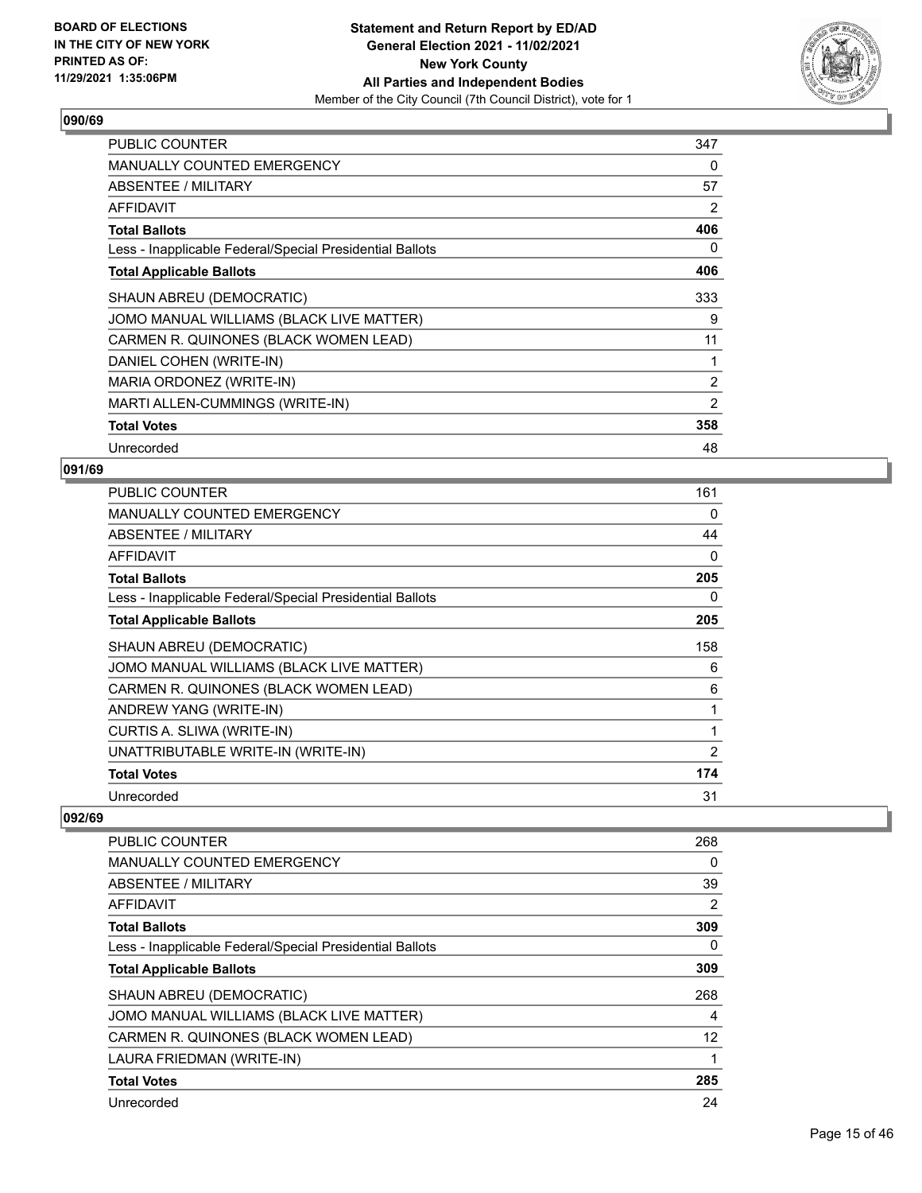**Statement and Return Report by ED/AD**
**General Election 2021 - 11/02/2021**
**New York County**
**All Parties and Independent Bodies**
Member of the City Council (7th Council District), vote for 1

BOARD OF ELECTIONS IN THE CITY OF NEW YORK PRINTED AS OF: 11/29/2021 1:35:06PM

**090/69**

| | |
|---|---|
| PUBLIC COUNTER | 347 |
| MANUALLY COUNTED EMERGENCY | 0 |
| ABSENTEE / MILITARY | 57 |
| AFFIDAVIT | 2 |
| **Total Ballots** | **406** |
| Less - Inapplicable Federal/Special Presidential Ballots | 0 |
| **Total Applicable Ballots** | **406** |
| SHAUN ABREU (DEMOCRATIC) | 333 |
| JOMO MANUAL WILLIAMS (BLACK LIVE MATTER) | 9 |
| CARMEN R. QUINONES (BLACK WOMEN LEAD) | 11 |
| DANIEL COHEN (WRITE-IN) | 1 |
| MARIA ORDONEZ (WRITE-IN) | 2 |
| MARTI ALLEN-CUMMINGS (WRITE-IN) | 2 |
| **Total Votes** | **358** |
| Unrecorded | 48 |

**091/69**

| | |
|---|---|
| PUBLIC COUNTER | 161 |
| MANUALLY COUNTED EMERGENCY | 0 |
| ABSENTEE / MILITARY | 44 |
| AFFIDAVIT | 0 |
| **Total Ballots** | **205** |
| Less - Inapplicable Federal/Special Presidential Ballots | 0 |
| **Total Applicable Ballots** | **205** |
| SHAUN ABREU (DEMOCRATIC) | 158 |
| JOMO MANUAL WILLIAMS (BLACK LIVE MATTER) | 6 |
| CARMEN R. QUINONES (BLACK WOMEN LEAD) | 6 |
| ANDREW YANG (WRITE-IN) | 1 |
| CURTIS A. SLIWA (WRITE-IN) | 1 |
| UNATTRIBUTABLE WRITE-IN (WRITE-IN) | 2 |
| **Total Votes** | **174** |
| Unrecorded | 31 |

**092/69**

| | |
|---|---|
| PUBLIC COUNTER | 268 |
| MANUALLY COUNTED EMERGENCY | 0 |
| ABSENTEE / MILITARY | 39 |
| AFFIDAVIT | 2 |
| **Total Ballots** | **309** |
| Less - Inapplicable Federal/Special Presidential Ballots | 0 |
| **Total Applicable Ballots** | **309** |
| SHAUN ABREU (DEMOCRATIC) | 268 |
| JOMO MANUAL WILLIAMS (BLACK LIVE MATTER) | 4 |
| CARMEN R. QUINONES (BLACK WOMEN LEAD) | 12 |
| LAURA FRIEDMAN (WRITE-IN) | 1 |
| **Total Votes** | **285** |
| Unrecorded | 24 |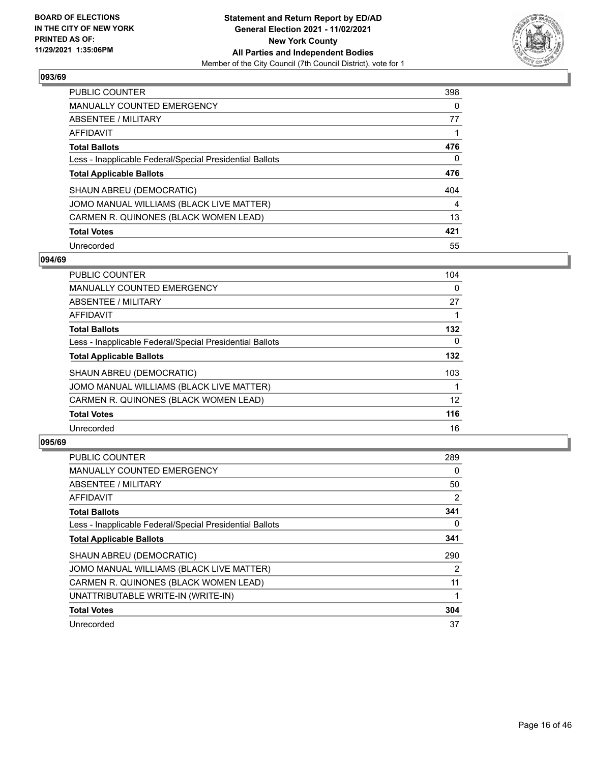**BOARD OF ELECTIONS IN THE CITY OF NEW YORK PRINTED AS OF: 11/29/2021 1:35:06PM**

**Statement and Return Report by ED/AD General Election 2021 - 11/02/2021 New York County All Parties and Independent Bodies**
Member of the City Council (7th Council District), vote for 1

## 093/69

| | |
|---|---|
| PUBLIC COUNTER | 398 |
| MANUALLY COUNTED EMERGENCY | 0 |
| ABSENTEE / MILITARY | 77 |
| AFFIDAVIT | 1 |
| **Total Ballots** | **476** |
| Less - Inapplicable Federal/Special Presidential Ballots | 0 |
| **Total Applicable Ballots** | **476** |
| SHAUN ABREU (DEMOCRATIC) | 404 |
| JOMO MANUAL WILLIAMS (BLACK LIVE MATTER) | 4 |
| CARMEN R. QUINONES (BLACK WOMEN LEAD) | 13 |
| **Total Votes** | **421** |
| Unrecorded | 55 |

## 094/69

| | |
|---|---|
| PUBLIC COUNTER | 104 |
| MANUALLY COUNTED EMERGENCY | 0 |
| ABSENTEE / MILITARY | 27 |
| AFFIDAVIT | 1 |
| **Total Ballots** | **132** |
| Less - Inapplicable Federal/Special Presidential Ballots | 0 |
| **Total Applicable Ballots** | **132** |
| SHAUN ABREU (DEMOCRATIC) | 103 |
| JOMO MANUAL WILLIAMS (BLACK LIVE MATTER) | 1 |
| CARMEN R. QUINONES (BLACK WOMEN LEAD) | 12 |
| **Total Votes** | **116** |
| Unrecorded | 16 |

## 095/69

| | |
|---|---|
| PUBLIC COUNTER | 289 |
| MANUALLY COUNTED EMERGENCY | 0 |
| ABSENTEE / MILITARY | 50 |
| AFFIDAVIT | 2 |
| **Total Ballots** | **341** |
| Less - Inapplicable Federal/Special Presidential Ballots | 0 |
| **Total Applicable Ballots** | **341** |
| SHAUN ABREU (DEMOCRATIC) | 290 |
| JOMO MANUAL WILLIAMS (BLACK LIVE MATTER) | 2 |
| CARMEN R. QUINONES (BLACK WOMEN LEAD) | 11 |
| UNATTRIBUTABLE WRITE-IN (WRITE-IN) | 1 |
| **Total Votes** | **304** |
| Unrecorded | 37 |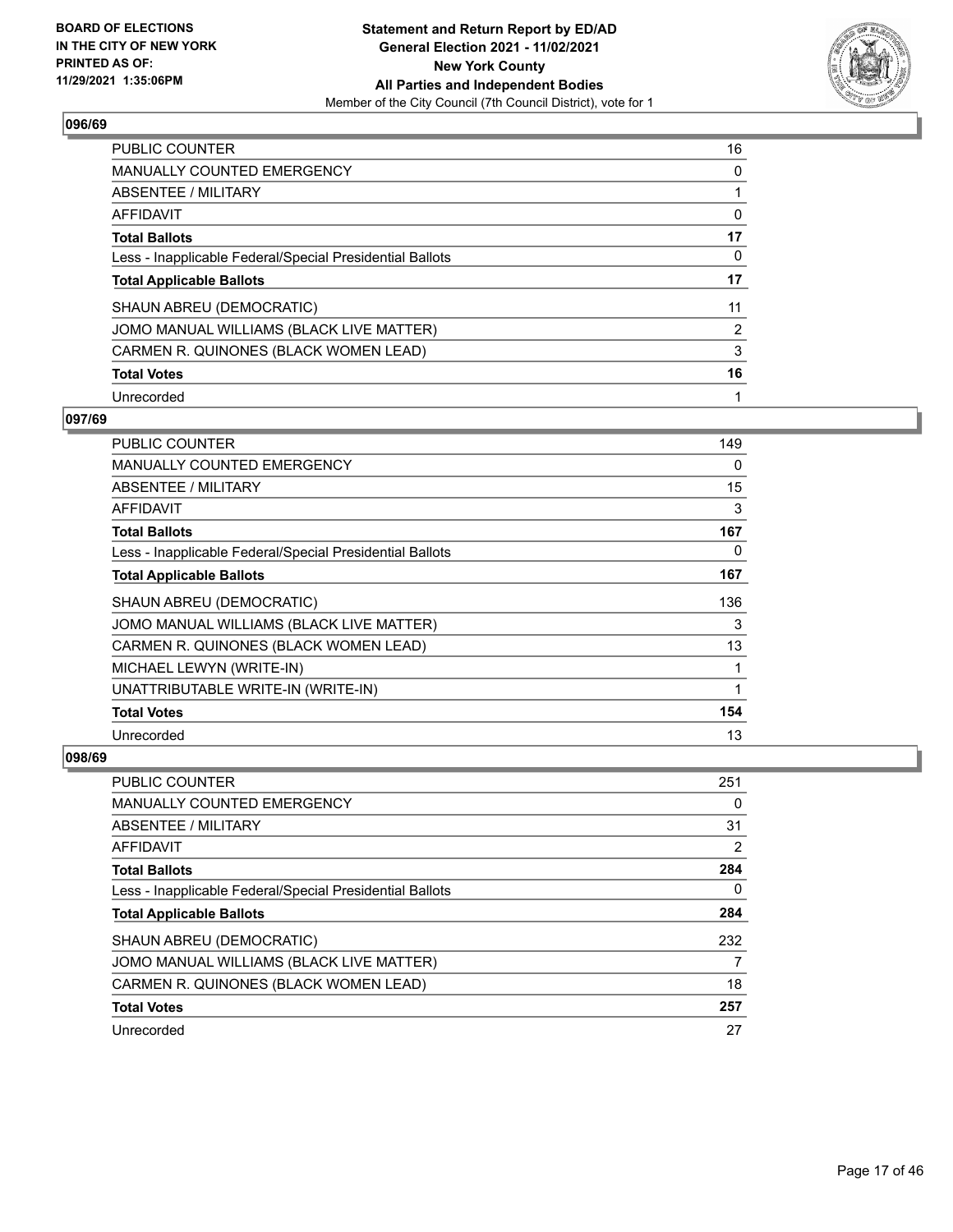### 096/69

| | |
|---|---|
| PUBLIC COUNTER | 16 |
| MANUALLY COUNTED EMERGENCY | 0 |
| ABSENTEE / MILITARY | 1 |
| AFFIDAVIT | 0 |
| **Total Ballots** | **17** |
| Less - Inapplicable Federal/Special Presidential Ballots | 0 |
| **Total Applicable Ballots** | **17** |
| SHAUN ABREU (DEMOCRATIC) | 11 |
| JOMO MANUAL WILLIAMS (BLACK LIVE MATTER) | 2 |
| CARMEN R. QUINONES (BLACK WOMEN LEAD) | 3 |
| **Total Votes** | **16** |
| Unrecorded | 1 |

### 097/69

| | |
|---|---|
| PUBLIC COUNTER | 149 |
| MANUALLY COUNTED EMERGENCY | 0 |
| ABSENTEE / MILITARY | 15 |
| AFFIDAVIT | 3 |
| **Total Ballots** | **167** |
| Less - Inapplicable Federal/Special Presidential Ballots | 0 |
| **Total Applicable Ballots** | **167** |
| SHAUN ABREU (DEMOCRATIC) | 136 |
| JOMO MANUAL WILLIAMS (BLACK LIVE MATTER) | 3 |
| CARMEN R. QUINONES (BLACK WOMEN LEAD) | 13 |
| MICHAEL LEWYN (WRITE-IN) | 1 |
| UNATTRIBUTABLE WRITE-IN (WRITE-IN) | 1 |
| **Total Votes** | **154** |
| Unrecorded | 13 |

### 098/69

| | |
|---|---|
| PUBLIC COUNTER | 251 |
| MANUALLY COUNTED EMERGENCY | 0 |
| ABSENTEE / MILITARY | 31 |
| AFFIDAVIT | 2 |
| **Total Ballots** | **284** |
| Less - Inapplicable Federal/Special Presidential Ballots | 0 |
| **Total Applicable Ballots** | **284** |
| SHAUN ABREU (DEMOCRATIC) | 232 |
| JOMO MANUAL WILLIAMS (BLACK LIVE MATTER) | 7 |
| CARMEN R. QUINONES (BLACK WOMEN LEAD) | 18 |
| **Total Votes** | **257** |
| Unrecorded | 27 |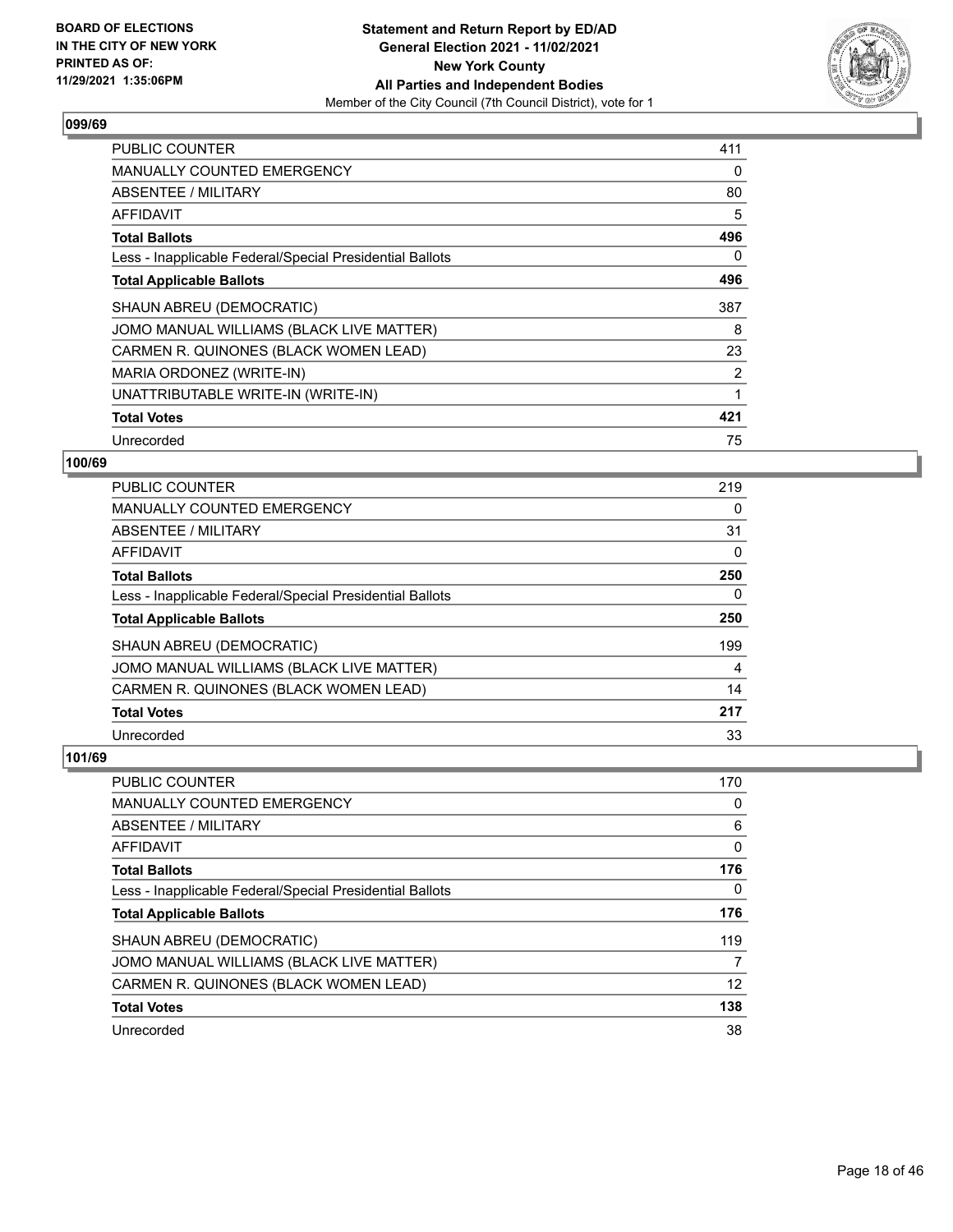BOARD OF ELECTIONS
IN THE CITY OF NEW YORK
PRINTED AS OF:
11/29/2021 1:35:06PM

**Statement and Return Report by ED/AD**
**General Election 2021 - 11/02/2021**
**New York County**
**All Parties and Independent Bodies**
Member of the City Council (7th Council District), vote for 1

### 099/69

| | |
|---|---|
| PUBLIC COUNTER | 411 |
| MANUALLY COUNTED EMERGENCY | 0 |
| ABSENTEE / MILITARY | 80 |
| AFFIDAVIT | 5 |
| **Total Ballots** | **496** |
| Less - Inapplicable Federal/Special Presidential Ballots | 0 |
| **Total Applicable Ballots** | **496** |
| SHAUN ABREU (DEMOCRATIC) | 387 |
| JOMO MANUAL WILLIAMS (BLACK LIVE MATTER) | 8 |
| CARMEN R. QUINONES (BLACK WOMEN LEAD) | 23 |
| MARIA ORDONEZ (WRITE-IN) | 2 |
| UNATTRIBUTABLE WRITE-IN (WRITE-IN) | 1 |
| **Total Votes** | **421** |
| Unrecorded | 75 |

### 100/69

| | |
|---|---|
| PUBLIC COUNTER | 219 |
| MANUALLY COUNTED EMERGENCY | 0 |
| ABSENTEE / MILITARY | 31 |
| AFFIDAVIT | 0 |
| **Total Ballots** | **250** |
| Less - Inapplicable Federal/Special Presidential Ballots | 0 |
| **Total Applicable Ballots** | **250** |
| SHAUN ABREU (DEMOCRATIC) | 199 |
| JOMO MANUAL WILLIAMS (BLACK LIVE MATTER) | 4 |
| CARMEN R. QUINONES (BLACK WOMEN LEAD) | 14 |
| **Total Votes** | **217** |
| Unrecorded | 33 |

### 101/69

| | |
|---|---|
| PUBLIC COUNTER | 170 |
| MANUALLY COUNTED EMERGENCY | 0 |
| ABSENTEE / MILITARY | 6 |
| AFFIDAVIT | 0 |
| **Total Ballots** | **176** |
| Less - Inapplicable Federal/Special Presidential Ballots | 0 |
| **Total Applicable Ballots** | **176** |
| SHAUN ABREU (DEMOCRATIC) | 119 |
| JOMO MANUAL WILLIAMS (BLACK LIVE MATTER) | 7 |
| CARMEN R. QUINONES (BLACK WOMEN LEAD) | 12 |
| **Total Votes** | **138** |
| Unrecorded | 38 |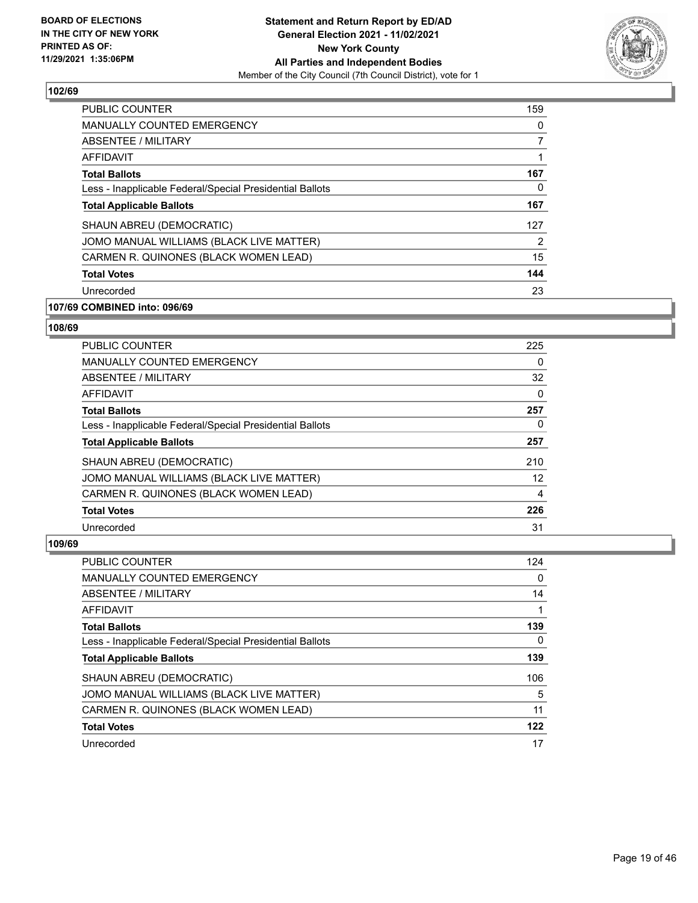## 102/69

| | |
|---|---|
| PUBLIC COUNTER | 159 |
| MANUALLY COUNTED EMERGENCY | 0 |
| ABSENTEE / MILITARY | 7 |
| AFFIDAVIT | 1 |
| **Total Ballots** | **167** |
| Less - Inapplicable Federal/Special Presidential Ballots | 0 |
| **Total Applicable Ballots** | **167** |
| SHAUN ABREU (DEMOCRATIC) | 127 |
| JOMO MANUAL WILLIAMS (BLACK LIVE MATTER) | 2 |
| CARMEN R. QUINONES (BLACK WOMEN LEAD) | 15 |
| **Total Votes** | **144** |
| Unrecorded | 23 |

## 107/69 COMBINED into: 096/69

## 108/69

| | |
|---|---|
| PUBLIC COUNTER | 225 |
| MANUALLY COUNTED EMERGENCY | 0 |
| ABSENTEE / MILITARY | 32 |
| AFFIDAVIT | 0 |
| **Total Ballots** | **257** |
| Less - Inapplicable Federal/Special Presidential Ballots | 0 |
| **Total Applicable Ballots** | **257** |
| SHAUN ABREU (DEMOCRATIC) | 210 |
| JOMO MANUAL WILLIAMS (BLACK LIVE MATTER) | 12 |
| CARMEN R. QUINONES (BLACK WOMEN LEAD) | 4 |
| **Total Votes** | **226** |
| Unrecorded | 31 |

## 109/69

| | |
|---|---|
| PUBLIC COUNTER | 124 |
| MANUALLY COUNTED EMERGENCY | 0 |
| ABSENTEE / MILITARY | 14 |
| AFFIDAVIT | 1 |
| **Total Ballots** | **139** |
| Less - Inapplicable Federal/Special Presidential Ballots | 0 |
| **Total Applicable Ballots** | **139** |
| SHAUN ABREU (DEMOCRATIC) | 106 |
| JOMO MANUAL WILLIAMS (BLACK LIVE MATTER) | 5 |
| CARMEN R. QUINONES (BLACK WOMEN LEAD) | 11 |
| **Total Votes** | **122** |
| Unrecorded | 17 |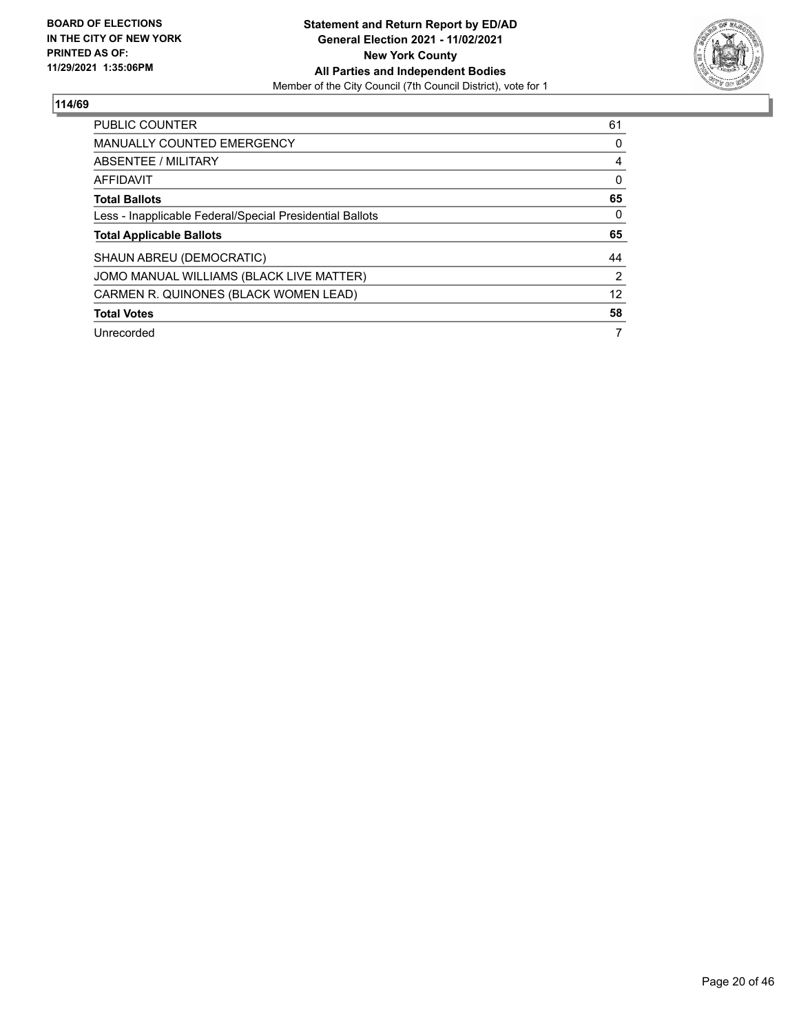**BOARD OF ELECTIONS IN THE CITY OF NEW YORK PRINTED AS OF: 11/29/2021 1:35:06PM**

**Statement and Return Report by ED/AD**
**General Election 2021 - 11/02/2021**
**New York County**
**All Parties and Independent Bodies**
Member of the City Council (7th Council District), vote for 1

**114/69**

| | |
|---|---|
| PUBLIC COUNTER | 61 |
| MANUALLY COUNTED EMERGENCY | 0 |
| ABSENTEE / MILITARY | 4 |
| AFFIDAVIT | 0 |
| **Total Ballots** | **65** |
| Less - Inapplicable Federal/Special Presidential Ballots | 0 |
| **Total Applicable Ballots** | **65** |
| SHAUN ABREU (DEMOCRATIC) | 44 |
| JOMO MANUAL WILLIAMS (BLACK LIVE MATTER) | 2 |
| CARMEN R. QUINONES (BLACK WOMEN LEAD) | 12 |
| **Total Votes** | **58** |
| Unrecorded | 7 |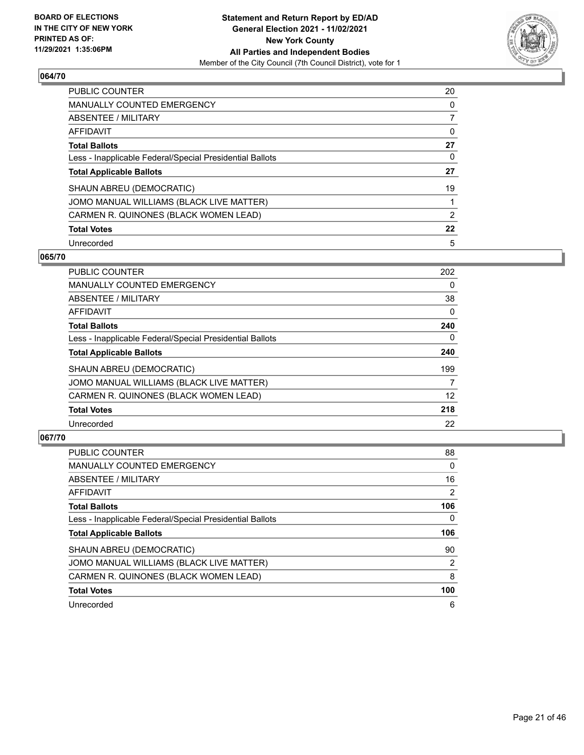**BOARD OF ELECTIONS IN THE CITY OF NEW YORK PRINTED AS OF: 11/29/2021 1:35:06PM**

**Statement and Return Report by ED/AD**
**General Election 2021 - 11/02/2021**
**New York County**
**All Parties and Independent Bodies**
Member of the City Council (7th Council District), vote for 1

## 064/70

| | |
|---|---|
| PUBLIC COUNTER | 20 |
| MANUALLY COUNTED EMERGENCY | 0 |
| ABSENTEE / MILITARY | 7 |
| AFFIDAVIT | 0 |
| **Total Ballots** | **27** |
| Less - Inapplicable Federal/Special Presidential Ballots | 0 |
| **Total Applicable Ballots** | **27** |
| SHAUN ABREU (DEMOCRATIC) | 19 |
| JOMO MANUAL WILLIAMS (BLACK LIVE MATTER) | 1 |
| CARMEN R. QUINONES (BLACK WOMEN LEAD) | 2 |
| **Total Votes** | **22** |
| Unrecorded | 5 |

## 065/70

| | |
|---|---|
| PUBLIC COUNTER | 202 |
| MANUALLY COUNTED EMERGENCY | 0 |
| ABSENTEE / MILITARY | 38 |
| AFFIDAVIT | 0 |
| **Total Ballots** | **240** |
| Less - Inapplicable Federal/Special Presidential Ballots | 0 |
| **Total Applicable Ballots** | **240** |
| SHAUN ABREU (DEMOCRATIC) | 199 |
| JOMO MANUAL WILLIAMS (BLACK LIVE MATTER) | 7 |
| CARMEN R. QUINONES (BLACK WOMEN LEAD) | 12 |
| **Total Votes** | **218** |
| Unrecorded | 22 |

## 067/70

| | |
|---|---|
| PUBLIC COUNTER | 88 |
| MANUALLY COUNTED EMERGENCY | 0 |
| ABSENTEE / MILITARY | 16 |
| AFFIDAVIT | 2 |
| **Total Ballots** | **106** |
| Less - Inapplicable Federal/Special Presidential Ballots | 0 |
| **Total Applicable Ballots** | **106** |
| SHAUN ABREU (DEMOCRATIC) | 90 |
| JOMO MANUAL WILLIAMS (BLACK LIVE MATTER) | 2 |
| CARMEN R. QUINONES (BLACK WOMEN LEAD) | 8 |
| **Total Votes** | **100** |
| Unrecorded | 6 |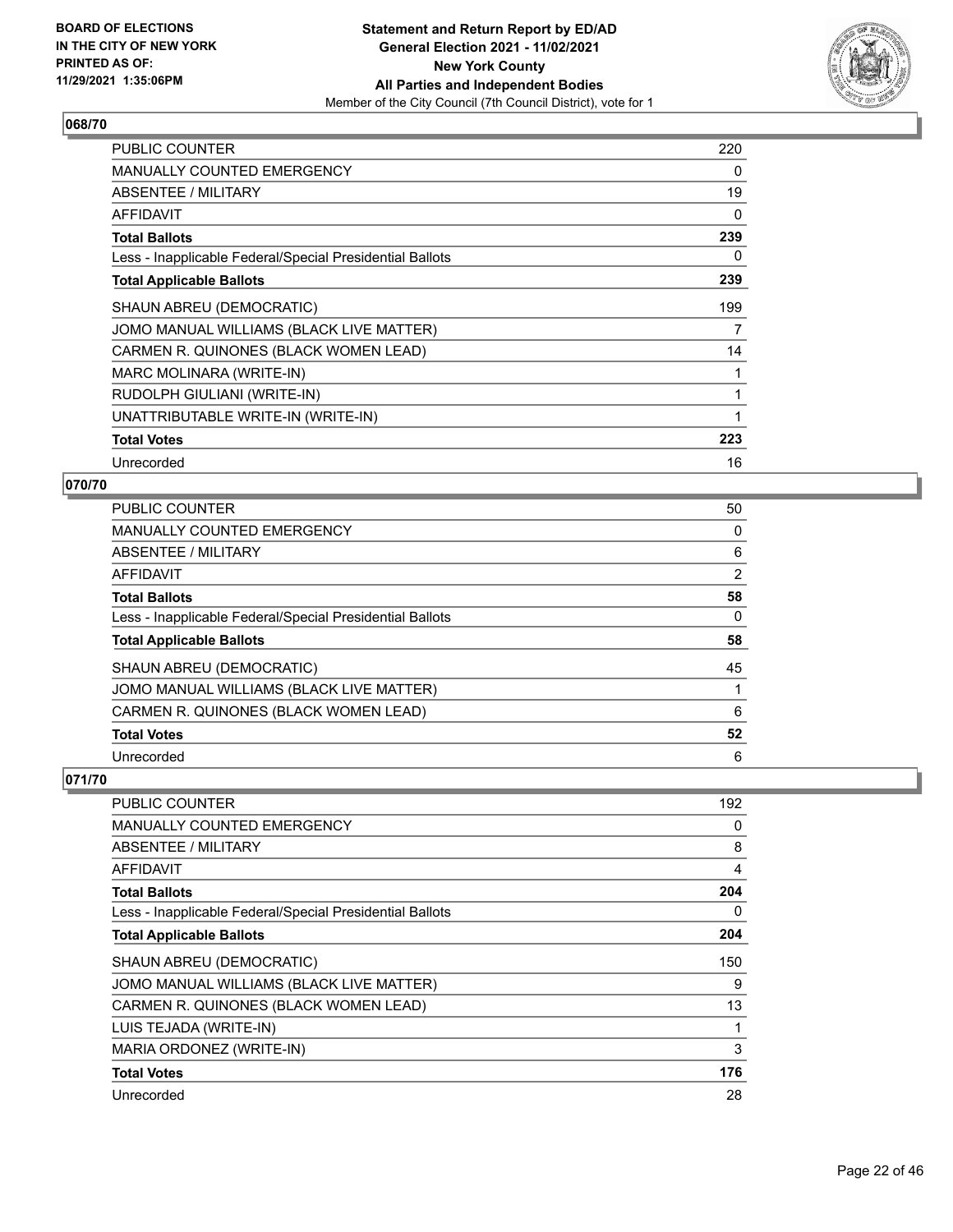**BOARD OF ELECTIONS IN THE CITY OF NEW YORK PRINTED AS OF: 11/29/2021 1:35:06PM**

**Statement and Return Report by ED/AD**
**General Election 2021 - 11/02/2021**
**New York County**
**All Parties and Independent Bodies**
Member of the City Council (7th Council District), vote for 1

### 068/70

| | |
|---|---|
| PUBLIC COUNTER | 220 |
| MANUALLY COUNTED EMERGENCY | 0 |
| ABSENTEE / MILITARY | 19 |
| AFFIDAVIT | 0 |
| **Total Ballots** | **239** |
| Less - Inapplicable Federal/Special Presidential Ballots | 0 |
| **Total Applicable Ballots** | **239** |
| SHAUN ABREU (DEMOCRATIC) | 199 |
| JOMO MANUAL WILLIAMS (BLACK LIVE MATTER) | 7 |
| CARMEN R. QUINONES (BLACK WOMEN LEAD) | 14 |
| MARC MOLINARA (WRITE-IN) | 1 |
| RUDOLPH GIULIANI (WRITE-IN) | 1 |
| UNATTRIBUTABLE WRITE-IN (WRITE-IN) | 1 |
| **Total Votes** | **223** |
| Unrecorded | 16 |

### 070/70

| | |
|---|---|
| PUBLIC COUNTER | 50 |
| MANUALLY COUNTED EMERGENCY | 0 |
| ABSENTEE / MILITARY | 6 |
| AFFIDAVIT | 2 |
| **Total Ballots** | **58** |
| Less - Inapplicable Federal/Special Presidential Ballots | 0 |
| **Total Applicable Ballots** | **58** |
| SHAUN ABREU (DEMOCRATIC) | 45 |
| JOMO MANUAL WILLIAMS (BLACK LIVE MATTER) | 1 |
| CARMEN R. QUINONES (BLACK WOMEN LEAD) | 6 |
| **Total Votes** | **52** |
| Unrecorded | 6 |

### 071/70

| | |
|---|---|
| PUBLIC COUNTER | 192 |
| MANUALLY COUNTED EMERGENCY | 0 |
| ABSENTEE / MILITARY | 8 |
| AFFIDAVIT | 4 |
| **Total Ballots** | **204** |
| Less - Inapplicable Federal/Special Presidential Ballots | 0 |
| **Total Applicable Ballots** | **204** |
| SHAUN ABREU (DEMOCRATIC) | 150 |
| JOMO MANUAL WILLIAMS (BLACK LIVE MATTER) | 9 |
| CARMEN R. QUINONES (BLACK WOMEN LEAD) | 13 |
| LUIS TEJADA (WRITE-IN) | 1 |
| MARIA ORDONEZ (WRITE-IN) | 3 |
| **Total Votes** | **176** |
| Unrecorded | 28 |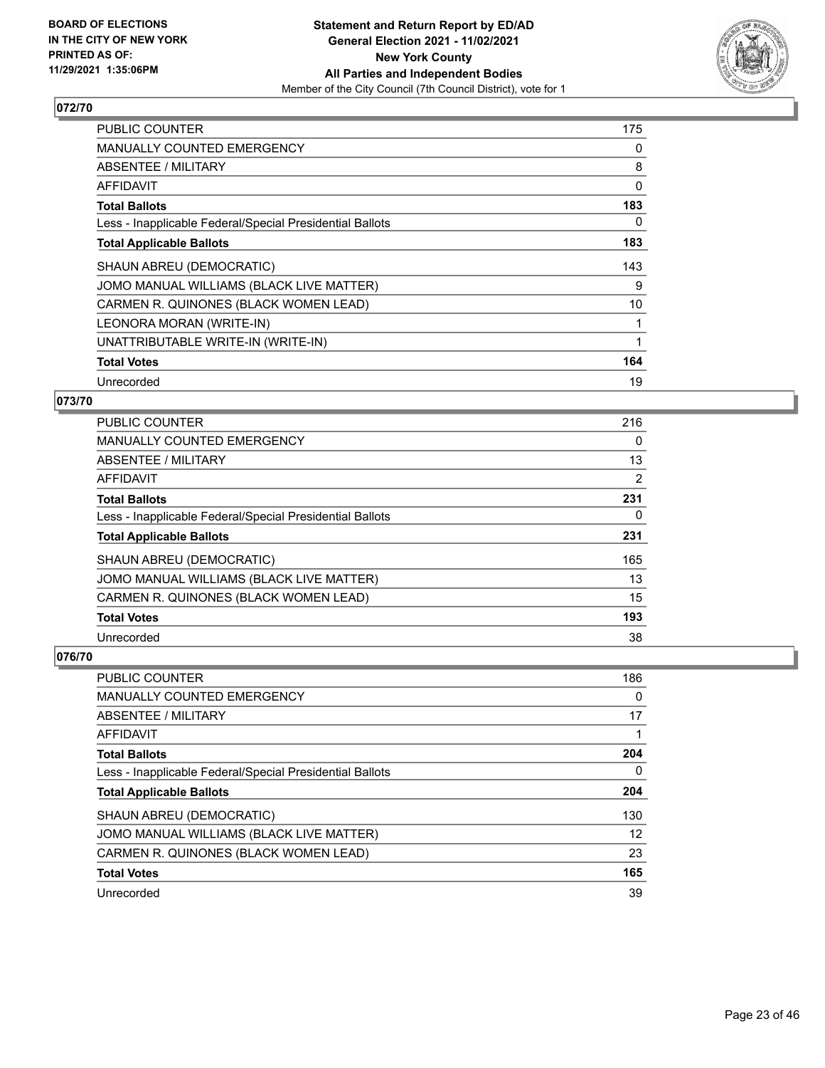## 072/70

| | |
|---|---|
| PUBLIC COUNTER | 175 |
| MANUALLY COUNTED EMERGENCY | 0 |
| ABSENTEE / MILITARY | 8 |
| AFFIDAVIT | 0 |
| **Total Ballots** | **183** |
| Less - Inapplicable Federal/Special Presidential Ballots | 0 |
| **Total Applicable Ballots** | **183** |
| SHAUN ABREU (DEMOCRATIC) | 143 |
| JOMO MANUAL WILLIAMS (BLACK LIVE MATTER) | 9 |
| CARMEN R. QUINONES (BLACK WOMEN LEAD) | 10 |
| LEONORA MORAN (WRITE-IN) | 1 |
| UNATTRIBUTABLE WRITE-IN (WRITE-IN) | 1 |
| **Total Votes** | **164** |
| Unrecorded | 19 |

## 073/70

| | |
|---|---|
| PUBLIC COUNTER | 216 |
| MANUALLY COUNTED EMERGENCY | 0 |
| ABSENTEE / MILITARY | 13 |
| AFFIDAVIT | 2 |
| **Total Ballots** | **231** |
| Less - Inapplicable Federal/Special Presidential Ballots | 0 |
| **Total Applicable Ballots** | **231** |
| SHAUN ABREU (DEMOCRATIC) | 165 |
| JOMO MANUAL WILLIAMS (BLACK LIVE MATTER) | 13 |
| CARMEN R. QUINONES (BLACK WOMEN LEAD) | 15 |
| **Total Votes** | **193** |
| Unrecorded | 38 |

## 076/70

| | |
|---|---|
| PUBLIC COUNTER | 186 |
| MANUALLY COUNTED EMERGENCY | 0 |
| ABSENTEE / MILITARY | 17 |
| AFFIDAVIT | 1 |
| **Total Ballots** | **204** |
| Less - Inapplicable Federal/Special Presidential Ballots | 0 |
| **Total Applicable Ballots** | **204** |
| SHAUN ABREU (DEMOCRATIC) | 130 |
| JOMO MANUAL WILLIAMS (BLACK LIVE MATTER) | 12 |
| CARMEN R. QUINONES (BLACK WOMEN LEAD) | 23 |
| **Total Votes** | **165** |
| Unrecorded | 39 |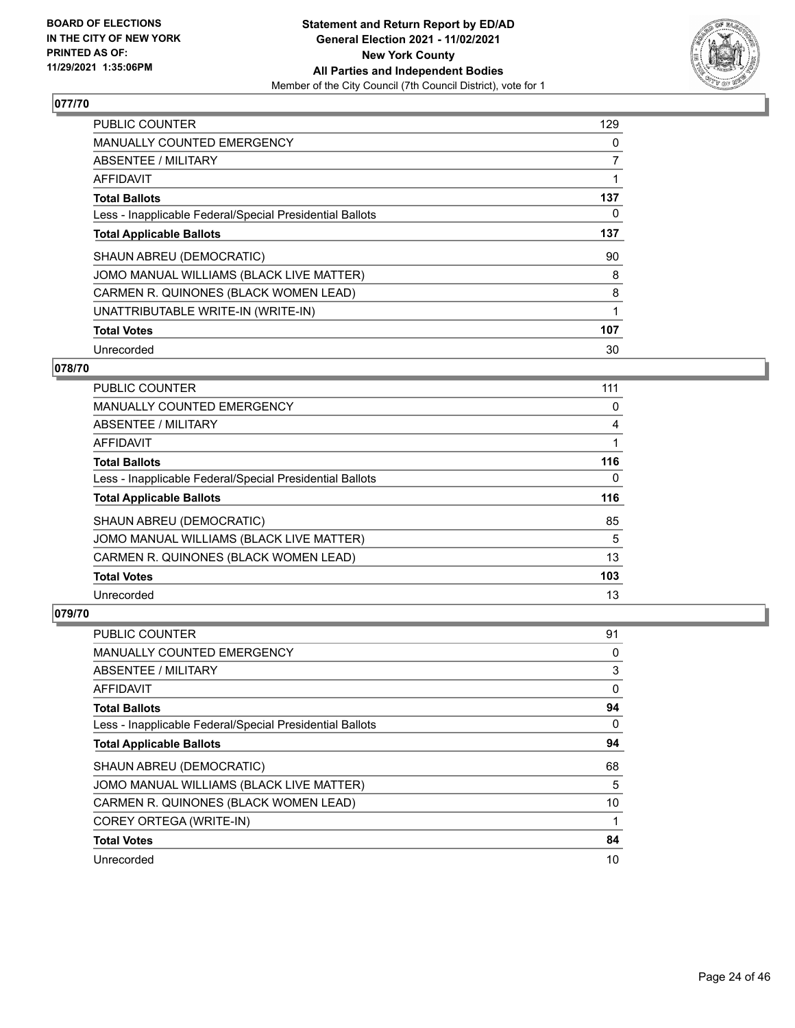**BOARD OF ELECTIONS IN THE CITY OF NEW YORK PRINTED AS OF: 11/29/2021 1:35:06PM**

**Statement and Return Report by ED/AD General Election 2021 - 11/02/2021 New York County All Parties and Independent Bodies**
Member of the City Council (7th Council District), vote for 1

## 077/70

| | |
|---|---|
| PUBLIC COUNTER | 129 |
| MANUALLY COUNTED EMERGENCY | 0 |
| ABSENTEE / MILITARY | 7 |
| AFFIDAVIT | 1 |
| **Total Ballots** | **137** |
| Less - Inapplicable Federal/Special Presidential Ballots | 0 |
| **Total Applicable Ballots** | **137** |
| SHAUN ABREU (DEMOCRATIC) | 90 |
| JOMO MANUAL WILLIAMS (BLACK LIVE MATTER) | 8 |
| CARMEN R. QUINONES (BLACK WOMEN LEAD) | 8 |
| UNATTRIBUTABLE WRITE-IN (WRITE-IN) | 1 |
| **Total Votes** | **107** |
| Unrecorded | 30 |

## 078/70

| | |
|---|---|
| PUBLIC COUNTER | 111 |
| MANUALLY COUNTED EMERGENCY | 0 |
| ABSENTEE / MILITARY | 4 |
| AFFIDAVIT | 1 |
| **Total Ballots** | **116** |
| Less - Inapplicable Federal/Special Presidential Ballots | 0 |
| **Total Applicable Ballots** | **116** |
| SHAUN ABREU (DEMOCRATIC) | 85 |
| JOMO MANUAL WILLIAMS (BLACK LIVE MATTER) | 5 |
| CARMEN R. QUINONES (BLACK WOMEN LEAD) | 13 |
| **Total Votes** | **103** |
| Unrecorded | 13 |

## 079/70

| | |
|---|---|
| PUBLIC COUNTER | 91 |
| MANUALLY COUNTED EMERGENCY | 0 |
| ABSENTEE / MILITARY | 3 |
| AFFIDAVIT | 0 |
| **Total Ballots** | **94** |
| Less - Inapplicable Federal/Special Presidential Ballots | 0 |
| **Total Applicable Ballots** | **94** |
| SHAUN ABREU (DEMOCRATIC) | 68 |
| JOMO MANUAL WILLIAMS (BLACK LIVE MATTER) | 5 |
| CARMEN R. QUINONES (BLACK WOMEN LEAD) | 10 |
| COREY ORTEGA (WRITE-IN) | 1 |
| **Total Votes** | **84** |
| Unrecorded | 10 |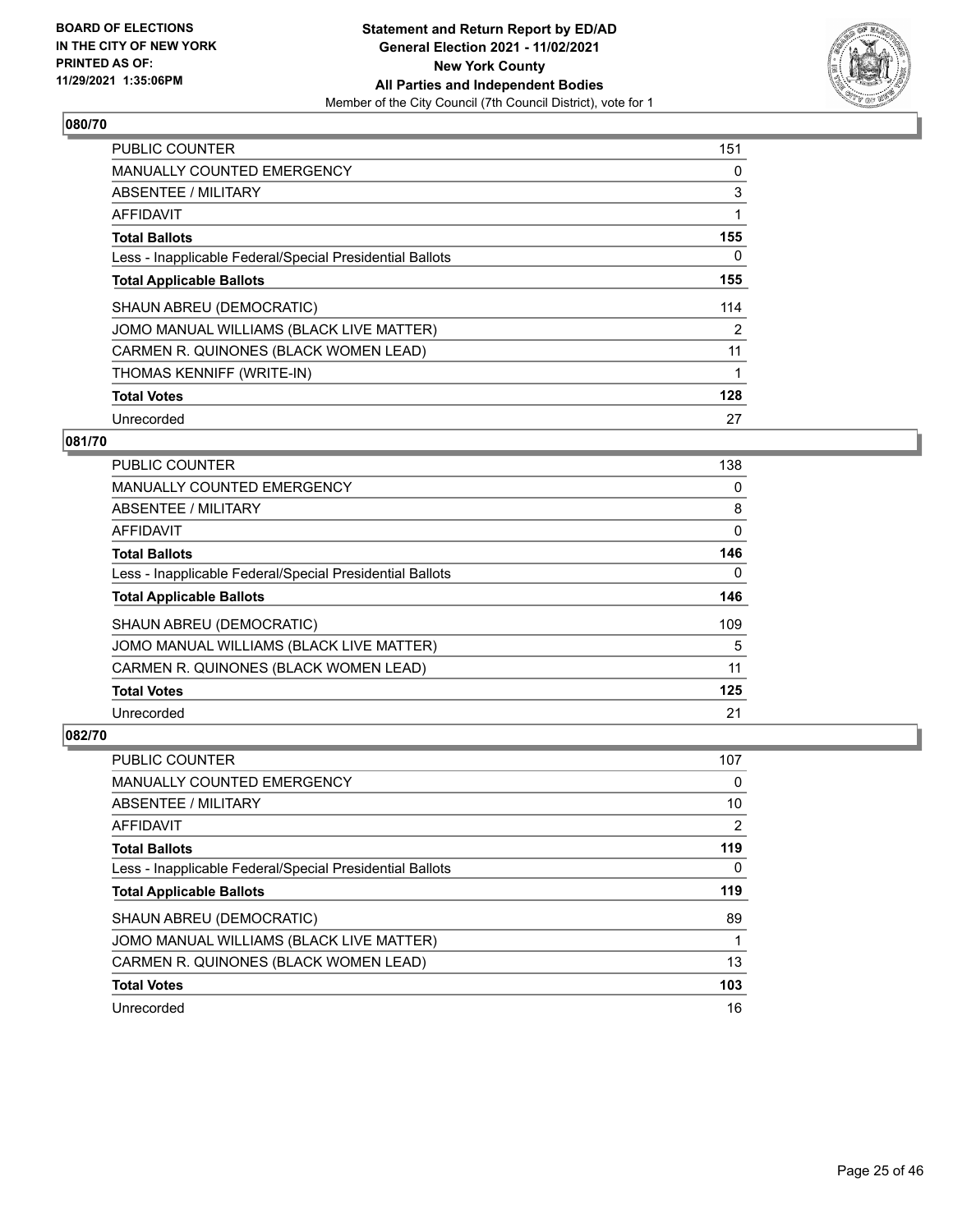### 080/70

| | |
|---|---|
| PUBLIC COUNTER | 151 |
| MANUALLY COUNTED EMERGENCY | 0 |
| ABSENTEE / MILITARY | 3 |
| AFFIDAVIT | 1 |
| **Total Ballots** | **155** |
| Less - Inapplicable Federal/Special Presidential Ballots | 0 |
| **Total Applicable Ballots** | **155** |
| SHAUN ABREU (DEMOCRATIC) | 114 |
| JOMO MANUAL WILLIAMS (BLACK LIVE MATTER) | 2 |
| CARMEN R. QUINONES (BLACK WOMEN LEAD) | 11 |
| THOMAS KENNIFF (WRITE-IN) | 1 |
| **Total Votes** | **128** |
| Unrecorded | 27 |

### 081/70

| | |
|---|---|
| PUBLIC COUNTER | 138 |
| MANUALLY COUNTED EMERGENCY | 0 |
| ABSENTEE / MILITARY | 8 |
| AFFIDAVIT | 0 |
| **Total Ballots** | **146** |
| Less - Inapplicable Federal/Special Presidential Ballots | 0 |
| **Total Applicable Ballots** | **146** |
| SHAUN ABREU (DEMOCRATIC) | 109 |
| JOMO MANUAL WILLIAMS (BLACK LIVE MATTER) | 5 |
| CARMEN R. QUINONES (BLACK WOMEN LEAD) | 11 |
| **Total Votes** | **125** |
| Unrecorded | 21 |

### 082/70

| | |
|---|---|
| PUBLIC COUNTER | 107 |
| MANUALLY COUNTED EMERGENCY | 0 |
| ABSENTEE / MILITARY | 10 |
| AFFIDAVIT | 2 |
| **Total Ballots** | **119** |
| Less - Inapplicable Federal/Special Presidential Ballots | 0 |
| **Total Applicable Ballots** | **119** |
| SHAUN ABREU (DEMOCRATIC) | 89 |
| JOMO MANUAL WILLIAMS (BLACK LIVE MATTER) | 1 |
| CARMEN R. QUINONES (BLACK WOMEN LEAD) | 13 |
| **Total Votes** | **103** |
| Unrecorded | 16 |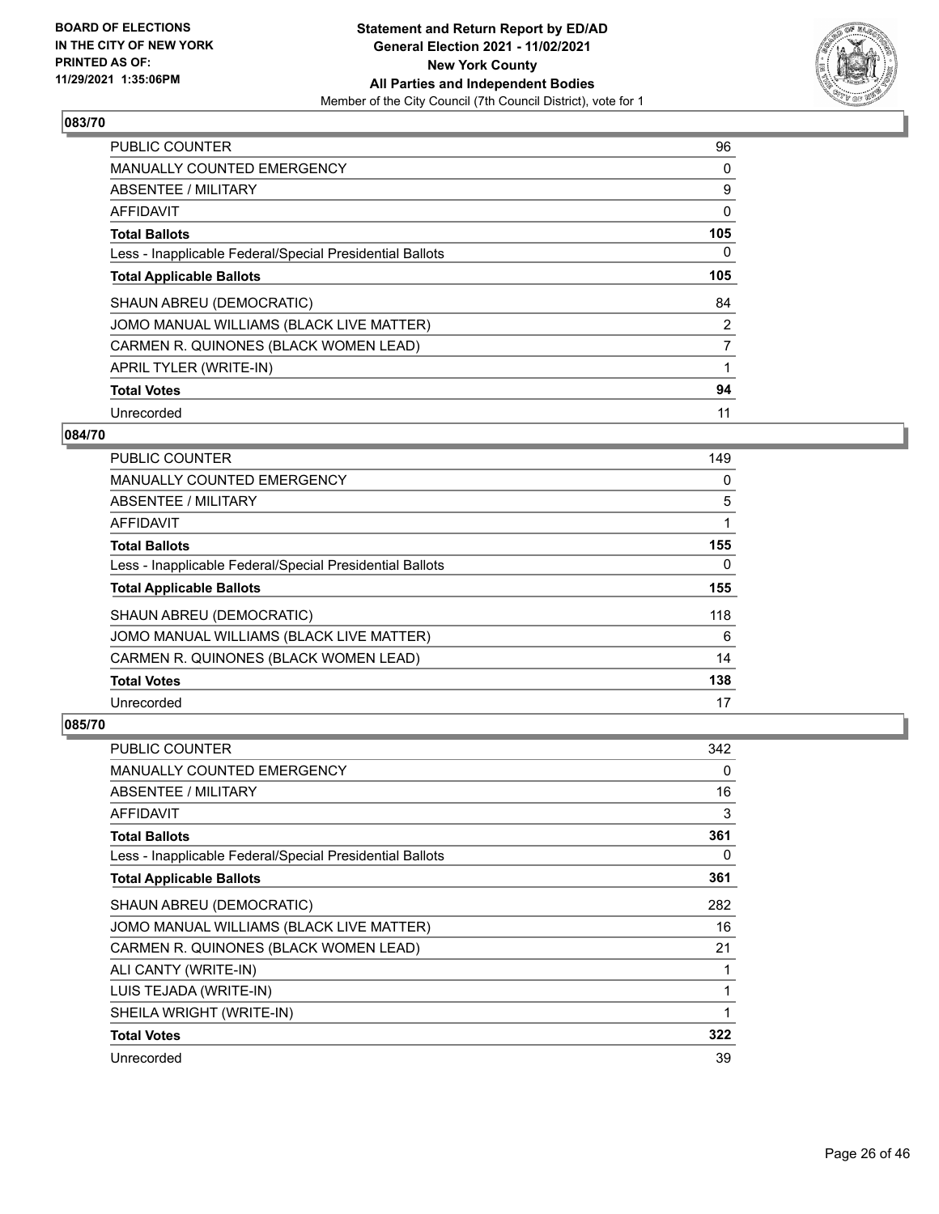**BOARD OF ELECTIONS IN THE CITY OF NEW YORK PRINTED AS OF: 11/29/2021 1:35:06PM**

**Statement and Return Report by ED/AD General Election 2021 - 11/02/2021 New York County All Parties and Independent Bodies**
Member of the City Council (7th Council District), vote for 1

### 083/70

| | |
|---|---|
| PUBLIC COUNTER | 96 |
| MANUALLY COUNTED EMERGENCY | 0 |
| ABSENTEE / MILITARY | 9 |
| AFFIDAVIT | 0 |
| **Total Ballots** | **105** |
| Less - Inapplicable Federal/Special Presidential Ballots | 0 |
| **Total Applicable Ballots** | **105** |
| SHAUN ABREU (DEMOCRATIC) | 84 |
| JOMO MANUAL WILLIAMS (BLACK LIVE MATTER) | 2 |
| CARMEN R. QUINONES (BLACK WOMEN LEAD) | 7 |
| APRIL TYLER (WRITE-IN) | 1 |
| **Total Votes** | **94** |
| Unrecorded | 11 |

### 084/70

| | |
|---|---|
| PUBLIC COUNTER | 149 |
| MANUALLY COUNTED EMERGENCY | 0 |
| ABSENTEE / MILITARY | 5 |
| AFFIDAVIT | 1 |
| **Total Ballots** | **155** |
| Less - Inapplicable Federal/Special Presidential Ballots | 0 |
| **Total Applicable Ballots** | **155** |
| SHAUN ABREU (DEMOCRATIC) | 118 |
| JOMO MANUAL WILLIAMS (BLACK LIVE MATTER) | 6 |
| CARMEN R. QUINONES (BLACK WOMEN LEAD) | 14 |
| **Total Votes** | **138** |
| Unrecorded | 17 |

### 085/70

| | |
|---|---|
| PUBLIC COUNTER | 342 |
| MANUALLY COUNTED EMERGENCY | 0 |
| ABSENTEE / MILITARY | 16 |
| AFFIDAVIT | 3 |
| **Total Ballots** | **361** |
| Less - Inapplicable Federal/Special Presidential Ballots | 0 |
| **Total Applicable Ballots** | **361** |
| SHAUN ABREU (DEMOCRATIC) | 282 |
| JOMO MANUAL WILLIAMS (BLACK LIVE MATTER) | 16 |
| CARMEN R. QUINONES (BLACK WOMEN LEAD) | 21 |
| ALI CANTY (WRITE-IN) | 1 |
| LUIS TEJADA (WRITE-IN) | 1 |
| SHEILA WRIGHT (WRITE-IN) | 1 |
| **Total Votes** | **322** |
| Unrecorded | 39 |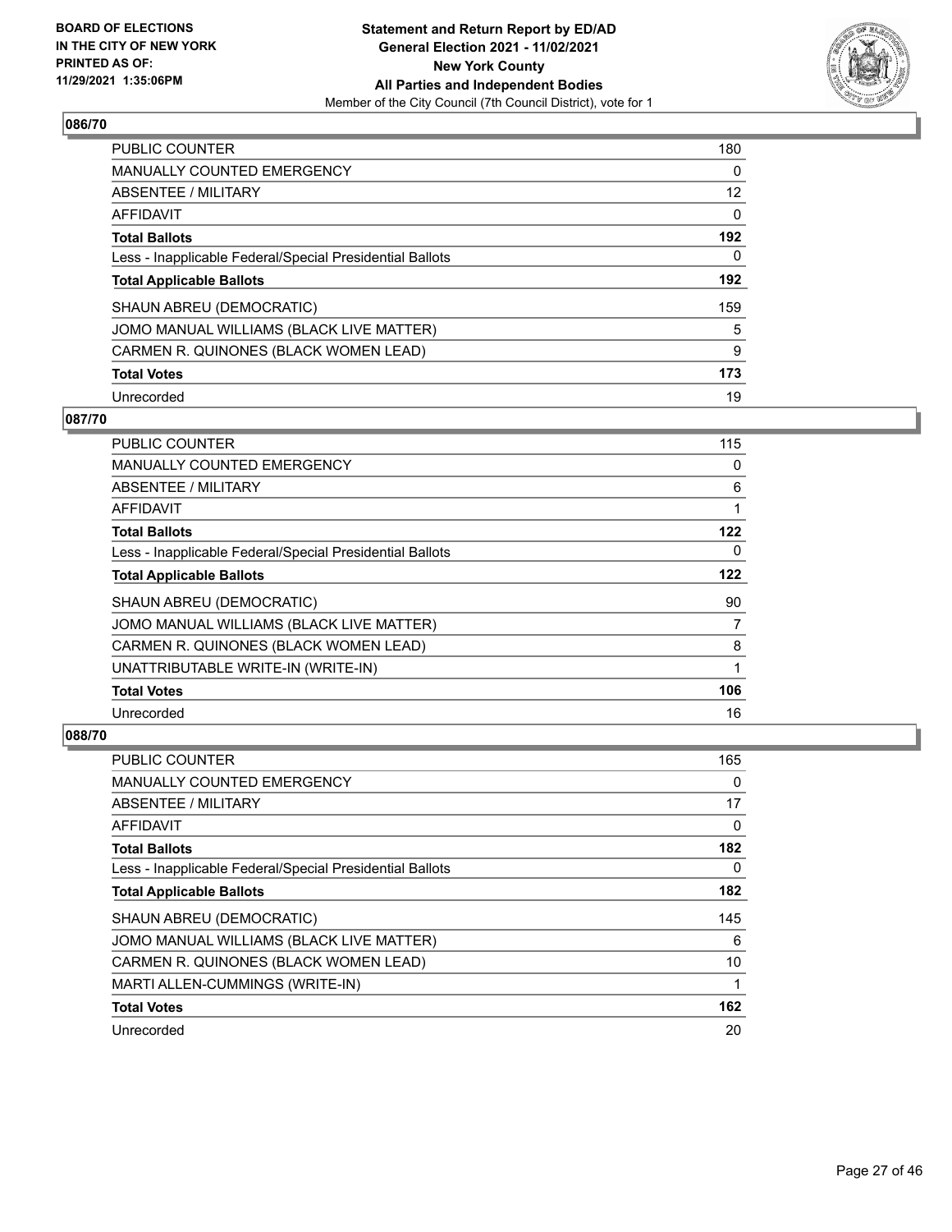**BOARD OF ELECTIONS IN THE CITY OF NEW YORK PRINTED AS OF: 11/29/2021 1:35:06PM**

**Statement and Return Report by ED/AD**
**General Election 2021 - 11/02/2021**
**New York County**
**All Parties and Independent Bodies**
Member of the City Council (7th Council District), vote for 1

### 086/70

| | |
|---|---|
| PUBLIC COUNTER | 180 |
| MANUALLY COUNTED EMERGENCY | 0 |
| ABSENTEE / MILITARY | 12 |
| AFFIDAVIT | 0 |
| **Total Ballots** | **192** |
| Less - Inapplicable Federal/Special Presidential Ballots | 0 |
| **Total Applicable Ballots** | **192** |
| SHAUN ABREU (DEMOCRATIC) | 159 |
| JOMO MANUAL WILLIAMS (BLACK LIVE MATTER) | 5 |
| CARMEN R. QUINONES (BLACK WOMEN LEAD) | 9 |
| **Total Votes** | **173** |
| Unrecorded | 19 |

### 087/70

| | |
|---|---|
| PUBLIC COUNTER | 115 |
| MANUALLY COUNTED EMERGENCY | 0 |
| ABSENTEE / MILITARY | 6 |
| AFFIDAVIT | 1 |
| **Total Ballots** | **122** |
| Less - Inapplicable Federal/Special Presidential Ballots | 0 |
| **Total Applicable Ballots** | **122** |
| SHAUN ABREU (DEMOCRATIC) | 90 |
| JOMO MANUAL WILLIAMS (BLACK LIVE MATTER) | 7 |
| CARMEN R. QUINONES (BLACK WOMEN LEAD) | 8 |
| UNATTRIBUTABLE WRITE-IN (WRITE-IN) | 1 |
| **Total Votes** | **106** |
| Unrecorded | 16 |

### 088/70

| | |
|---|---|
| PUBLIC COUNTER | 165 |
| MANUALLY COUNTED EMERGENCY | 0 |
| ABSENTEE / MILITARY | 17 |
| AFFIDAVIT | 0 |
| **Total Ballots** | **182** |
| Less - Inapplicable Federal/Special Presidential Ballots | 0 |
| **Total Applicable Ballots** | **182** |
| SHAUN ABREU (DEMOCRATIC) | 145 |
| JOMO MANUAL WILLIAMS (BLACK LIVE MATTER) | 6 |
| CARMEN R. QUINONES (BLACK WOMEN LEAD) | 10 |
| MARTI ALLEN-CUMMINGS (WRITE-IN) | 1 |
| **Total Votes** | **162** |
| Unrecorded | 20 |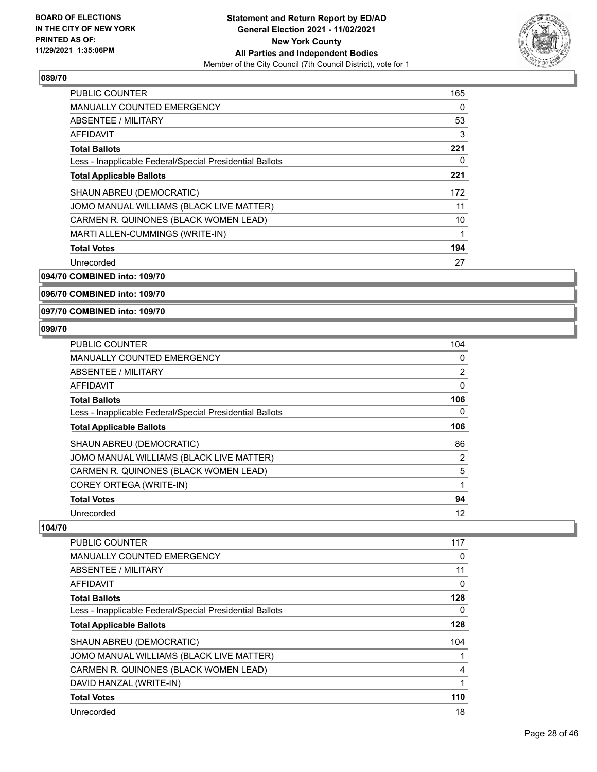## 089/70

| | |
|---|---|
| PUBLIC COUNTER | 165 |
| MANUALLY COUNTED EMERGENCY | 0 |
| ABSENTEE / MILITARY | 53 |
| AFFIDAVIT | 3 |
| **Total Ballots** | **221** |
| Less - Inapplicable Federal/Special Presidential Ballots | 0 |
| **Total Applicable Ballots** | **221** |
| SHAUN ABREU (DEMOCRATIC) | 172 |
| JOMO MANUAL WILLIAMS (BLACK LIVE MATTER) | 11 |
| CARMEN R. QUINONES (BLACK WOMEN LEAD) | 10 |
| MARTI ALLEN-CUMMINGS (WRITE-IN) | 1 |
| **Total Votes** | **194** |
| Unrecorded | 27 |

## 094/70 COMBINED into: 109/70

## 096/70 COMBINED into: 109/70

## 097/70 COMBINED into: 109/70

## 099/70

| | |
|---|---|
| PUBLIC COUNTER | 104 |
| MANUALLY COUNTED EMERGENCY | 0 |
| ABSENTEE / MILITARY | 2 |
| AFFIDAVIT | 0 |
| **Total Ballots** | **106** |
| Less - Inapplicable Federal/Special Presidential Ballots | 0 |
| **Total Applicable Ballots** | **106** |
| SHAUN ABREU (DEMOCRATIC) | 86 |
| JOMO MANUAL WILLIAMS (BLACK LIVE MATTER) | 2 |
| CARMEN R. QUINONES (BLACK WOMEN LEAD) | 5 |
| COREY ORTEGA (WRITE-IN) | 1 |
| **Total Votes** | **94** |
| Unrecorded | 12 |

## 104/70

| | |
|---|---|
| PUBLIC COUNTER | 117 |
| MANUALLY COUNTED EMERGENCY | 0 |
| ABSENTEE / MILITARY | 11 |
| AFFIDAVIT | 0 |
| **Total Ballots** | **128** |
| Less - Inapplicable Federal/Special Presidential Ballots | 0 |
| **Total Applicable Ballots** | **128** |
| SHAUN ABREU (DEMOCRATIC) | 104 |
| JOMO MANUAL WILLIAMS (BLACK LIVE MATTER) | 1 |
| CARMEN R. QUINONES (BLACK WOMEN LEAD) | 4 |
| DAVID HANZAL (WRITE-IN) | 1 |
| **Total Votes** | **110** |
| Unrecorded | 18 |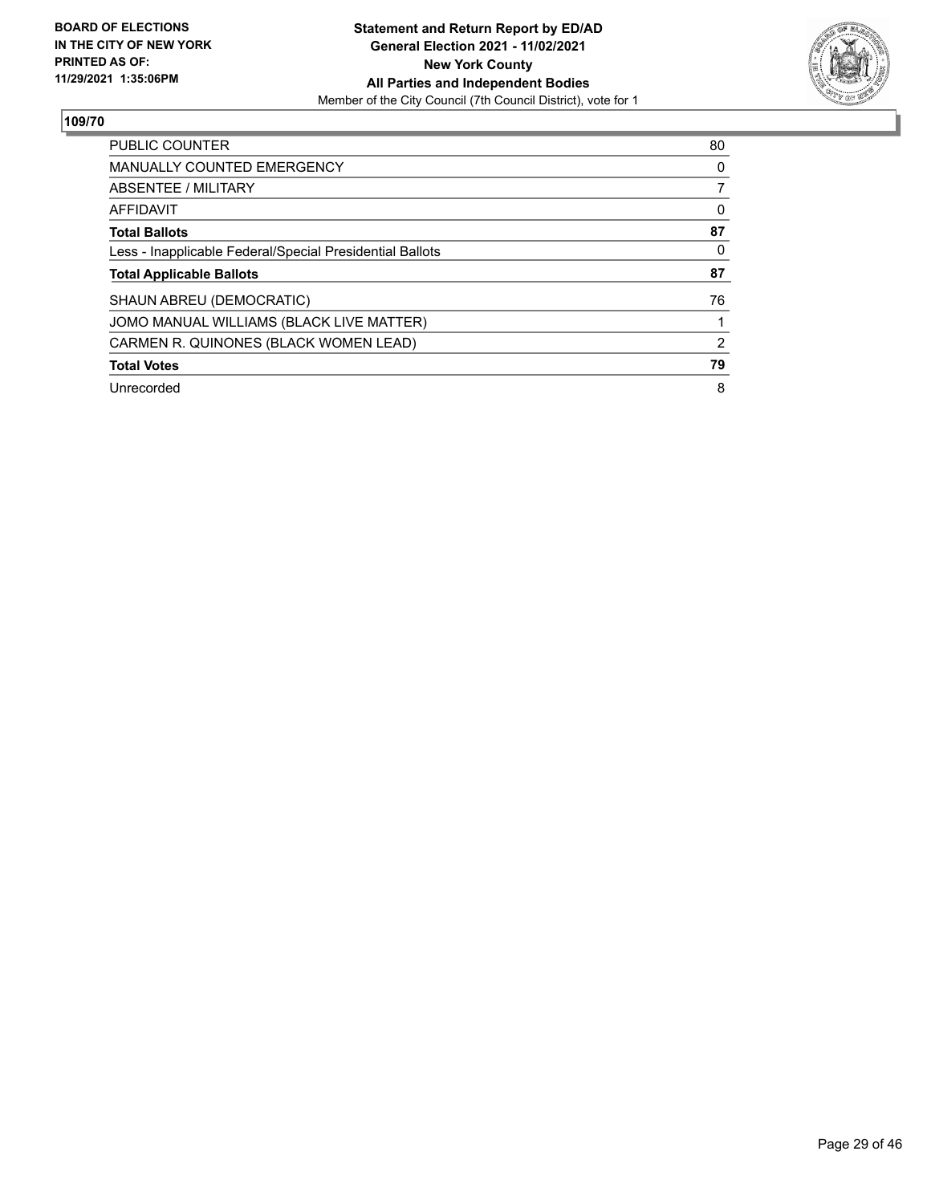**BOARD OF ELECTIONS IN THE CITY OF NEW YORK PRINTED AS OF: 11/29/2021 1:35:06PM**

**Statement and Return Report by ED/AD General Election 2021 - 11/02/2021 New York County All Parties and Independent Bodies**
Member of the City Council (7th Council District), vote for 1

## 109/70

| | |
|---|---|
| PUBLIC COUNTER | 80 |
| MANUALLY COUNTED EMERGENCY | 0 |
| ABSENTEE / MILITARY | 7 |
| AFFIDAVIT | 0 |
| **Total Ballots** | **87** |
| Less - Inapplicable Federal/Special Presidential Ballots | 0 |
| **Total Applicable Ballots** | **87** |
| SHAUN ABREU (DEMOCRATIC) | 76 |
| JOMO MANUAL WILLIAMS (BLACK LIVE MATTER) | 1 |
| CARMEN R. QUINONES (BLACK WOMEN LEAD) | 2 |
| **Total Votes** | **79** |
| Unrecorded | 8 |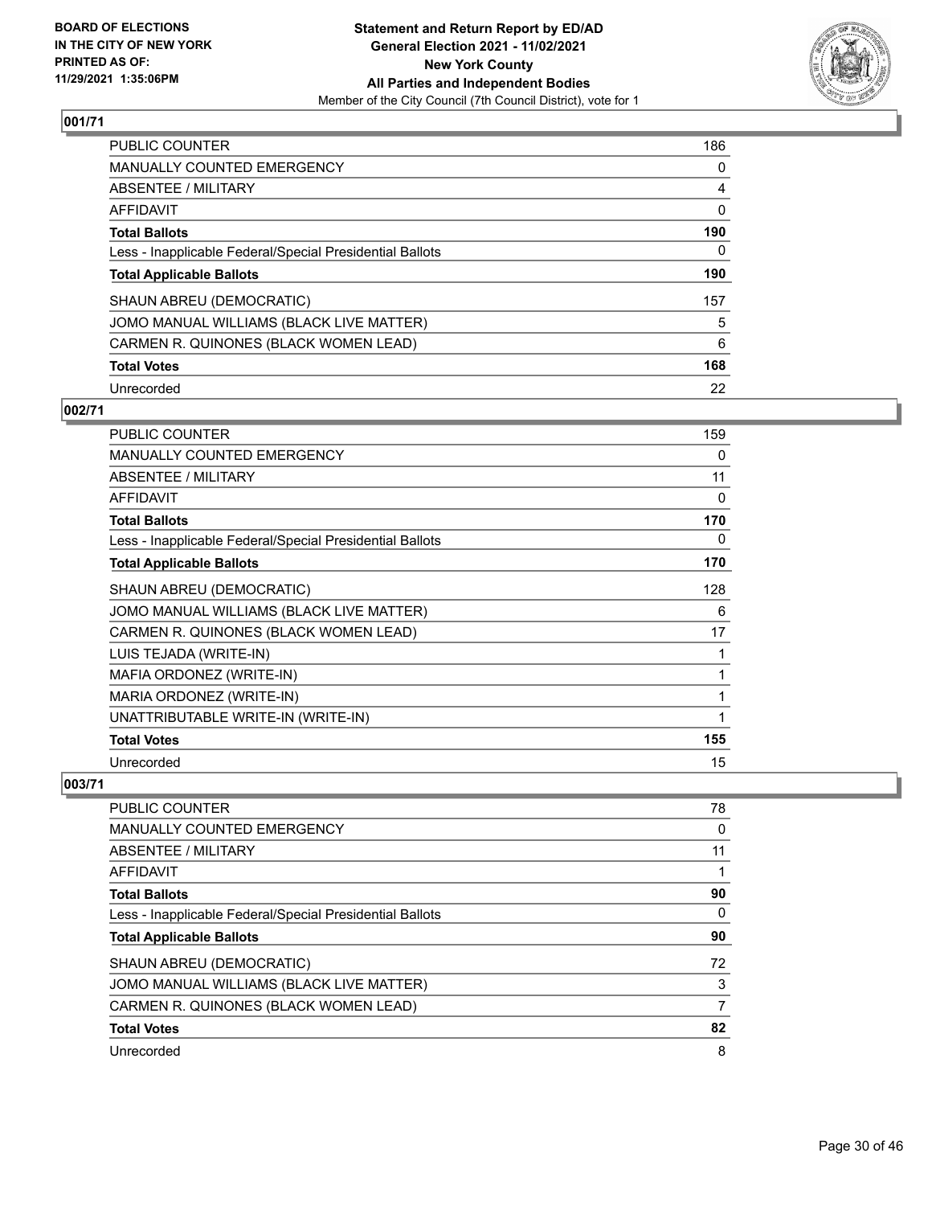**BOARD OF ELECTIONS IN THE CITY OF NEW YORK PRINTED AS OF: 11/29/2021 1:35:06PM**

**Statement and Return Report by ED/AD General Election 2021 - 11/02/2021 New York County All Parties and Independent Bodies**

Member of the City Council (7th Council District), vote for 1

## 001/71

| | |
|---|---|
| PUBLIC COUNTER | 186 |
| MANUALLY COUNTED EMERGENCY | 0 |
| ABSENTEE / MILITARY | 4 |
| AFFIDAVIT | 0 |
| **Total Ballots** | **190** |
| Less - Inapplicable Federal/Special Presidential Ballots | 0 |
| **Total Applicable Ballots** | **190** |
| SHAUN ABREU (DEMOCRATIC) | 157 |
| JOMO MANUAL WILLIAMS (BLACK LIVE MATTER) | 5 |
| CARMEN R. QUINONES (BLACK WOMEN LEAD) | 6 |
| **Total Votes** | **168** |
| Unrecorded | 22 |

## 002/71

| | |
|---|---|
| PUBLIC COUNTER | 159 |
| MANUALLY COUNTED EMERGENCY | 0 |
| ABSENTEE / MILITARY | 11 |
| AFFIDAVIT | 0 |
| **Total Ballots** | **170** |
| Less - Inapplicable Federal/Special Presidential Ballots | 0 |
| **Total Applicable Ballots** | **170** |
| SHAUN ABREU (DEMOCRATIC) | 128 |
| JOMO MANUAL WILLIAMS (BLACK LIVE MATTER) | 6 |
| CARMEN R. QUINONES (BLACK WOMEN LEAD) | 17 |
| LUIS TEJADA (WRITE-IN) | 1 |
| MAFIA ORDONEZ (WRITE-IN) | 1 |
| MARIA ORDONEZ (WRITE-IN) | 1 |
| UNATTRIBUTABLE WRITE-IN (WRITE-IN) | 1 |
| **Total Votes** | **155** |
| Unrecorded | 15 |

## 003/71

| | |
|---|---|
| PUBLIC COUNTER | 78 |
| MANUALLY COUNTED EMERGENCY | 0 |
| ABSENTEE / MILITARY | 11 |
| AFFIDAVIT | 1 |
| **Total Ballots** | **90** |
| Less - Inapplicable Federal/Special Presidential Ballots | 0 |
| **Total Applicable Ballots** | **90** |
| SHAUN ABREU (DEMOCRATIC) | 72 |
| JOMO MANUAL WILLIAMS (BLACK LIVE MATTER) | 3 |
| CARMEN R. QUINONES (BLACK WOMEN LEAD) | 7 |
| **Total Votes** | **82** |
| Unrecorded | 8 |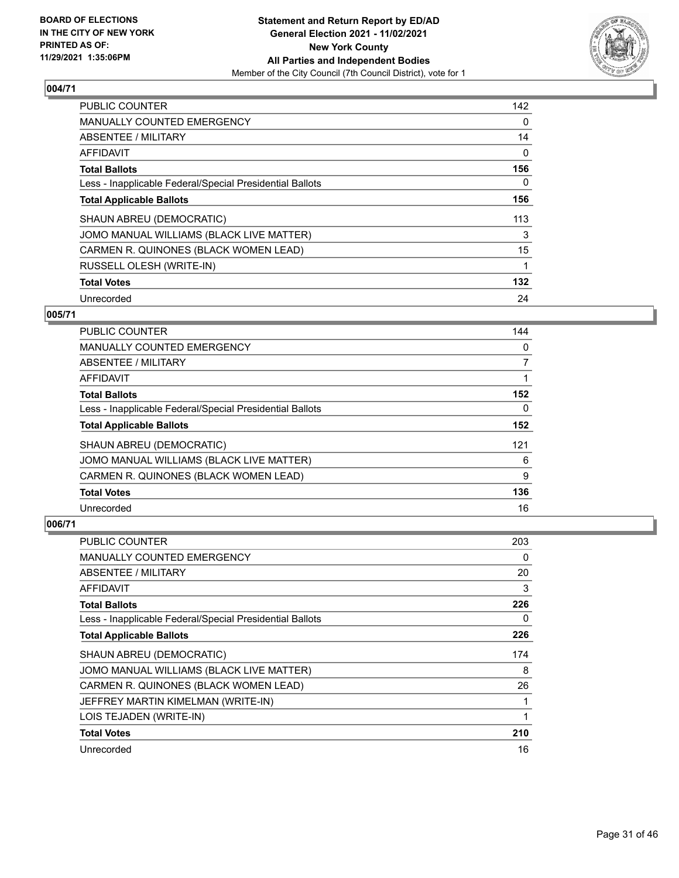## 004/71

| | |
|---|---|
| PUBLIC COUNTER | 142 |
| MANUALLY COUNTED EMERGENCY | 0 |
| ABSENTEE / MILITARY | 14 |
| AFFIDAVIT | 0 |
| **Total Ballots** | **156** |
| Less - Inapplicable Federal/Special Presidential Ballots | 0 |
| **Total Applicable Ballots** | **156** |
| SHAUN ABREU (DEMOCRATIC) | 113 |
| JOMO MANUAL WILLIAMS (BLACK LIVE MATTER) | 3 |
| CARMEN R. QUINONES (BLACK WOMEN LEAD) | 15 |
| RUSSELL OLESH (WRITE-IN) | 1 |
| **Total Votes** | **132** |
| Unrecorded | 24 |

## 005/71

| | |
|---|---|
| PUBLIC COUNTER | 144 |
| MANUALLY COUNTED EMERGENCY | 0 |
| ABSENTEE / MILITARY | 7 |
| AFFIDAVIT | 1 |
| **Total Ballots** | **152** |
| Less - Inapplicable Federal/Special Presidential Ballots | 0 |
| **Total Applicable Ballots** | **152** |
| SHAUN ABREU (DEMOCRATIC) | 121 |
| JOMO MANUAL WILLIAMS (BLACK LIVE MATTER) | 6 |
| CARMEN R. QUINONES (BLACK WOMEN LEAD) | 9 |
| **Total Votes** | **136** |
| Unrecorded | 16 |

## 006/71

| | |
|---|---|
| PUBLIC COUNTER | 203 |
| MANUALLY COUNTED EMERGENCY | 0 |
| ABSENTEE / MILITARY | 20 |
| AFFIDAVIT | 3 |
| **Total Ballots** | **226** |
| Less - Inapplicable Federal/Special Presidential Ballots | 0 |
| **Total Applicable Ballots** | **226** |
| SHAUN ABREU (DEMOCRATIC) | 174 |
| JOMO MANUAL WILLIAMS (BLACK LIVE MATTER) | 8 |
| CARMEN R. QUINONES (BLACK WOMEN LEAD) | 26 |
| JEFFREY MARTIN KIMELMAN (WRITE-IN) | 1 |
| LOIS TEJADEN (WRITE-IN) | 1 |
| **Total Votes** | **210** |
| Unrecorded | 16 |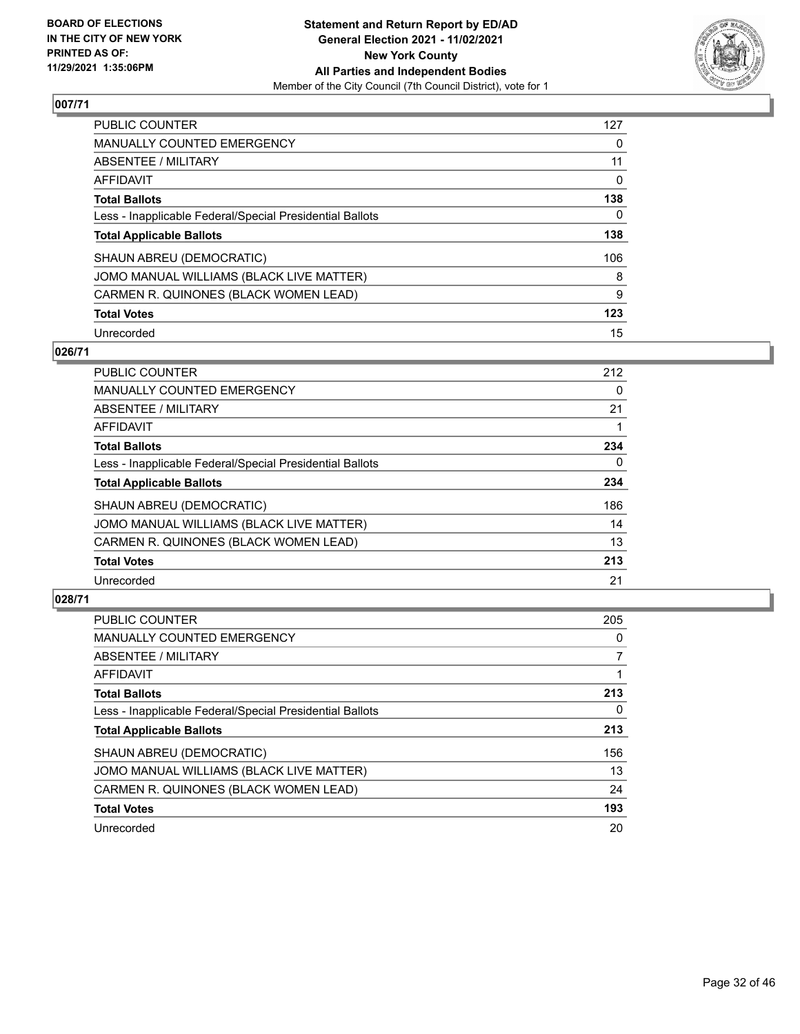**Statement and Return Report by ED/AD**
**General Election 2021 - 11/02/2021**
**New York County**
**All Parties and Independent Bodies**
Member of the City Council (7th Council District), vote for 1

BOARD OF ELECTIONS IN THE CITY OF NEW YORK PRINTED AS OF: 11/29/2021 1:35:06PM

## 007/71

| | |
|---|---|
| PUBLIC COUNTER | 127 |
| MANUALLY COUNTED EMERGENCY | 0 |
| ABSENTEE / MILITARY | 11 |
| AFFIDAVIT | 0 |
| **Total Ballots** | **138** |
| Less - Inapplicable Federal/Special Presidential Ballots | 0 |
| **Total Applicable Ballots** | **138** |
| SHAUN ABREU (DEMOCRATIC) | 106 |
| JOMO MANUAL WILLIAMS (BLACK LIVE MATTER) | 8 |
| CARMEN R. QUINONES (BLACK WOMEN LEAD) | 9 |
| **Total Votes** | **123** |
| Unrecorded | 15 |

## 026/71

| | |
|---|---|
| PUBLIC COUNTER | 212 |
| MANUALLY COUNTED EMERGENCY | 0 |
| ABSENTEE / MILITARY | 21 |
| AFFIDAVIT | 1 |
| **Total Ballots** | **234** |
| Less - Inapplicable Federal/Special Presidential Ballots | 0 |
| **Total Applicable Ballots** | **234** |
| SHAUN ABREU (DEMOCRATIC) | 186 |
| JOMO MANUAL WILLIAMS (BLACK LIVE MATTER) | 14 |
| CARMEN R. QUINONES (BLACK WOMEN LEAD) | 13 |
| **Total Votes** | **213** |
| Unrecorded | 21 |

## 028/71

| | |
|---|---|
| PUBLIC COUNTER | 205 |
| MANUALLY COUNTED EMERGENCY | 0 |
| ABSENTEE / MILITARY | 7 |
| AFFIDAVIT | 1 |
| **Total Ballots** | **213** |
| Less - Inapplicable Federal/Special Presidential Ballots | 0 |
| **Total Applicable Ballots** | **213** |
| SHAUN ABREU (DEMOCRATIC) | 156 |
| JOMO MANUAL WILLIAMS (BLACK LIVE MATTER) | 13 |
| CARMEN R. QUINONES (BLACK WOMEN LEAD) | 24 |
| **Total Votes** | **193** |
| Unrecorded | 20 |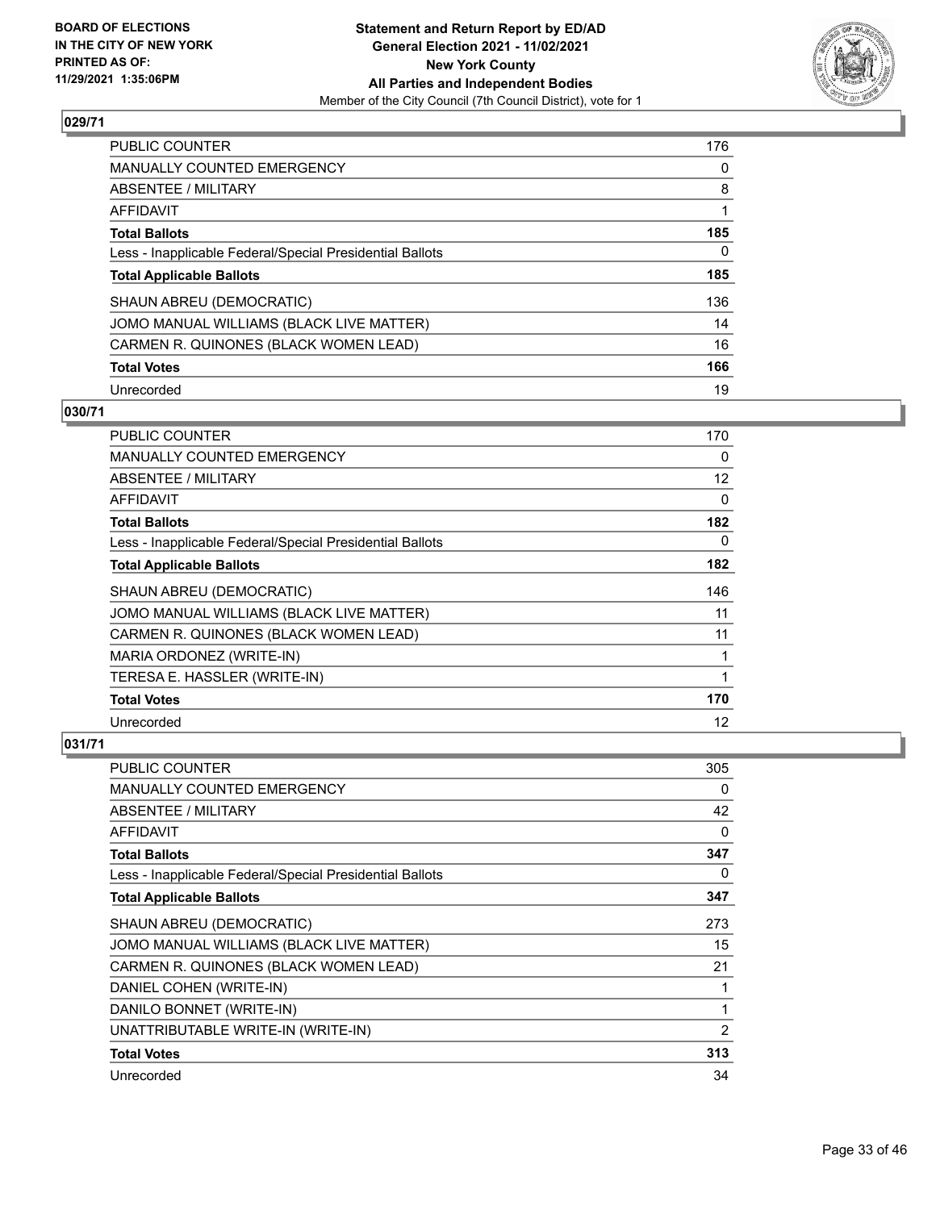## 029/71

| | |
|---|---|
| PUBLIC COUNTER | 176 |
| MANUALLY COUNTED EMERGENCY | 0 |
| ABSENTEE / MILITARY | 8 |
| AFFIDAVIT | 1 |
| **Total Ballots** | **185** |
| Less - Inapplicable Federal/Special Presidential Ballots | 0 |
| **Total Applicable Ballots** | **185** |
| SHAUN ABREU (DEMOCRATIC) | 136 |
| JOMO MANUAL WILLIAMS (BLACK LIVE MATTER) | 14 |
| CARMEN R. QUINONES (BLACK WOMEN LEAD) | 16 |
| **Total Votes** | **166** |
| Unrecorded | 19 |

## 030/71

| | |
|---|---|
| PUBLIC COUNTER | 170 |
| MANUALLY COUNTED EMERGENCY | 0 |
| ABSENTEE / MILITARY | 12 |
| AFFIDAVIT | 0 |
| **Total Ballots** | **182** |
| Less - Inapplicable Federal/Special Presidential Ballots | 0 |
| **Total Applicable Ballots** | **182** |
| SHAUN ABREU (DEMOCRATIC) | 146 |
| JOMO MANUAL WILLIAMS (BLACK LIVE MATTER) | 11 |
| CARMEN R. QUINONES (BLACK WOMEN LEAD) | 11 |
| MARIA ORDONEZ (WRITE-IN) | 1 |
| TERESA E. HASSLER (WRITE-IN) | 1 |
| **Total Votes** | **170** |
| Unrecorded | 12 |

## 031/71

| | |
|---|---|
| PUBLIC COUNTER | 305 |
| MANUALLY COUNTED EMERGENCY | 0 |
| ABSENTEE / MILITARY | 42 |
| AFFIDAVIT | 0 |
| **Total Ballots** | **347** |
| Less - Inapplicable Federal/Special Presidential Ballots | 0 |
| **Total Applicable Ballots** | **347** |
| SHAUN ABREU (DEMOCRATIC) | 273 |
| JOMO MANUAL WILLIAMS (BLACK LIVE MATTER) | 15 |
| CARMEN R. QUINONES (BLACK WOMEN LEAD) | 21 |
| DANIEL COHEN (WRITE-IN) | 1 |
| DANILO BONNET (WRITE-IN) | 1 |
| UNATTRIBUTABLE WRITE-IN (WRITE-IN) | 2 |
| **Total Votes** | **313** |
| Unrecorded | 34 |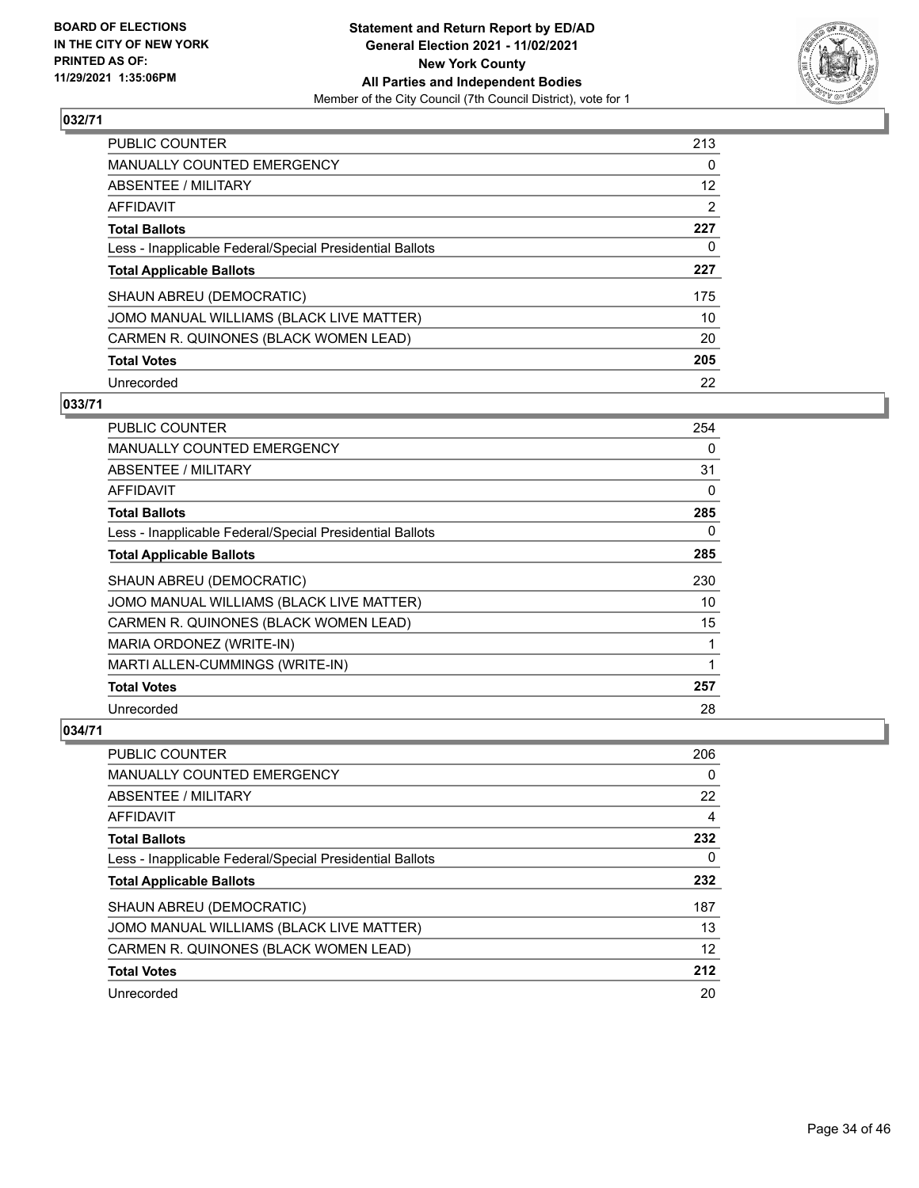## 032/71

| | |
|---|---|
| PUBLIC COUNTER | 213 |
| MANUALLY COUNTED EMERGENCY | 0 |
| ABSENTEE / MILITARY | 12 |
| AFFIDAVIT | 2 |
| **Total Ballots** | **227** |
| Less - Inapplicable Federal/Special Presidential Ballots | 0 |
| **Total Applicable Ballots** | **227** |
| SHAUN ABREU (DEMOCRATIC) | 175 |
| JOMO MANUAL WILLIAMS (BLACK LIVE MATTER) | 10 |
| CARMEN R. QUINONES (BLACK WOMEN LEAD) | 20 |
| **Total Votes** | **205** |
| Unrecorded | 22 |

## 033/71

| | |
|---|---|
| PUBLIC COUNTER | 254 |
| MANUALLY COUNTED EMERGENCY | 0 |
| ABSENTEE / MILITARY | 31 |
| AFFIDAVIT | 0 |
| **Total Ballots** | **285** |
| Less - Inapplicable Federal/Special Presidential Ballots | 0 |
| **Total Applicable Ballots** | **285** |
| SHAUN ABREU (DEMOCRATIC) | 230 |
| JOMO MANUAL WILLIAMS (BLACK LIVE MATTER) | 10 |
| CARMEN R. QUINONES (BLACK WOMEN LEAD) | 15 |
| MARIA ORDONEZ (WRITE-IN) | 1 |
| MARTI ALLEN-CUMMINGS (WRITE-IN) | 1 |
| **Total Votes** | **257** |
| Unrecorded | 28 |

## 034/71

| | |
|---|---|
| PUBLIC COUNTER | 206 |
| MANUALLY COUNTED EMERGENCY | 0 |
| ABSENTEE / MILITARY | 22 |
| AFFIDAVIT | 4 |
| **Total Ballots** | **232** |
| Less - Inapplicable Federal/Special Presidential Ballots | 0 |
| **Total Applicable Ballots** | **232** |
| SHAUN ABREU (DEMOCRATIC) | 187 |
| JOMO MANUAL WILLIAMS (BLACK LIVE MATTER) | 13 |
| CARMEN R. QUINONES (BLACK WOMEN LEAD) | 12 |
| **Total Votes** | **212** |
| Unrecorded | 20 |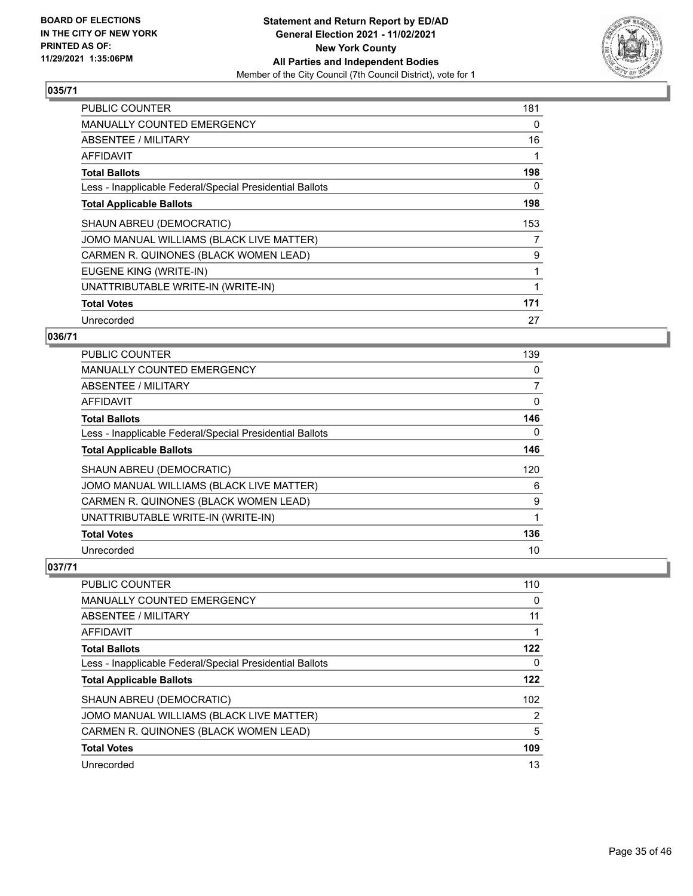## 035/71

| | |
|---|---|
| PUBLIC COUNTER | 181 |
| MANUALLY COUNTED EMERGENCY | 0 |
| ABSENTEE / MILITARY | 16 |
| AFFIDAVIT | 1 |
| **Total Ballots** | **198** |
| Less - Inapplicable Federal/Special Presidential Ballots | 0 |
| **Total Applicable Ballots** | **198** |
| SHAUN ABREU (DEMOCRATIC) | 153 |
| JOMO MANUAL WILLIAMS (BLACK LIVE MATTER) | 7 |
| CARMEN R. QUINONES (BLACK WOMEN LEAD) | 9 |
| EUGENE KING (WRITE-IN) | 1 |
| UNATTRIBUTABLE WRITE-IN (WRITE-IN) | 1 |
| **Total Votes** | **171** |
| Unrecorded | 27 |

## 036/71

| | |
|---|---|
| PUBLIC COUNTER | 139 |
| MANUALLY COUNTED EMERGENCY | 0 |
| ABSENTEE / MILITARY | 7 |
| AFFIDAVIT | 0 |
| **Total Ballots** | **146** |
| Less - Inapplicable Federal/Special Presidential Ballots | 0 |
| **Total Applicable Ballots** | **146** |
| SHAUN ABREU (DEMOCRATIC) | 120 |
| JOMO MANUAL WILLIAMS (BLACK LIVE MATTER) | 6 |
| CARMEN R. QUINONES (BLACK WOMEN LEAD) | 9 |
| UNATTRIBUTABLE WRITE-IN (WRITE-IN) | 1 |
| **Total Votes** | **136** |
| Unrecorded | 10 |

## 037/71

| | |
|---|---|
| PUBLIC COUNTER | 110 |
| MANUALLY COUNTED EMERGENCY | 0 |
| ABSENTEE / MILITARY | 11 |
| AFFIDAVIT | 1 |
| **Total Ballots** | **122** |
| Less - Inapplicable Federal/Special Presidential Ballots | 0 |
| **Total Applicable Ballots** | **122** |
| SHAUN ABREU (DEMOCRATIC) | 102 |
| JOMO MANUAL WILLIAMS (BLACK LIVE MATTER) | 2 |
| CARMEN R. QUINONES (BLACK WOMEN LEAD) | 5 |
| **Total Votes** | **109** |
| Unrecorded | 13 |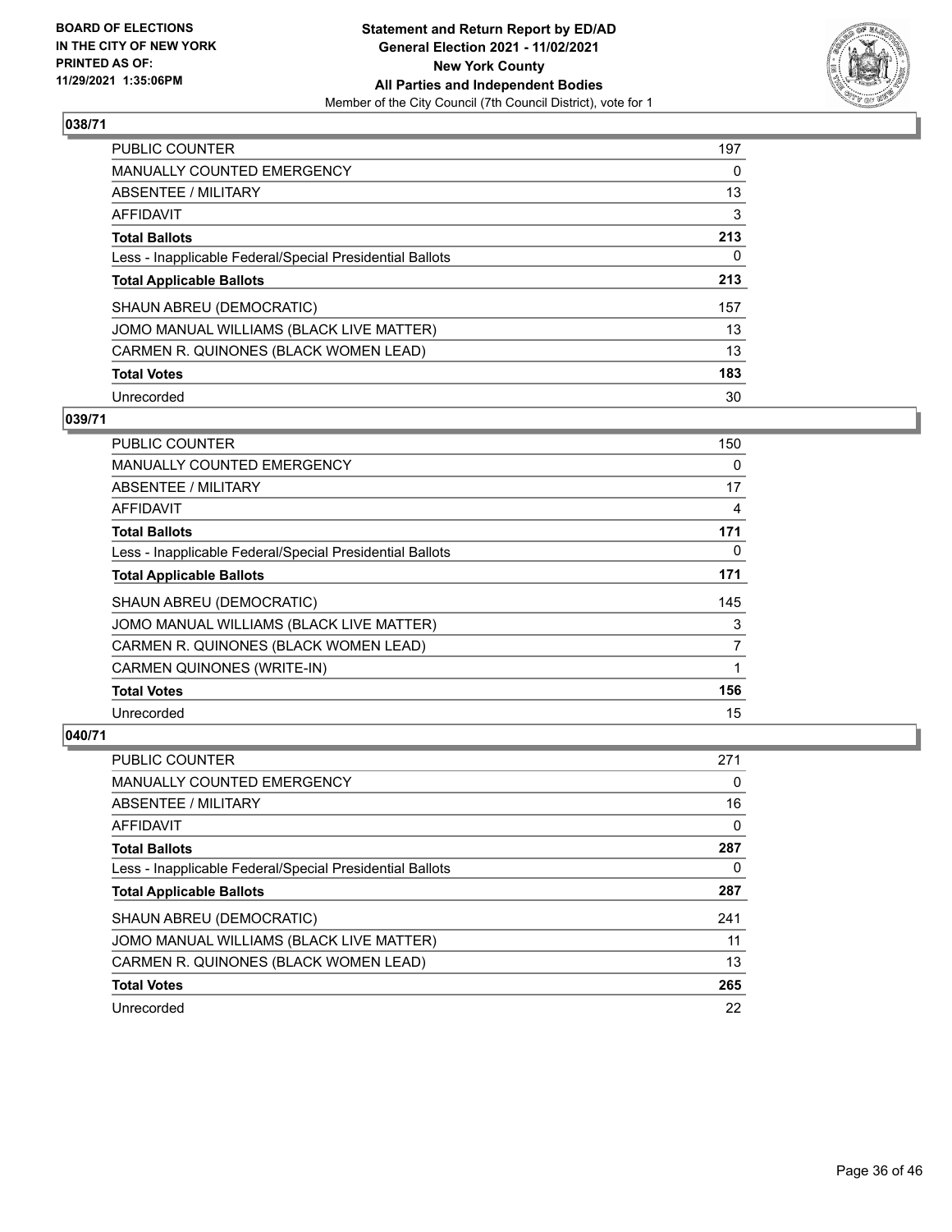BOARD OF ELECTIONS
IN THE CITY OF NEW YORK
PRINTED AS OF:
11/29/2021 1:35:06PM

**Statement and Return Report by ED/AD**
**General Election 2021 - 11/02/2021**
**New York County**
**All Parties and Independent Bodies**
Member of the City Council (7th Council District), vote for 1

## 038/71

| | |
|---|---|
| PUBLIC COUNTER | 197 |
| MANUALLY COUNTED EMERGENCY | 0 |
| ABSENTEE / MILITARY | 13 |
| AFFIDAVIT | 3 |
| **Total Ballots** | **213** |
| Less - Inapplicable Federal/Special Presidential Ballots | 0 |
| **Total Applicable Ballots** | **213** |
| SHAUN ABREU (DEMOCRATIC) | 157 |
| JOMO MANUAL WILLIAMS (BLACK LIVE MATTER) | 13 |
| CARMEN R. QUINONES (BLACK WOMEN LEAD) | 13 |
| **Total Votes** | **183** |
| Unrecorded | 30 |

## 039/71

| | |
|---|---|
| PUBLIC COUNTER | 150 |
| MANUALLY COUNTED EMERGENCY | 0 |
| ABSENTEE / MILITARY | 17 |
| AFFIDAVIT | 4 |
| **Total Ballots** | **171** |
| Less - Inapplicable Federal/Special Presidential Ballots | 0 |
| **Total Applicable Ballots** | **171** |
| SHAUN ABREU (DEMOCRATIC) | 145 |
| JOMO MANUAL WILLIAMS (BLACK LIVE MATTER) | 3 |
| CARMEN R. QUINONES (BLACK WOMEN LEAD) | 7 |
| CARMEN QUINONES (WRITE-IN) | 1 |
| **Total Votes** | **156** |
| Unrecorded | 15 |

## 040/71

| | |
|---|---|
| PUBLIC COUNTER | 271 |
| MANUALLY COUNTED EMERGENCY | 0 |
| ABSENTEE / MILITARY | 16 |
| AFFIDAVIT | 0 |
| **Total Ballots** | **287** |
| Less - Inapplicable Federal/Special Presidential Ballots | 0 |
| **Total Applicable Ballots** | **287** |
| SHAUN ABREU (DEMOCRATIC) | 241 |
| JOMO MANUAL WILLIAMS (BLACK LIVE MATTER) | 11 |
| CARMEN R. QUINONES (BLACK WOMEN LEAD) | 13 |
| **Total Votes** | **265** |
| Unrecorded | 22 |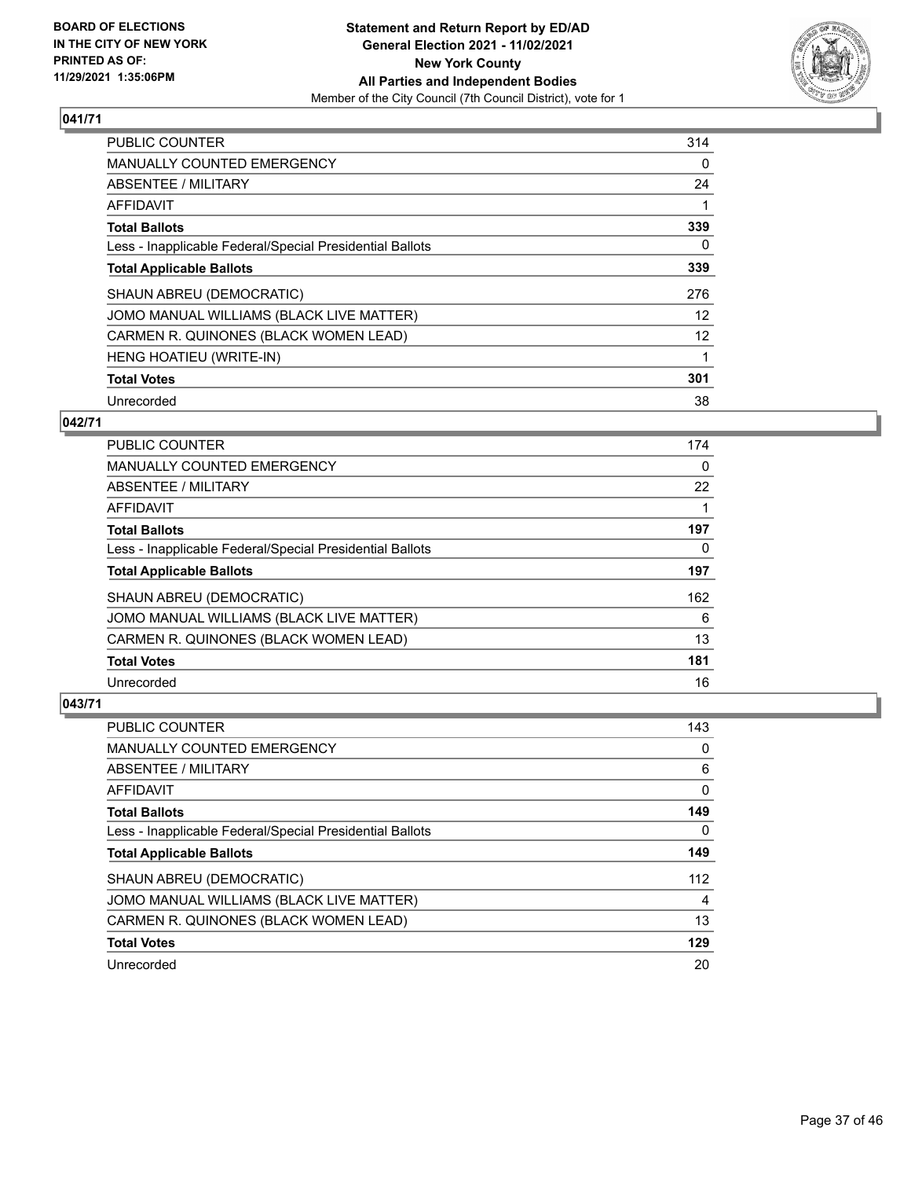**BOARD OF ELECTIONS IN THE CITY OF NEW YORK PRINTED AS OF: 11/29/2021 1:35:06PM**

**Statement and Return Report by ED/AD General Election 2021 - 11/02/2021 New York County All Parties and Independent Bodies**

Member of the City Council (7th Council District), vote for 1

## 041/71

| | |
|---|---|
| PUBLIC COUNTER | 314 |
| MANUALLY COUNTED EMERGENCY | 0 |
| ABSENTEE / MILITARY | 24 |
| AFFIDAVIT | 1 |
| **Total Ballots** | **339** |
| Less - Inapplicable Federal/Special Presidential Ballots | 0 |
| **Total Applicable Ballots** | **339** |
| SHAUN ABREU (DEMOCRATIC) | 276 |
| JOMO MANUAL WILLIAMS (BLACK LIVE MATTER) | 12 |
| CARMEN R. QUINONES (BLACK WOMEN LEAD) | 12 |
| HENG HOATIEU (WRITE-IN) | 1 |
| **Total Votes** | **301** |
| Unrecorded | 38 |

## 042/71

| | |
|---|---|
| PUBLIC COUNTER | 174 |
| MANUALLY COUNTED EMERGENCY | 0 |
| ABSENTEE / MILITARY | 22 |
| AFFIDAVIT | 1 |
| **Total Ballots** | **197** |
| Less - Inapplicable Federal/Special Presidential Ballots | 0 |
| **Total Applicable Ballots** | **197** |
| SHAUN ABREU (DEMOCRATIC) | 162 |
| JOMO MANUAL WILLIAMS (BLACK LIVE MATTER) | 6 |
| CARMEN R. QUINONES (BLACK WOMEN LEAD) | 13 |
| **Total Votes** | **181** |
| Unrecorded | 16 |

## 043/71

| | |
|---|---|
| PUBLIC COUNTER | 143 |
| MANUALLY COUNTED EMERGENCY | 0 |
| ABSENTEE / MILITARY | 6 |
| AFFIDAVIT | 0 |
| **Total Ballots** | **149** |
| Less - Inapplicable Federal/Special Presidential Ballots | 0 |
| **Total Applicable Ballots** | **149** |
| SHAUN ABREU (DEMOCRATIC) | 112 |
| JOMO MANUAL WILLIAMS (BLACK LIVE MATTER) | 4 |
| CARMEN R. QUINONES (BLACK WOMEN LEAD) | 13 |
| **Total Votes** | **129** |
| Unrecorded | 20 |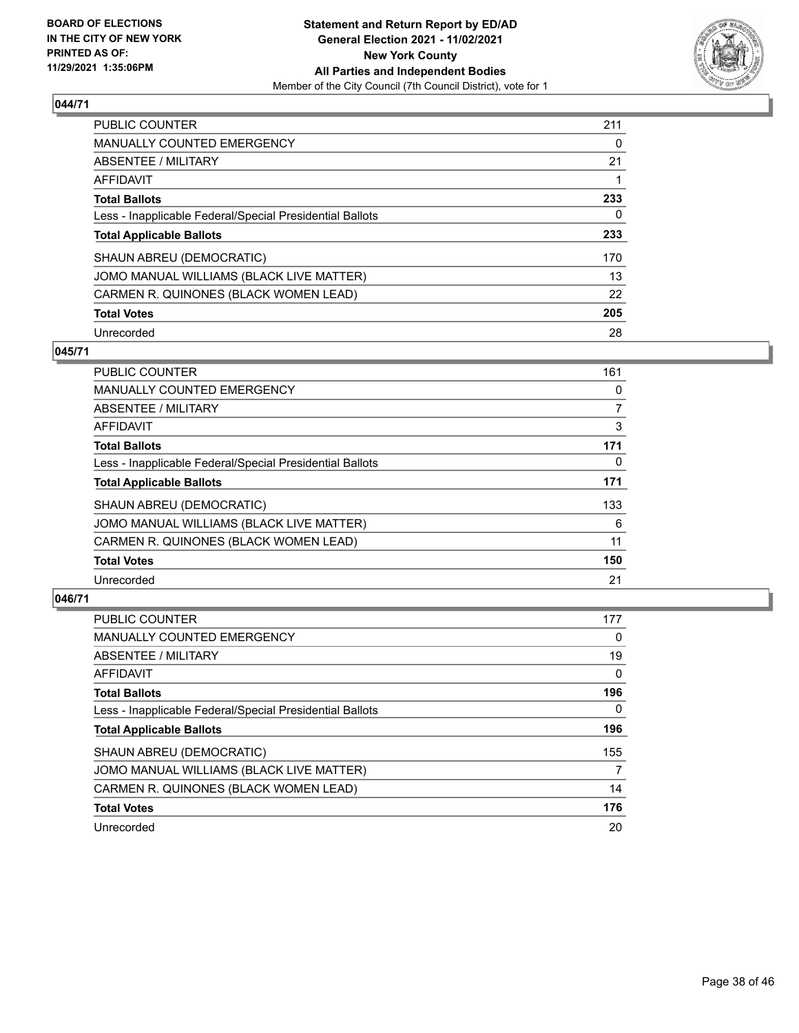**BOARD OF ELECTIONS IN THE CITY OF NEW YORK PRINTED AS OF: 11/29/2021 1:35:06PM**

**Statement and Return Report by ED/AD General Election 2021 - 11/02/2021 New York County All Parties and Independent Bodies**
Member of the City Council (7th Council District), vote for 1

## 044/71

| | |
|---|---|
| PUBLIC COUNTER | 211 |
| MANUALLY COUNTED EMERGENCY | 0 |
| ABSENTEE / MILITARY | 21 |
| AFFIDAVIT | 1 |
| **Total Ballots** | **233** |
| Less - Inapplicable Federal/Special Presidential Ballots | 0 |
| **Total Applicable Ballots** | **233** |
| SHAUN ABREU (DEMOCRATIC) | 170 |
| JOMO MANUAL WILLIAMS (BLACK LIVE MATTER) | 13 |
| CARMEN R. QUINONES (BLACK WOMEN LEAD) | 22 |
| **Total Votes** | **205** |
| Unrecorded | 28 |

## 045/71

| | |
|---|---|
| PUBLIC COUNTER | 161 |
| MANUALLY COUNTED EMERGENCY | 0 |
| ABSENTEE / MILITARY | 7 |
| AFFIDAVIT | 3 |
| **Total Ballots** | **171** |
| Less - Inapplicable Federal/Special Presidential Ballots | 0 |
| **Total Applicable Ballots** | **171** |
| SHAUN ABREU (DEMOCRATIC) | 133 |
| JOMO MANUAL WILLIAMS (BLACK LIVE MATTER) | 6 |
| CARMEN R. QUINONES (BLACK WOMEN LEAD) | 11 |
| **Total Votes** | **150** |
| Unrecorded | 21 |

## 046/71

| | |
|---|---|
| PUBLIC COUNTER | 177 |
| MANUALLY COUNTED EMERGENCY | 0 |
| ABSENTEE / MILITARY | 19 |
| AFFIDAVIT | 0 |
| **Total Ballots** | **196** |
| Less - Inapplicable Federal/Special Presidential Ballots | 0 |
| **Total Applicable Ballots** | **196** |
| SHAUN ABREU (DEMOCRATIC) | 155 |
| JOMO MANUAL WILLIAMS (BLACK LIVE MATTER) | 7 |
| CARMEN R. QUINONES (BLACK WOMEN LEAD) | 14 |
| **Total Votes** | **176** |
| Unrecorded | 20 |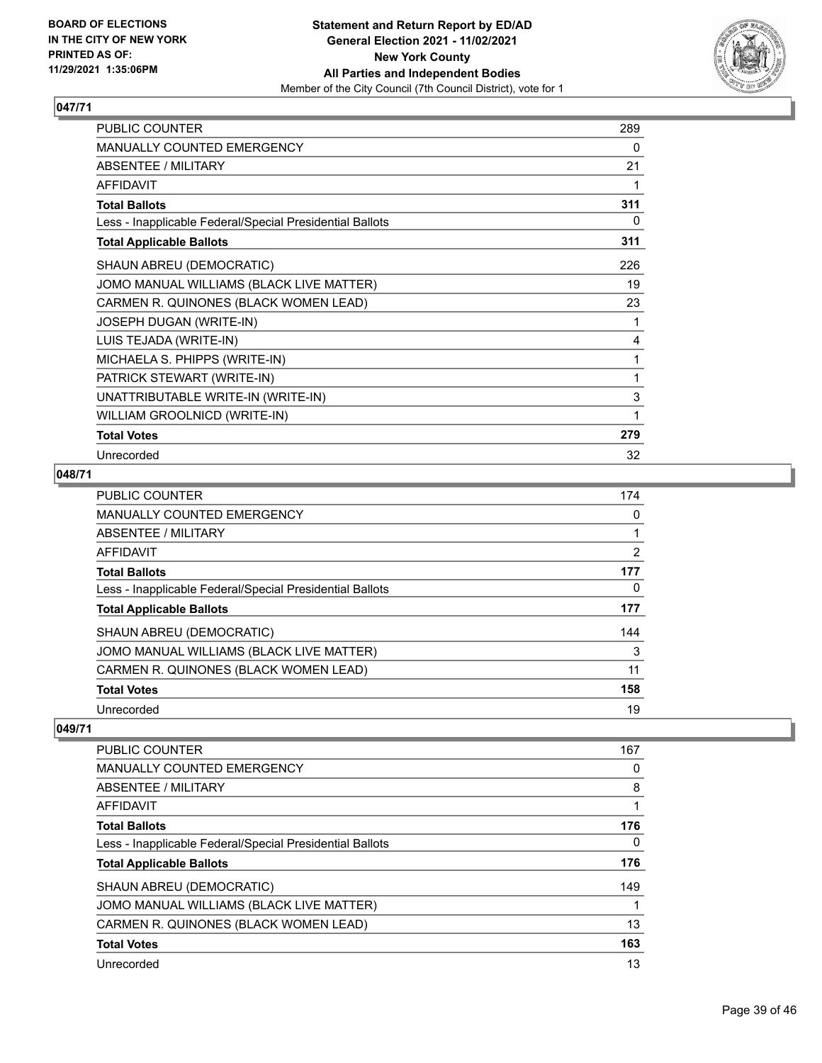**BOARD OF ELECTIONS IN THE CITY OF NEW YORK PRINTED AS OF: 11/29/2021 1:35:06PM**

**Statement and Return Report by ED/AD**
**General Election 2021 - 11/02/2021**
**New York County**
**All Parties and Independent Bodies**
Member of the City Council (7th Council District), vote for 1

### 047/71

| | |
|---|---|
| PUBLIC COUNTER | 289 |
| MANUALLY COUNTED EMERGENCY | 0 |
| ABSENTEE / MILITARY | 21 |
| AFFIDAVIT | 1 |
| **Total Ballots** | **311** |
| Less - Inapplicable Federal/Special Presidential Ballots | 0 |
| **Total Applicable Ballots** | **311** |
| SHAUN ABREU (DEMOCRATIC) | 226 |
| JOMO MANUAL WILLIAMS (BLACK LIVE MATTER) | 19 |
| CARMEN R. QUINONES (BLACK WOMEN LEAD) | 23 |
| JOSEPH DUGAN (WRITE-IN) | 1 |
| LUIS TEJADA (WRITE-IN) | 4 |
| MICHAELA S. PHIPPS (WRITE-IN) | 1 |
| PATRICK STEWART (WRITE-IN) | 1 |
| UNATTRIBUTABLE WRITE-IN (WRITE-IN) | 3 |
| WILLIAM GROOLNICD (WRITE-IN) | 1 |
| **Total Votes** | **279** |
| Unrecorded | 32 |

### 048/71

| | |
|---|---|
| PUBLIC COUNTER | 174 |
| MANUALLY COUNTED EMERGENCY | 0 |
| ABSENTEE / MILITARY | 1 |
| AFFIDAVIT | 2 |
| **Total Ballots** | **177** |
| Less - Inapplicable Federal/Special Presidential Ballots | 0 |
| **Total Applicable Ballots** | **177** |
| SHAUN ABREU (DEMOCRATIC) | 144 |
| JOMO MANUAL WILLIAMS (BLACK LIVE MATTER) | 3 |
| CARMEN R. QUINONES (BLACK WOMEN LEAD) | 11 |
| **Total Votes** | **158** |
| Unrecorded | 19 |

### 049/71

| | |
|---|---|
| PUBLIC COUNTER | 167 |
| MANUALLY COUNTED EMERGENCY | 0 |
| ABSENTEE / MILITARY | 8 |
| AFFIDAVIT | 1 |
| **Total Ballots** | **176** |
| Less - Inapplicable Federal/Special Presidential Ballots | 0 |
| **Total Applicable Ballots** | **176** |
| SHAUN ABREU (DEMOCRATIC) | 149 |
| JOMO MANUAL WILLIAMS (BLACK LIVE MATTER) | 1 |
| CARMEN R. QUINONES (BLACK WOMEN LEAD) | 13 |
| **Total Votes** | **163** |
| Unrecorded | 13 |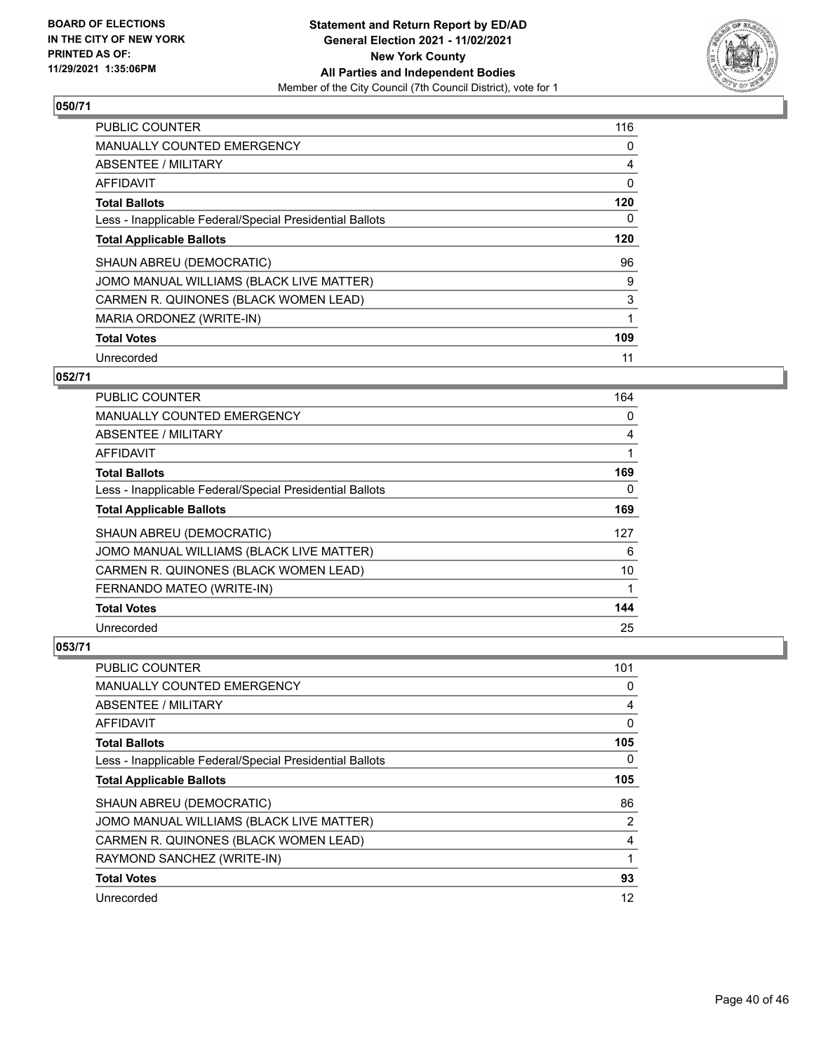BOARD OF ELECTIONS
IN THE CITY OF NEW YORK
PRINTED AS OF:
11/29/2021 1:35:06PM

**Statement and Return Report by ED/AD**
**General Election 2021 - 11/02/2021**
**New York County**
**All Parties and Independent Bodies**
Member of the City Council (7th Council District), vote for 1

### 050/71

| | |
|---|---|
| PUBLIC COUNTER | 116 |
| MANUALLY COUNTED EMERGENCY | 0 |
| ABSENTEE / MILITARY | 4 |
| AFFIDAVIT | 0 |
| **Total Ballots** | **120** |
| Less - Inapplicable Federal/Special Presidential Ballots | 0 |
| **Total Applicable Ballots** | **120** |
| SHAUN ABREU (DEMOCRATIC) | 96 |
| JOMO MANUAL WILLIAMS (BLACK LIVE MATTER) | 9 |
| CARMEN R. QUINONES (BLACK WOMEN LEAD) | 3 |
| MARIA ORDONEZ (WRITE-IN) | 1 |
| **Total Votes** | **109** |
| Unrecorded | 11 |

### 052/71

| | |
|---|---|
| PUBLIC COUNTER | 164 |
| MANUALLY COUNTED EMERGENCY | 0 |
| ABSENTEE / MILITARY | 4 |
| AFFIDAVIT | 1 |
| **Total Ballots** | **169** |
| Less - Inapplicable Federal/Special Presidential Ballots | 0 |
| **Total Applicable Ballots** | **169** |
| SHAUN ABREU (DEMOCRATIC) | 127 |
| JOMO MANUAL WILLIAMS (BLACK LIVE MATTER) | 6 |
| CARMEN R. QUINONES (BLACK WOMEN LEAD) | 10 |
| FERNANDO MATEO (WRITE-IN) | 1 |
| **Total Votes** | **144** |
| Unrecorded | 25 |

### 053/71

| | |
|---|---|
| PUBLIC COUNTER | 101 |
| MANUALLY COUNTED EMERGENCY | 0 |
| ABSENTEE / MILITARY | 4 |
| AFFIDAVIT | 0 |
| **Total Ballots** | **105** |
| Less - Inapplicable Federal/Special Presidential Ballots | 0 |
| **Total Applicable Ballots** | **105** |
| SHAUN ABREU (DEMOCRATIC) | 86 |
| JOMO MANUAL WILLIAMS (BLACK LIVE MATTER) | 2 |
| CARMEN R. QUINONES (BLACK WOMEN LEAD) | 4 |
| RAYMOND SANCHEZ (WRITE-IN) | 1 |
| **Total Votes** | **93** |
| Unrecorded | 12 |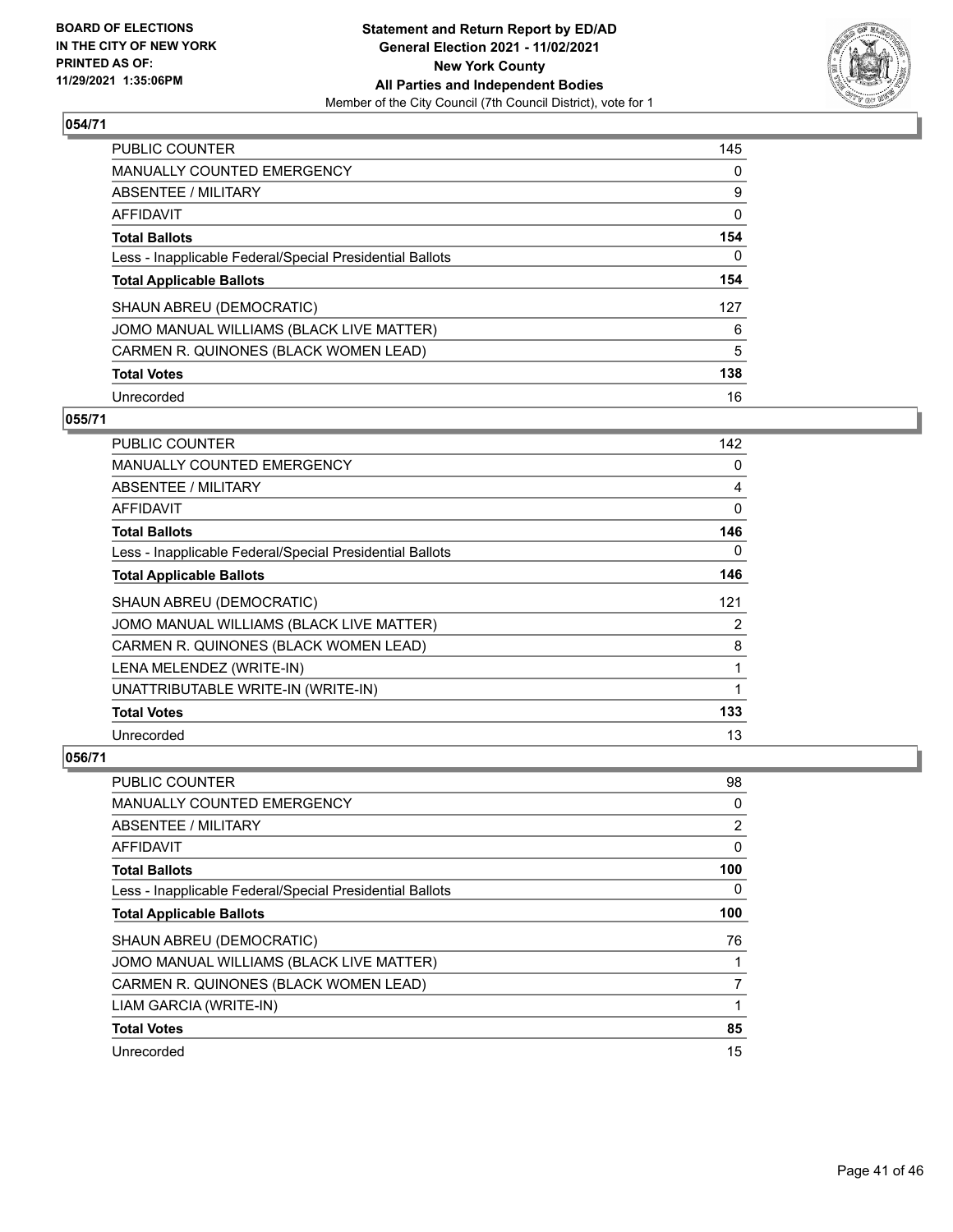**Statement and Return Report by ED/AD**
**General Election 2021 - 11/02/2021**
**New York County**
**All Parties and Independent Bodies**
Member of the City Council (7th Council District), vote for 1

BOARD OF ELECTIONS IN THE CITY OF NEW YORK PRINTED AS OF: 11/29/2021 1:35:06PM

### 054/71

| | |
|---|---|
| PUBLIC COUNTER | 145 |
| MANUALLY COUNTED EMERGENCY | 0 |
| ABSENTEE / MILITARY | 9 |
| AFFIDAVIT | 0 |
| **Total Ballots** | **154** |
| Less - Inapplicable Federal/Special Presidential Ballots | 0 |
| **Total Applicable Ballots** | **154** |
| SHAUN ABREU (DEMOCRATIC) | 127 |
| JOMO MANUAL WILLIAMS (BLACK LIVE MATTER) | 6 |
| CARMEN R. QUINONES (BLACK WOMEN LEAD) | 5 |
| **Total Votes** | **138** |
| Unrecorded | 16 |

### 055/71

| | |
|---|---|
| PUBLIC COUNTER | 142 |
| MANUALLY COUNTED EMERGENCY | 0 |
| ABSENTEE / MILITARY | 4 |
| AFFIDAVIT | 0 |
| **Total Ballots** | **146** |
| Less - Inapplicable Federal/Special Presidential Ballots | 0 |
| **Total Applicable Ballots** | **146** |
| SHAUN ABREU (DEMOCRATIC) | 121 |
| JOMO MANUAL WILLIAMS (BLACK LIVE MATTER) | 2 |
| CARMEN R. QUINONES (BLACK WOMEN LEAD) | 8 |
| LENA MELENDEZ (WRITE-IN) | 1 |
| UNATTRIBUTABLE WRITE-IN (WRITE-IN) | 1 |
| **Total Votes** | **133** |
| Unrecorded | 13 |

### 056/71

| | |
|---|---|
| PUBLIC COUNTER | 98 |
| MANUALLY COUNTED EMERGENCY | 0 |
| ABSENTEE / MILITARY | 2 |
| AFFIDAVIT | 0 |
| **Total Ballots** | **100** |
| Less - Inapplicable Federal/Special Presidential Ballots | 0 |
| **Total Applicable Ballots** | **100** |
| SHAUN ABREU (DEMOCRATIC) | 76 |
| JOMO MANUAL WILLIAMS (BLACK LIVE MATTER) | 1 |
| CARMEN R. QUINONES (BLACK WOMEN LEAD) | 7 |
| LIAM GARCIA (WRITE-IN) | 1 |
| **Total Votes** | **85** |
| Unrecorded | 15 |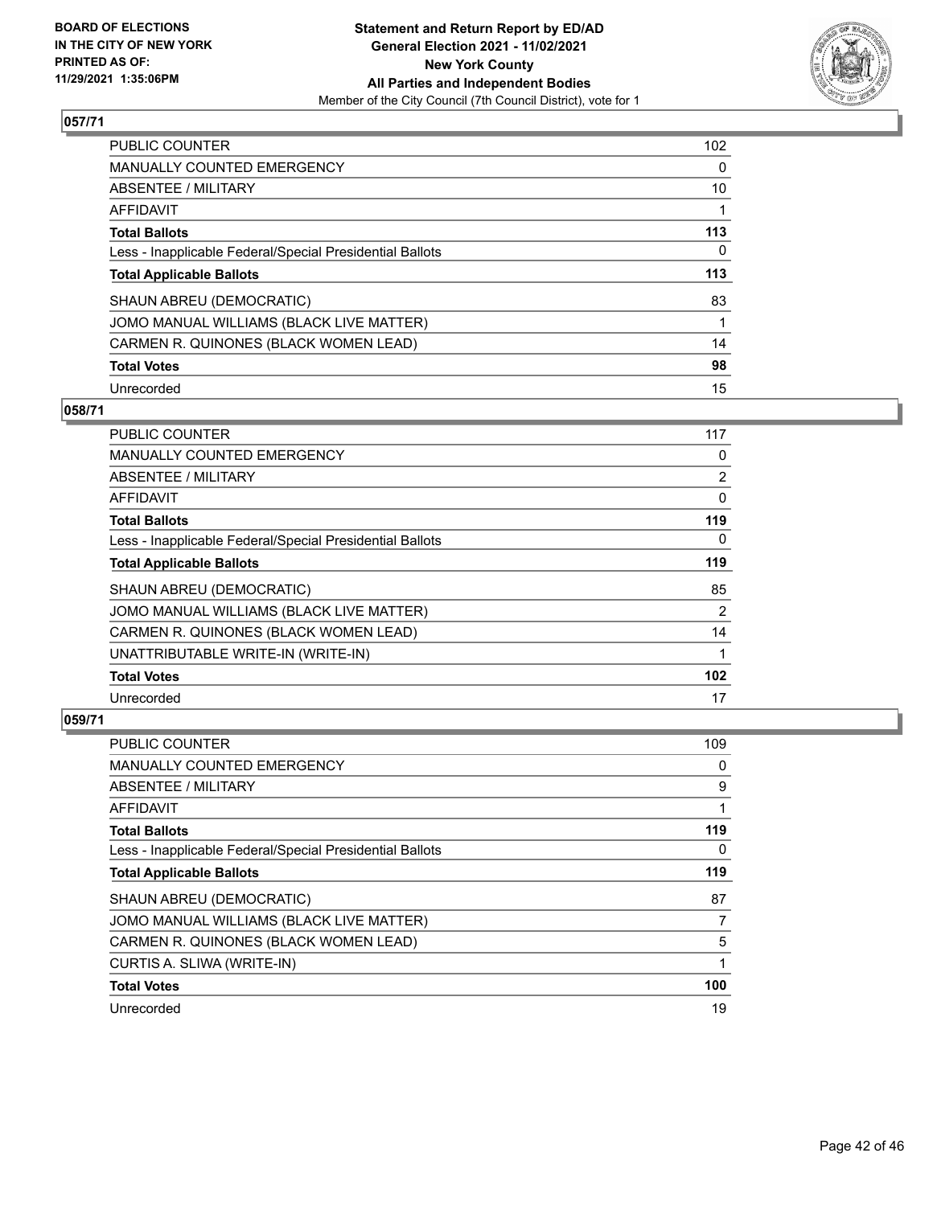**BOARD OF ELECTIONS IN THE CITY OF NEW YORK PRINTED AS OF: 11/29/2021 1:35:06PM**

**Statement and Return Report by ED/AD General Election 2021 - 11/02/2021 New York County All Parties and Independent Bodies**

Member of the City Council (7th Council District), vote for 1

### 057/71

| | |
|---|---|
| PUBLIC COUNTER | 102 |
| MANUALLY COUNTED EMERGENCY | 0 |
| ABSENTEE / MILITARY | 10 |
| AFFIDAVIT | 1 |
| **Total Ballots** | **113** |
| Less - Inapplicable Federal/Special Presidential Ballots | 0 |
| **Total Applicable Ballots** | **113** |
| SHAUN ABREU (DEMOCRATIC) | 83 |
| JOMO MANUAL WILLIAMS (BLACK LIVE MATTER) | 1 |
| CARMEN R. QUINONES (BLACK WOMEN LEAD) | 14 |
| **Total Votes** | **98** |
| Unrecorded | 15 |

### 058/71

| | |
|---|---|
| PUBLIC COUNTER | 117 |
| MANUALLY COUNTED EMERGENCY | 0 |
| ABSENTEE / MILITARY | 2 |
| AFFIDAVIT | 0 |
| **Total Ballots** | **119** |
| Less - Inapplicable Federal/Special Presidential Ballots | 0 |
| **Total Applicable Ballots** | **119** |
| SHAUN ABREU (DEMOCRATIC) | 85 |
| JOMO MANUAL WILLIAMS (BLACK LIVE MATTER) | 2 |
| CARMEN R. QUINONES (BLACK WOMEN LEAD) | 14 |
| UNATTRIBUTABLE WRITE-IN (WRITE-IN) | 1 |
| **Total Votes** | **102** |
| Unrecorded | 17 |

### 059/71

| | |
|---|---|
| PUBLIC COUNTER | 109 |
| MANUALLY COUNTED EMERGENCY | 0 |
| ABSENTEE / MILITARY | 9 |
| AFFIDAVIT | 1 |
| **Total Ballots** | **119** |
| Less - Inapplicable Federal/Special Presidential Ballots | 0 |
| **Total Applicable Ballots** | **119** |
| SHAUN ABREU (DEMOCRATIC) | 87 |
| JOMO MANUAL WILLIAMS (BLACK LIVE MATTER) | 7 |
| CARMEN R. QUINONES (BLACK WOMEN LEAD) | 5 |
| CURTIS A. SLIWA (WRITE-IN) | 1 |
| **Total Votes** | **100** |
| Unrecorded | 19 |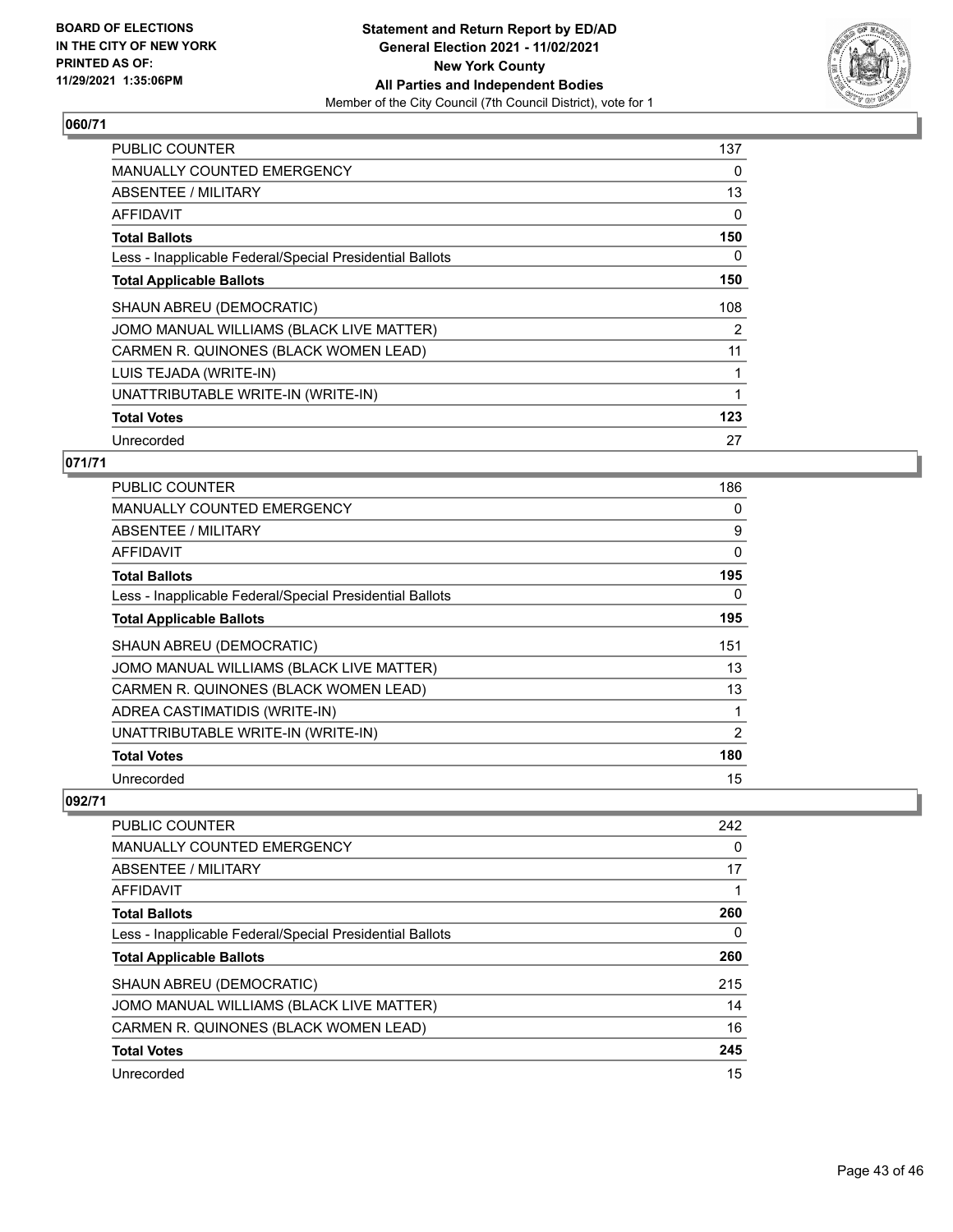BOARD OF ELECTIONS
IN THE CITY OF NEW YORK
PRINTED AS OF:
11/29/2021 1:35:06PM

**Statement and Return Report by ED/AD**
**General Election 2021 - 11/02/2021**
**New York County**
**All Parties and Independent Bodies**
Member of the City Council (7th Council District), vote for 1

## 060/71

| | |
|---|---|
| PUBLIC COUNTER | 137 |
| MANUALLY COUNTED EMERGENCY | 0 |
| ABSENTEE / MILITARY | 13 |
| AFFIDAVIT | 0 |
| **Total Ballots** | **150** |
| Less - Inapplicable Federal/Special Presidential Ballots | 0 |
| **Total Applicable Ballots** | **150** |
| SHAUN ABREU (DEMOCRATIC) | 108 |
| JOMO MANUAL WILLIAMS (BLACK LIVE MATTER) | 2 |
| CARMEN R. QUINONES (BLACK WOMEN LEAD) | 11 |
| LUIS TEJADA (WRITE-IN) | 1 |
| UNATTRIBUTABLE WRITE-IN (WRITE-IN) | 1 |
| **Total Votes** | **123** |
| Unrecorded | 27 |

## 071/71

| | |
|---|---|
| PUBLIC COUNTER | 186 |
| MANUALLY COUNTED EMERGENCY | 0 |
| ABSENTEE / MILITARY | 9 |
| AFFIDAVIT | 0 |
| **Total Ballots** | **195** |
| Less - Inapplicable Federal/Special Presidential Ballots | 0 |
| **Total Applicable Ballots** | **195** |
| SHAUN ABREU (DEMOCRATIC) | 151 |
| JOMO MANUAL WILLIAMS (BLACK LIVE MATTER) | 13 |
| CARMEN R. QUINONES (BLACK WOMEN LEAD) | 13 |
| ADREA CASTIMATIDIS (WRITE-IN) | 1 |
| UNATTRIBUTABLE WRITE-IN (WRITE-IN) | 2 |
| **Total Votes** | **180** |
| Unrecorded | 15 |

## 092/71

| | |
|---|---|
| PUBLIC COUNTER | 242 |
| MANUALLY COUNTED EMERGENCY | 0 |
| ABSENTEE / MILITARY | 17 |
| AFFIDAVIT | 1 |
| **Total Ballots** | **260** |
| Less - Inapplicable Federal/Special Presidential Ballots | 0 |
| **Total Applicable Ballots** | **260** |
| SHAUN ABREU (DEMOCRATIC) | 215 |
| JOMO MANUAL WILLIAMS (BLACK LIVE MATTER) | 14 |
| CARMEN R. QUINONES (BLACK WOMEN LEAD) | 16 |
| **Total Votes** | **245** |
| Unrecorded | 15 |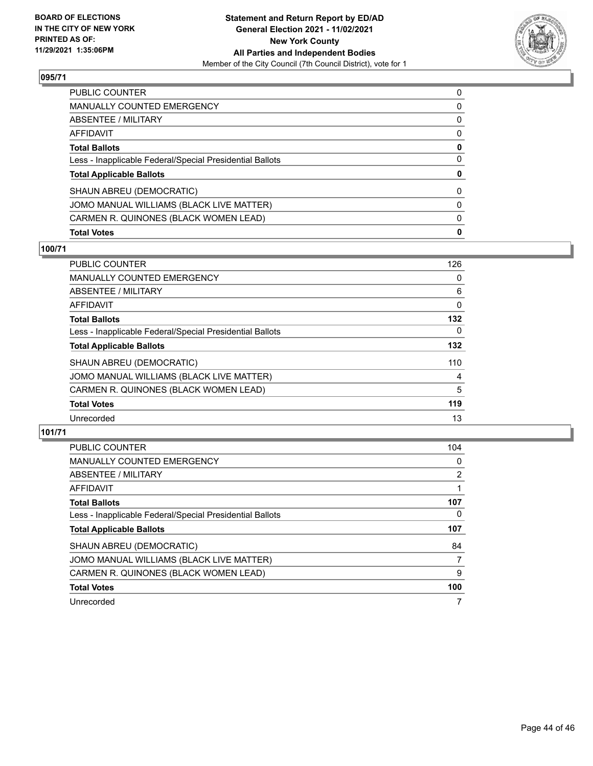**BOARD OF ELECTIONS IN THE CITY OF NEW YORK PRINTED AS OF: 11/29/2021 1:35:06PM**

**Statement and Return Report by ED/AD General Election 2021 - 11/02/2021 New York County All Parties and Independent Bodies**
Member of the City Council (7th Council District), vote for 1

## 095/71

| | |
|---|---|
| PUBLIC COUNTER | 0 |
| MANUALLY COUNTED EMERGENCY | 0 |
| ABSENTEE / MILITARY | 0 |
| AFFIDAVIT | 0 |
| **Total Ballots** | **0** |
| Less - Inapplicable Federal/Special Presidential Ballots | 0 |
| **Total Applicable Ballots** | **0** |
| SHAUN ABREU (DEMOCRATIC) | 0 |
| JOMO MANUAL WILLIAMS (BLACK LIVE MATTER) | 0 |
| CARMEN R. QUINONES (BLACK WOMEN LEAD) | 0 |
| **Total Votes** | **0** |

## 100/71

| | |
|---|---|
| PUBLIC COUNTER | 126 |
| MANUALLY COUNTED EMERGENCY | 0 |
| ABSENTEE / MILITARY | 6 |
| AFFIDAVIT | 0 |
| **Total Ballots** | **132** |
| Less - Inapplicable Federal/Special Presidential Ballots | 0 |
| **Total Applicable Ballots** | **132** |
| SHAUN ABREU (DEMOCRATIC) | 110 |
| JOMO MANUAL WILLIAMS (BLACK LIVE MATTER) | 4 |
| CARMEN R. QUINONES (BLACK WOMEN LEAD) | 5 |
| **Total Votes** | **119** |
| Unrecorded | 13 |

## 101/71

| | |
|---|---|
| PUBLIC COUNTER | 104 |
| MANUALLY COUNTED EMERGENCY | 0 |
| ABSENTEE / MILITARY | 2 |
| AFFIDAVIT | 1 |
| **Total Ballots** | **107** |
| Less - Inapplicable Federal/Special Presidential Ballots | 0 |
| **Total Applicable Ballots** | **107** |
| SHAUN ABREU (DEMOCRATIC) | 84 |
| JOMO MANUAL WILLIAMS (BLACK LIVE MATTER) | 7 |
| CARMEN R. QUINONES (BLACK WOMEN LEAD) | 9 |
| **Total Votes** | **100** |
| Unrecorded | 7 |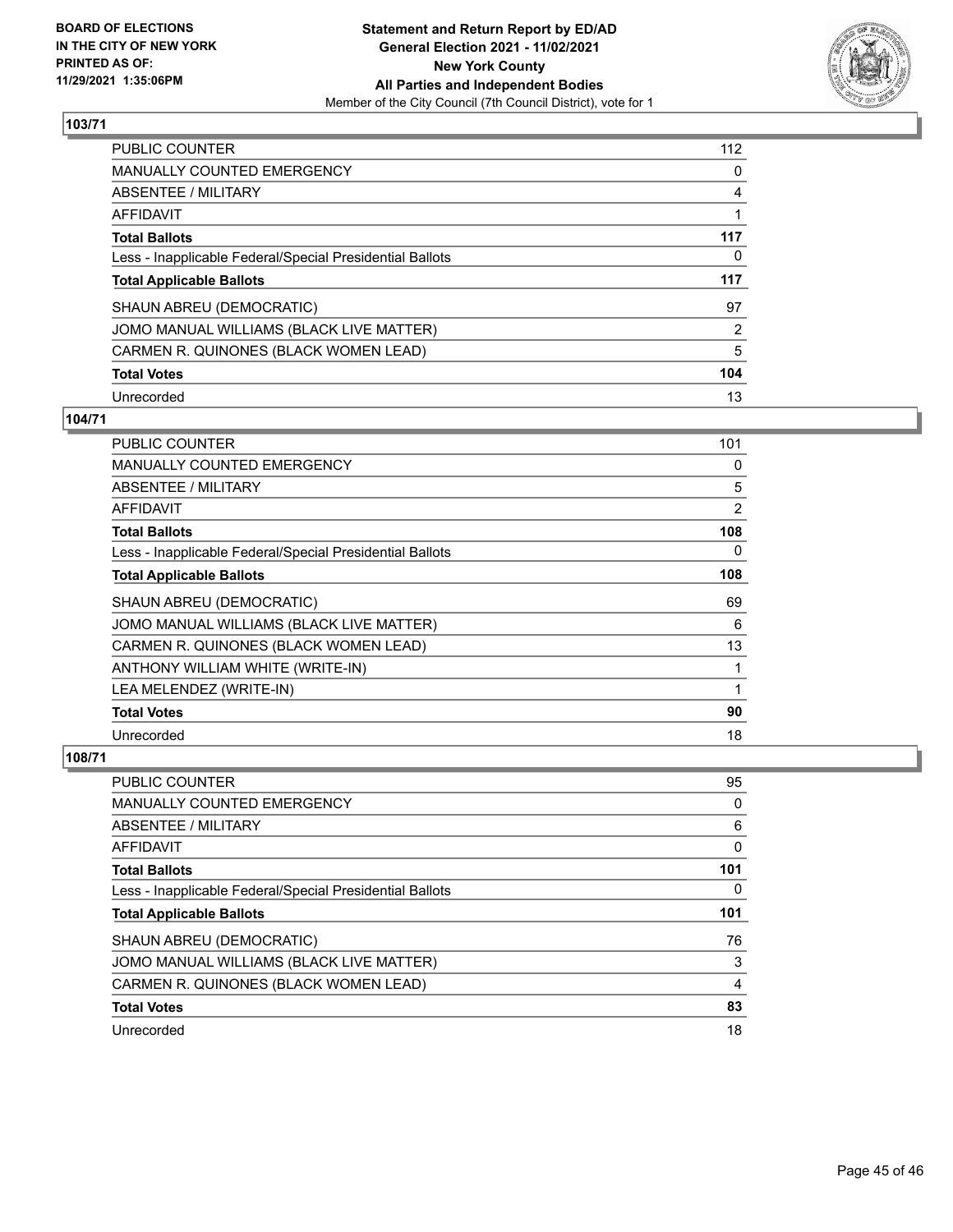**BOARD OF ELECTIONS IN THE CITY OF NEW YORK PRINTED AS OF: 11/29/2021 1:35:06PM**

**Statement and Return Report by ED/AD General Election 2021 - 11/02/2021 New York County All Parties and Independent Bodies**

Member of the City Council (7th Council District), vote for 1

### 103/71

| | |
|---|---|
| PUBLIC COUNTER | 112 |
| MANUALLY COUNTED EMERGENCY | 0 |
| ABSENTEE / MILITARY | 4 |
| AFFIDAVIT | 1 |
| **Total Ballots** | **117** |
| Less - Inapplicable Federal/Special Presidential Ballots | 0 |
| **Total Applicable Ballots** | **117** |
| SHAUN ABREU (DEMOCRATIC) | 97 |
| JOMO MANUAL WILLIAMS (BLACK LIVE MATTER) | 2 |
| CARMEN R. QUINONES (BLACK WOMEN LEAD) | 5 |
| **Total Votes** | **104** |
| Unrecorded | 13 |

### 104/71

| | |
|---|---|
| PUBLIC COUNTER | 101 |
| MANUALLY COUNTED EMERGENCY | 0 |
| ABSENTEE / MILITARY | 5 |
| AFFIDAVIT | 2 |
| **Total Ballots** | **108** |
| Less - Inapplicable Federal/Special Presidential Ballots | 0 |
| **Total Applicable Ballots** | **108** |
| SHAUN ABREU (DEMOCRATIC) | 69 |
| JOMO MANUAL WILLIAMS (BLACK LIVE MATTER) | 6 |
| CARMEN R. QUINONES (BLACK WOMEN LEAD) | 13 |
| ANTHONY WILLIAM WHITE (WRITE-IN) | 1 |
| LEA MELENDEZ (WRITE-IN) | 1 |
| **Total Votes** | **90** |
| Unrecorded | 18 |

### 108/71

| | |
|---|---|
| PUBLIC COUNTER | 95 |
| MANUALLY COUNTED EMERGENCY | 0 |
| ABSENTEE / MILITARY | 6 |
| AFFIDAVIT | 0 |
| **Total Ballots** | **101** |
| Less - Inapplicable Federal/Special Presidential Ballots | 0 |
| **Total Applicable Ballots** | **101** |
| SHAUN ABREU (DEMOCRATIC) | 76 |
| JOMO MANUAL WILLIAMS (BLACK LIVE MATTER) | 3 |
| CARMEN R. QUINONES (BLACK WOMEN LEAD) | 4 |
| **Total Votes** | **83** |
| Unrecorded | 18 |